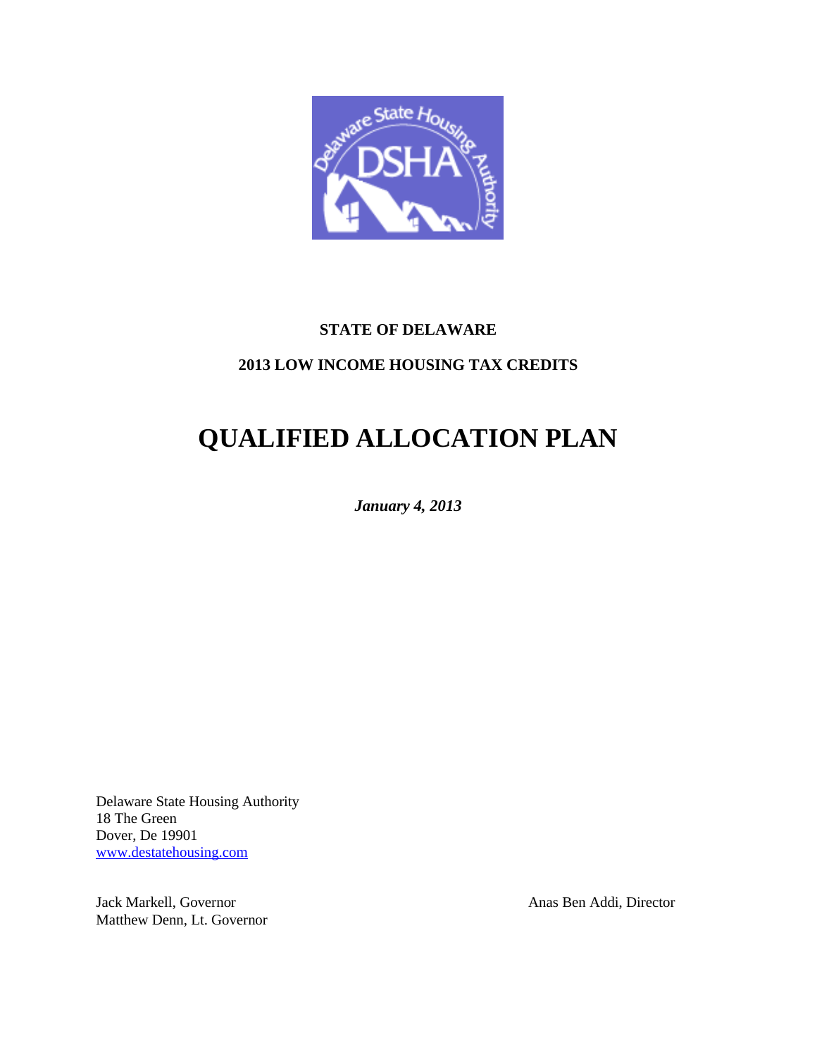**STATE OF DELAWARE**

**2013 LOW INCOME HOUSING TAX CREDITS**

# QUALIFIED ALLOCATION PLAN

***January 4, 2013***

Delaware State Housing Authority
18 The Green
Dover, De 19901
www.destatehousing.com

Jack Markell, Governor
Matthew Denn, Lt. Governor

Anas Ben Addi, Director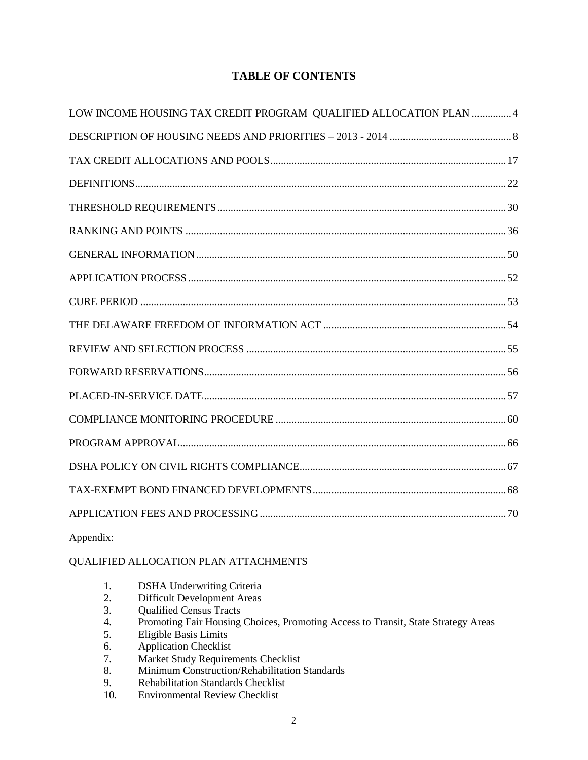# TABLE OF CONTENTS

| | |
|---|---|
| LOW INCOME HOUSING TAX CREDIT PROGRAM QUALIFIED ALLOCATION PLAN | 4 |
| DESCRIPTION OF HOUSING NEEDS AND PRIORITIES – 2013 - 2014 | 8 |
| TAX CREDIT ALLOCATIONS AND POOLS | 17 |
| DEFINITIONS | 22 |
| THRESHOLD REQUIREMENTS | 30 |
| RANKING AND POINTS | 36 |
| GENERAL INFORMATION | 50 |
| APPLICATION PROCESS | 52 |
| CURE PERIOD | 53 |
| THE DELAWARE FREEDOM OF INFORMATION ACT | 54 |
| REVIEW AND SELECTION PROCESS | 55 |
| FORWARD RESERVATIONS | 56 |
| PLACED-IN-SERVICE DATE | 57 |
| COMPLIANCE MONITORING PROCEDURE | 60 |
| PROGRAM APPROVAL | 66 |
| DSHA POLICY ON CIVIL RIGHTS COMPLIANCE | 67 |
| TAX-EXEMPT BOND FINANCED DEVELOPMENTS | 68 |
| APPLICATION FEES AND PROCESSING | 70 |

Appendix:

QUALIFIED ALLOCATION PLAN ATTACHMENTS

1. DSHA Underwriting Criteria
2. Difficult Development Areas
3. Qualified Census Tracts
4. Promoting Fair Housing Choices, Promoting Access to Transit, State Strategy Areas
5. Eligible Basis Limits
6. Application Checklist
7. Market Study Requirements Checklist
8. Minimum Construction/Rehabilitation Standards
9. Rehabilitation Standards Checklist
10. Environmental Review Checklist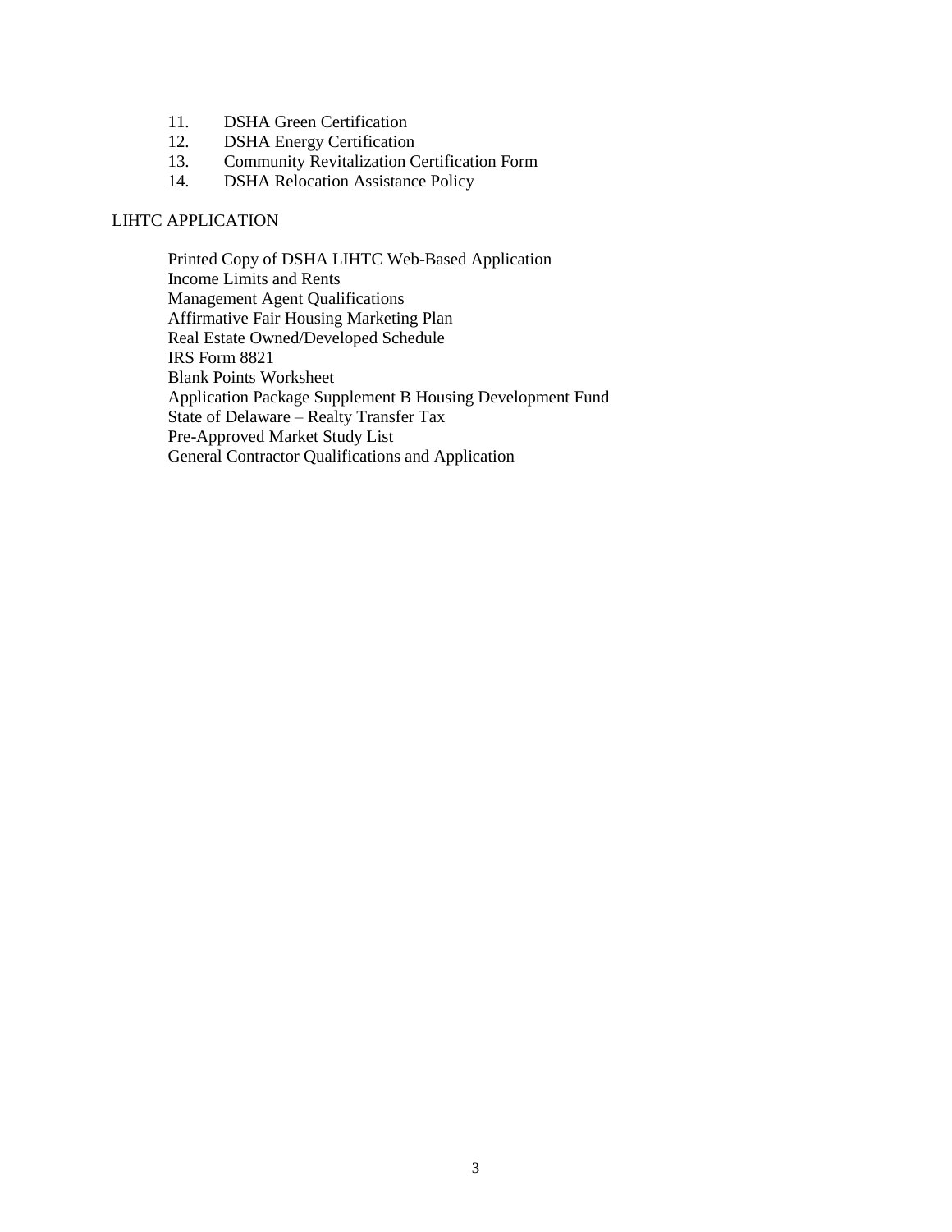11. DSHA Green Certification
12. DSHA Energy Certification
13. Community Revitalization Certification Form
14. DSHA Relocation Assistance Policy

LIHTC APPLICATION

Printed Copy of DSHA LIHTC Web-Based Application
Income Limits and Rents
Management Agent Qualifications
Affirmative Fair Housing Marketing Plan
Real Estate Owned/Developed Schedule
IRS Form 8821
Blank Points Worksheet
Application Package Supplement B Housing Development Fund
State of Delaware – Realty Transfer Tax
Pre-Approved Market Study List
General Contractor Qualifications and Application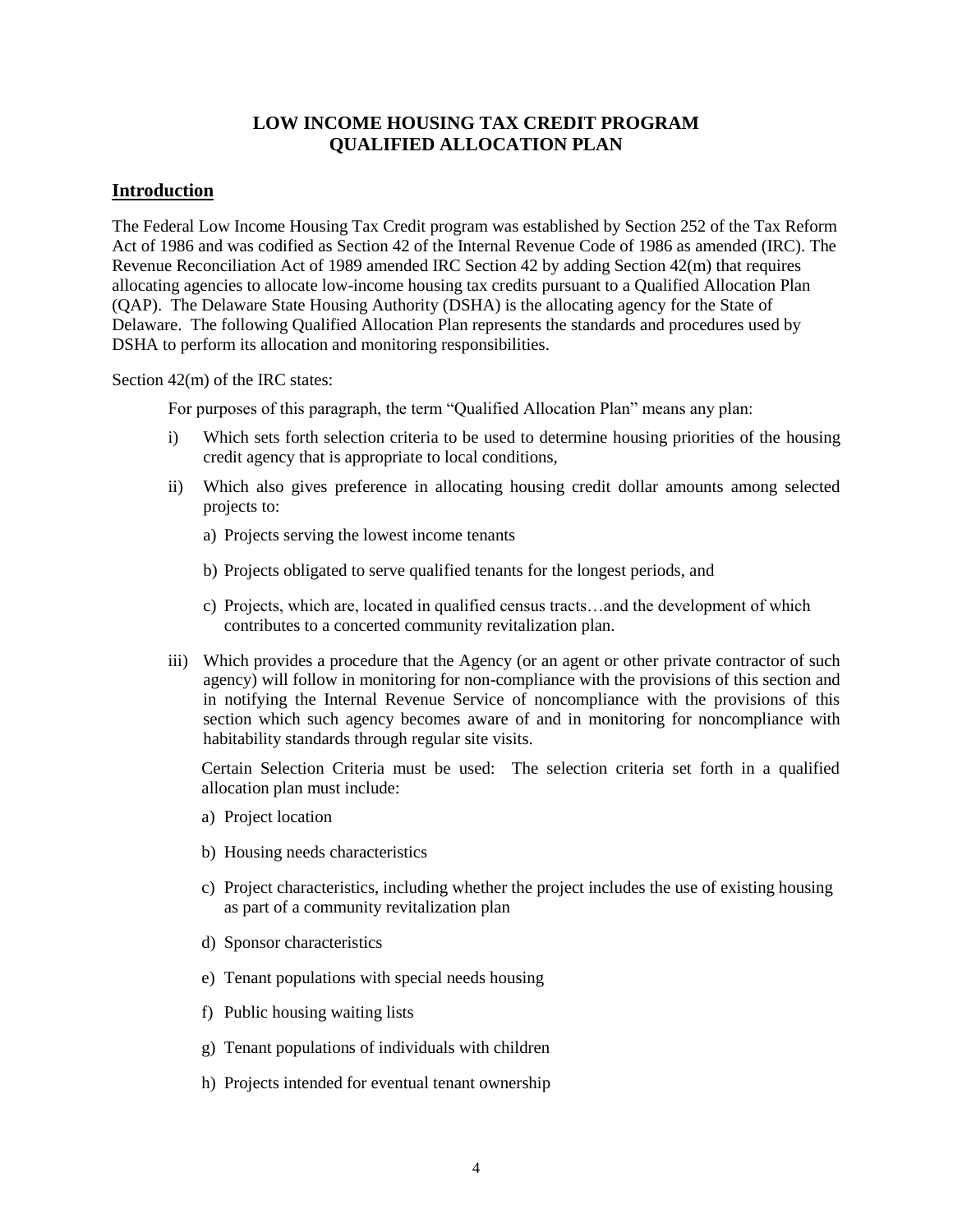# LOW INCOME HOUSING TAX CREDIT PROGRAM QUALIFIED ALLOCATION PLAN

## Introduction

The Federal Low Income Housing Tax Credit program was established by Section 252 of the Tax Reform Act of 1986 and was codified as Section 42 of the Internal Revenue Code of 1986 as amended (IRC). The Revenue Reconciliation Act of 1989 amended IRC Section 42 by adding Section 42(m) that requires allocating agencies to allocate low-income housing tax credits pursuant to a Qualified Allocation Plan (QAP). The Delaware State Housing Authority (DSHA) is the allocating agency for the State of Delaware. The following Qualified Allocation Plan represents the standards and procedures used by DSHA to perform its allocation and monitoring responsibilities.

Section 42(m) of the IRC states:

For purposes of this paragraph, the term "Qualified Allocation Plan" means any plan:

i) Which sets forth selection criteria to be used to determine housing priorities of the housing credit agency that is appropriate to local conditions,

ii) Which also gives preference in allocating housing credit dollar amounts among selected projects to:

   a) Projects serving the lowest income tenants

   b) Projects obligated to serve qualified tenants for the longest periods, and

   c) Projects, which are, located in qualified census tracts…and the development of which contributes to a concerted community revitalization plan.

iii) Which provides a procedure that the Agency (or an agent or other private contractor of such agency) will follow in monitoring for non-compliance with the provisions of this section and in notifying the Internal Revenue Service of noncompliance with the provisions of this section which such agency becomes aware of and in monitoring for noncompliance with habitability standards through regular site visits.

   Certain Selection Criteria must be used: The selection criteria set forth in a qualified allocation plan must include:

   a) Project location

   b) Housing needs characteristics

   c) Project characteristics, including whether the project includes the use of existing housing as part of a community revitalization plan

   d) Sponsor characteristics

   e) Tenant populations with special needs housing

   f) Public housing waiting lists

   g) Tenant populations of individuals with children

   h) Projects intended for eventual tenant ownership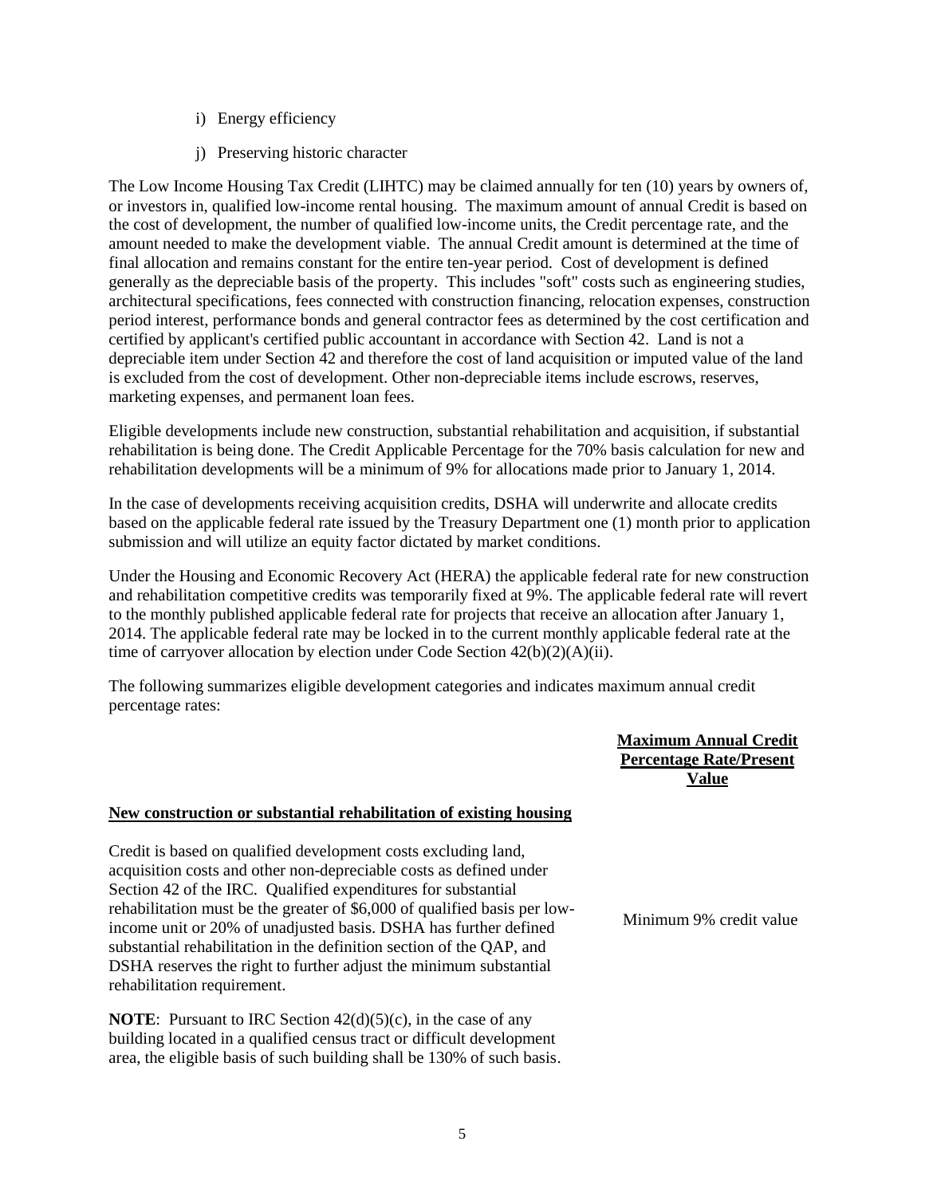i) Energy efficiency

j) Preserving historic character

The Low Income Housing Tax Credit (LIHTC) may be claimed annually for ten (10) years by owners of, or investors in, qualified low-income rental housing. The maximum amount of annual Credit is based on the cost of development, the number of qualified low-income units, the Credit percentage rate, and the amount needed to make the development viable. The annual Credit amount is determined at the time of final allocation and remains constant for the entire ten-year period. Cost of development is defined generally as the depreciable basis of the property. This includes "soft" costs such as engineering studies, architectural specifications, fees connected with construction financing, relocation expenses, construction period interest, performance bonds and general contractor fees as determined by the cost certification and certified by applicant's certified public accountant in accordance with Section 42. Land is not a depreciable item under Section 42 and therefore the cost of land acquisition or imputed value of the land is excluded from the cost of development. Other non-depreciable items include escrows, reserves, marketing expenses, and permanent loan fees.

Eligible developments include new construction, substantial rehabilitation and acquisition, if substantial rehabilitation is being done. The Credit Applicable Percentage for the 70% basis calculation for new and rehabilitation developments will be a minimum of 9% for allocations made prior to January 1, 2014.

In the case of developments receiving acquisition credits, DSHA will underwrite and allocate credits based on the applicable federal rate issued by the Treasury Department one (1) month prior to application submission and will utilize an equity factor dictated by market conditions.

Under the Housing and Economic Recovery Act (HERA) the applicable federal rate for new construction and rehabilitation competitive credits was temporarily fixed at 9%. The applicable federal rate will revert to the monthly published applicable federal rate for projects that receive an allocation after January 1, 2014. The applicable federal rate may be locked in to the current monthly applicable federal rate at the time of carryover allocation by election under Code Section 42(b)(2)(A)(ii).

The following summarizes eligible development categories and indicates maximum annual credit percentage rates:

| | **Maximum Annual Credit Percentage Rate/Present Value** |
|---|---|
| **New construction or substantial rehabilitation of existing housing** | |
| Credit is based on qualified development costs excluding land, acquisition costs and other non-depreciable costs as defined under Section 42 of the IRC. Qualified expenditures for substantial rehabilitation must be the greater of \$6,000 of qualified basis per low-income unit or 20% of unadjusted basis. DSHA has further defined substantial rehabilitation in the definition section of the QAP, and DSHA reserves the right to further adjust the minimum substantial rehabilitation requirement. | Minimum 9% credit value |
| **NOTE**: Pursuant to IRC Section 42(d)(5)(c), in the case of any building located in a qualified census tract or difficult development area, the eligible basis of such building shall be 130% of such basis. | |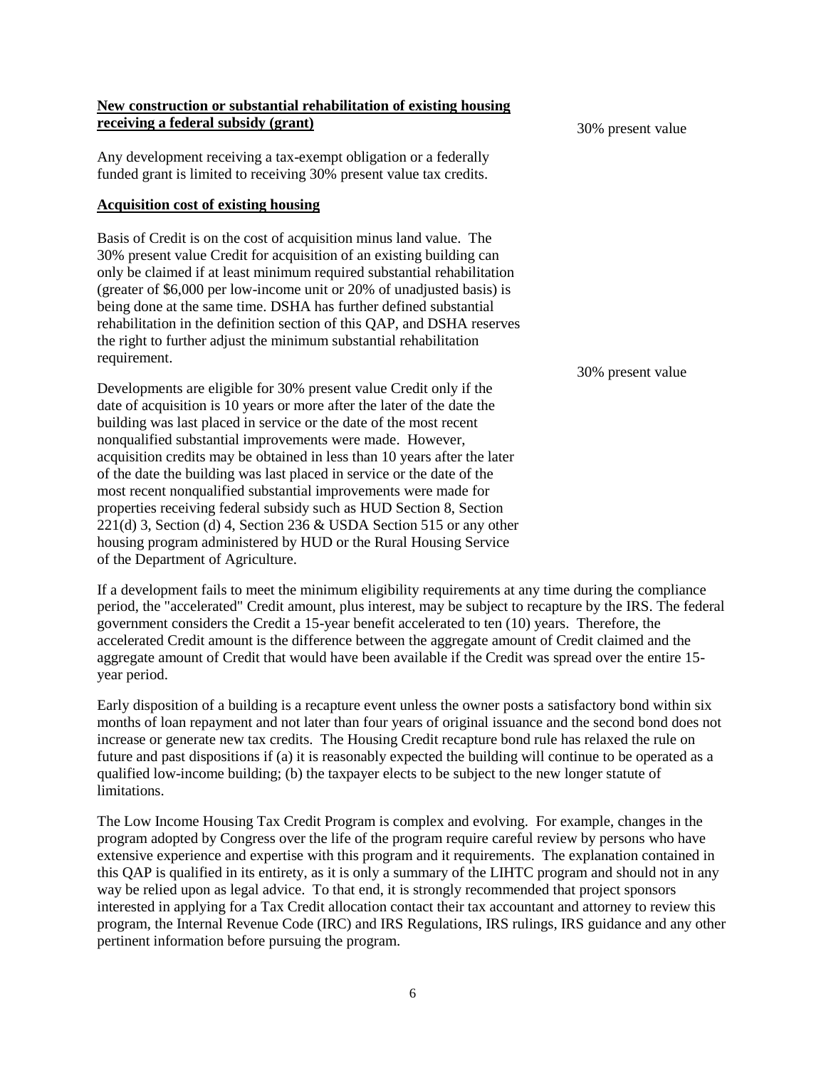**New construction or substantial rehabilitation of existing housing receiving a federal subsidy (grant)**

30% present value

Any development receiving a tax-exempt obligation or a federally funded grant is limited to receiving 30% present value tax credits.

**Acquisition cost of existing housing**

Basis of Credit is on the cost of acquisition minus land value. The 30% present value Credit for acquisition of an existing building can only be claimed if at least minimum required substantial rehabilitation (greater of $6,000 per low-income unit or 20% of unadjusted basis) is being done at the same time. DSHA has further defined substantial rehabilitation in the definition section of this QAP, and DSHA reserves the right to further adjust the minimum substantial rehabilitation requirement.

30% present value

Developments are eligible for 30% present value Credit only if the date of acquisition is 10 years or more after the later of the date the building was last placed in service or the date of the most recent nonqualified substantial improvements were made. However, acquisition credits may be obtained in less than 10 years after the later of the date the building was last placed in service or the date of the most recent nonqualified substantial improvements were made for properties receiving federal subsidy such as HUD Section 8, Section 221(d) 3, Section (d) 4, Section 236 & USDA Section 515 or any other housing program administered by HUD or the Rural Housing Service of the Department of Agriculture.

If a development fails to meet the minimum eligibility requirements at any time during the compliance period, the "accelerated" Credit amount, plus interest, may be subject to recapture by the IRS. The federal government considers the Credit a 15-year benefit accelerated to ten (10) years. Therefore, the accelerated Credit amount is the difference between the aggregate amount of Credit claimed and the aggregate amount of Credit that would have been available if the Credit was spread over the entire 15-year period.

Early disposition of a building is a recapture event unless the owner posts a satisfactory bond within six months of loan repayment and not later than four years of original issuance and the second bond does not increase or generate new tax credits. The Housing Credit recapture bond rule has relaxed the rule on future and past dispositions if (a) it is reasonably expected the building will continue to be operated as a qualified low-income building; (b) the taxpayer elects to be subject to the new longer statute of limitations.

The Low Income Housing Tax Credit Program is complex and evolving. For example, changes in the program adopted by Congress over the life of the program require careful review by persons who have extensive experience and expertise with this program and it requirements. The explanation contained in this QAP is qualified in its entirety, as it is only a summary of the LIHTC program and should not in any way be relied upon as legal advice. To that end, it is strongly recommended that project sponsors interested in applying for a Tax Credit allocation contact their tax accountant and attorney to review this program, the Internal Revenue Code (IRC) and IRS Regulations, IRS rulings, IRS guidance and any other pertinent information before pursuing the program.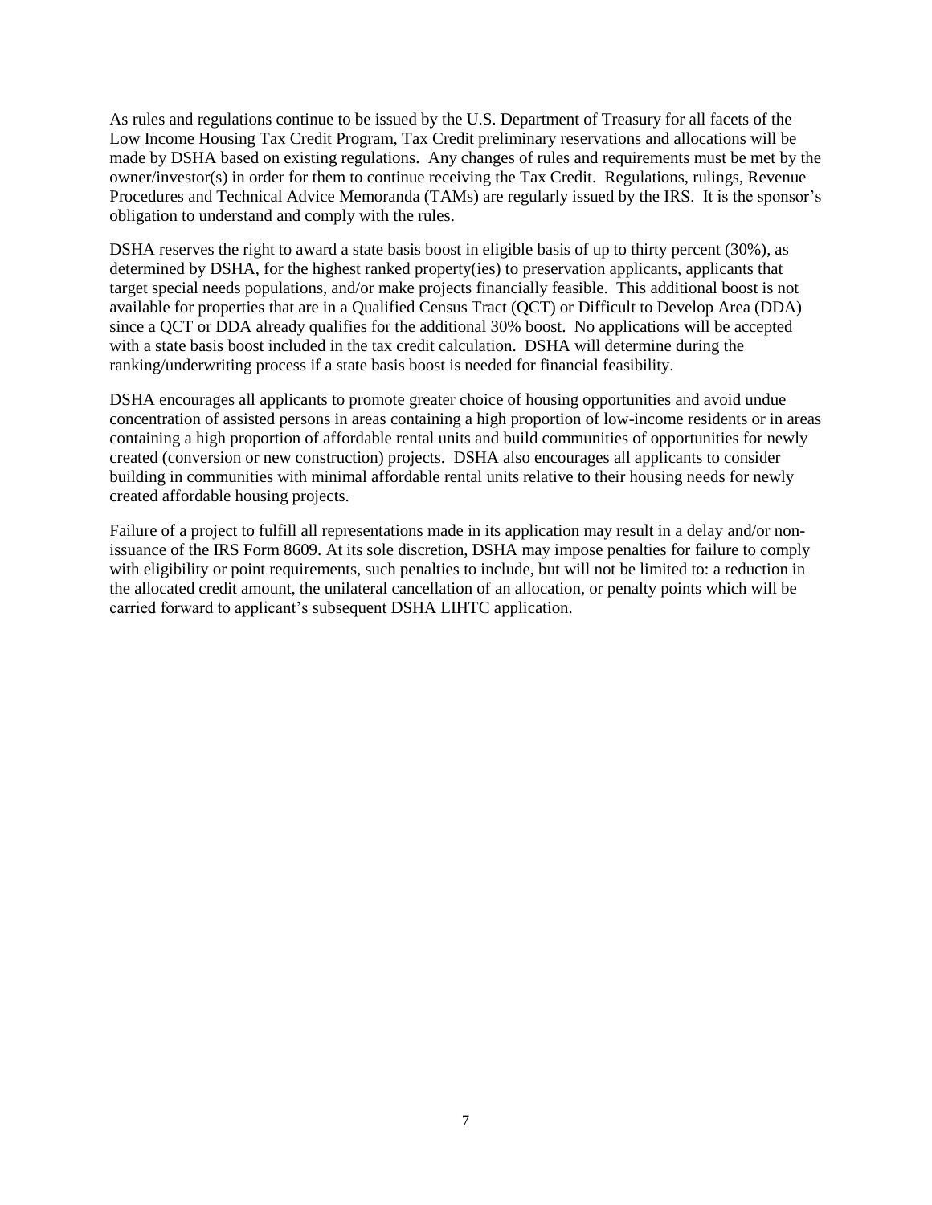As rules and regulations continue to be issued by the U.S. Department of Treasury for all facets of the Low Income Housing Tax Credit Program, Tax Credit preliminary reservations and allocations will be made by DSHA based on existing regulations. Any changes of rules and requirements must be met by the owner/investor(s) in order for them to continue receiving the Tax Credit. Regulations, rulings, Revenue Procedures and Technical Advice Memoranda (TAMs) are regularly issued by the IRS. It is the sponsor's obligation to understand and comply with the rules.

DSHA reserves the right to award a state basis boost in eligible basis of up to thirty percent (30%), as determined by DSHA, for the highest ranked property(ies) to preservation applicants, applicants that target special needs populations, and/or make projects financially feasible. This additional boost is not available for properties that are in a Qualified Census Tract (QCT) or Difficult to Develop Area (DDA) since a QCT or DDA already qualifies for the additional 30% boost. No applications will be accepted with a state basis boost included in the tax credit calculation. DSHA will determine during the ranking/underwriting process if a state basis boost is needed for financial feasibility.

DSHA encourages all applicants to promote greater choice of housing opportunities and avoid undue concentration of assisted persons in areas containing a high proportion of low-income residents or in areas containing a high proportion of affordable rental units and build communities of opportunities for newly created (conversion or new construction) projects. DSHA also encourages all applicants to consider building in communities with minimal affordable rental units relative to their housing needs for newly created affordable housing projects.

Failure of a project to fulfill all representations made in its application may result in a delay and/or non-issuance of the IRS Form 8609. At its sole discretion, DSHA may impose penalties for failure to comply with eligibility or point requirements, such penalties to include, but will not be limited to: a reduction in the allocated credit amount, the unilateral cancellation of an allocation, or penalty points which will be carried forward to applicant's subsequent DSHA LIHTC application.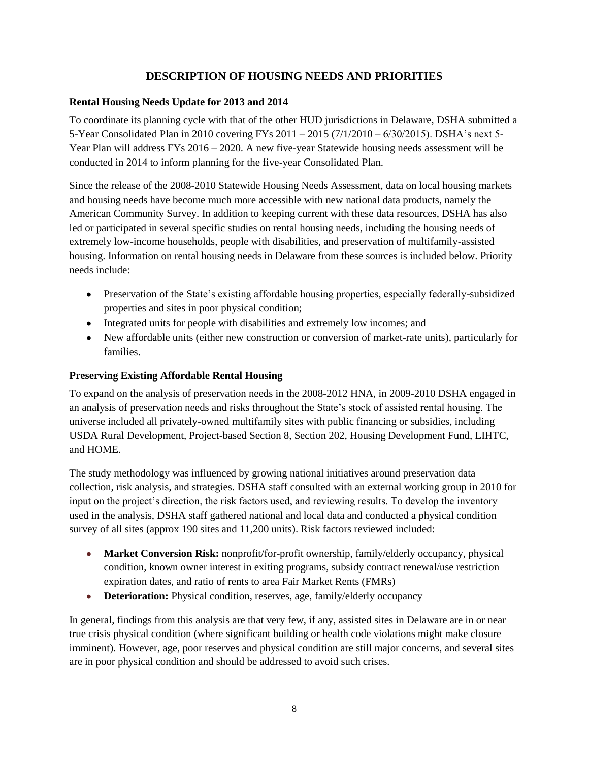## DESCRIPTION OF HOUSING NEEDS AND PRIORITIES

### Rental Housing Needs Update for 2013 and 2014

To coordinate its planning cycle with that of the other HUD jurisdictions in Delaware, DSHA submitted a 5-Year Consolidated Plan in 2010 covering FYs 2011 – 2015 (7/1/2010 – 6/30/2015). DSHA's next 5-Year Plan will address FYs 2016 – 2020. A new five-year Statewide housing needs assessment will be conducted in 2014 to inform planning for the five-year Consolidated Plan.

Since the release of the 2008-2010 Statewide Housing Needs Assessment, data on local housing markets and housing needs have become much more accessible with new national data products, namely the American Community Survey. In addition to keeping current with these data resources, DSHA has also led or participated in several specific studies on rental housing needs, including the housing needs of extremely low-income households, people with disabilities, and preservation of multifamily-assisted housing. Information on rental housing needs in Delaware from these sources is included below. Priority needs include:

- Preservation of the State's existing affordable housing properties, especially federally-subsidized properties and sites in poor physical condition;
- Integrated units for people with disabilities and extremely low incomes; and
- New affordable units (either new construction or conversion of market-rate units), particularly for families.

### Preserving Existing Affordable Rental Housing

To expand on the analysis of preservation needs in the 2008-2012 HNA, in 2009-2010 DSHA engaged in an analysis of preservation needs and risks throughout the State's stock of assisted rental housing. The universe included all privately-owned multifamily sites with public financing or subsidies, including USDA Rural Development, Project-based Section 8, Section 202, Housing Development Fund, LIHTC, and HOME.

The study methodology was influenced by growing national initiatives around preservation data collection, risk analysis, and strategies. DSHA staff consulted with an external working group in 2010 for input on the project's direction, the risk factors used, and reviewing results. To develop the inventory used in the analysis, DSHA staff gathered national and local data and conducted a physical condition survey of all sites (approx 190 sites and 11,200 units). Risk factors reviewed included:

- **Market Conversion Risk:** nonprofit/for-profit ownership, family/elderly occupancy, physical condition, known owner interest in exiting programs, subsidy contract renewal/use restriction expiration dates, and ratio of rents to area Fair Market Rents (FMRs)
- **Deterioration:** Physical condition, reserves, age, family/elderly occupancy

In general, findings from this analysis are that very few, if any, assisted sites in Delaware are in or near true crisis physical condition (where significant building or health code violations might make closure imminent). However, age, poor reserves and physical condition are still major concerns, and several sites are in poor physical condition and should be addressed to avoid such crises.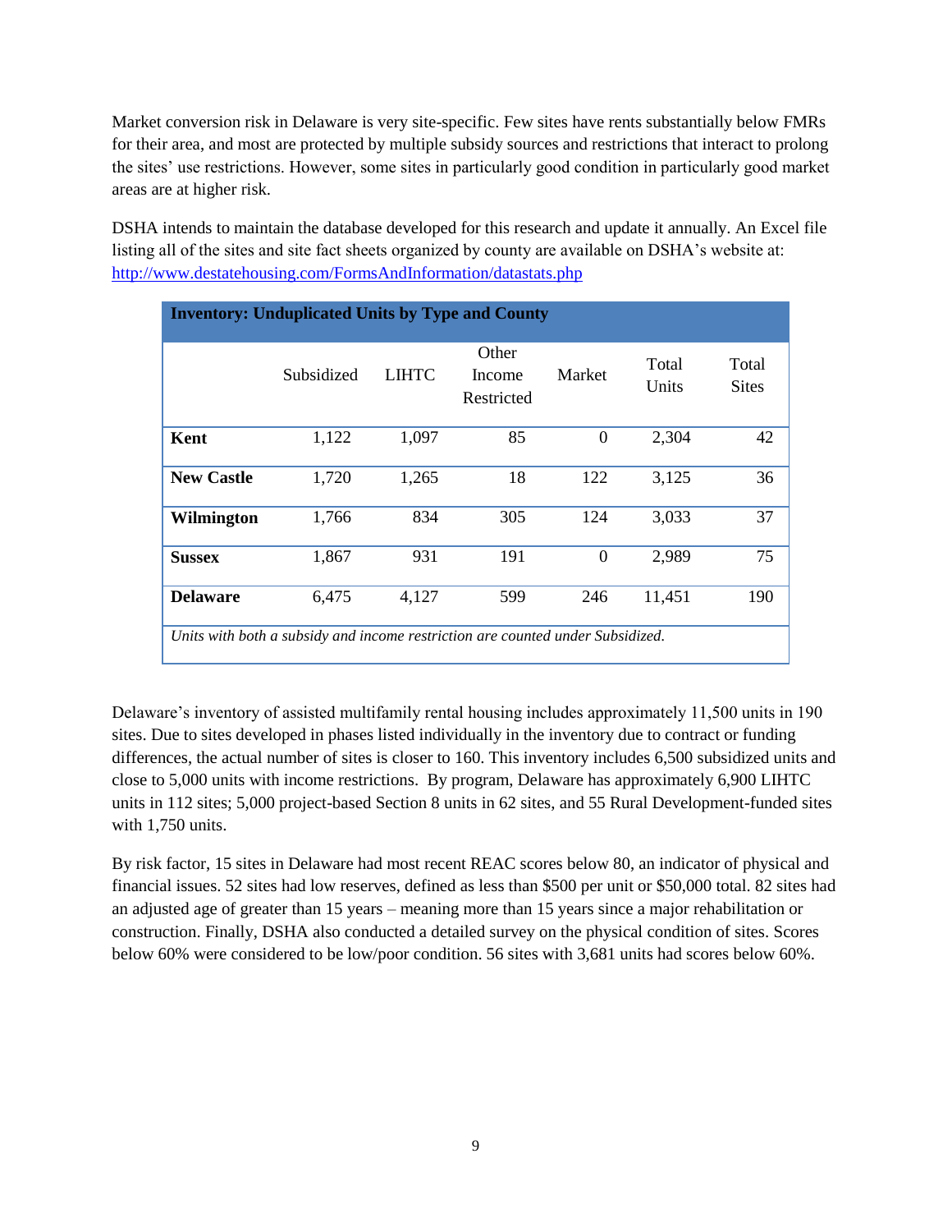Market conversion risk in Delaware is very site-specific. Few sites have rents substantially below FMRs for their area, and most are protected by multiple subsidy sources and restrictions that interact to prolong the sites' use restrictions. However, some sites in particularly good condition in particularly good market areas are at higher risk.

DSHA intends to maintain the database developed for this research and update it annually. An Excel file listing all of the sites and site fact sheets organized by county are available on DSHA's website at: http://www.destatehousing.com/FormsAndInformation/datastats.php

**Inventory: Unduplicated Units by Type and County**

| | Subsidized | LIHTC | Other Income Restricted | Market | Total Units | Total Sites |
|---|---|---|---|---|---|---|
| **Kent** | 1,122 | 1,097 | 85 | 0 | 2,304 | 42 |
| **New Castle** | 1,720 | 1,265 | 18 | 122 | 3,125 | 36 |
| **Wilmington** | 1,766 | 834 | 305 | 124 | 3,033 | 37 |
| **Sussex** | 1,867 | 931 | 191 | 0 | 2,989 | 75 |
| **Delaware** | 6,475 | 4,127 | 599 | 246 | 11,451 | 190 |

*Units with both a subsidy and income restriction are counted under Subsidized.*

Delaware's inventory of assisted multifamily rental housing includes approximately 11,500 units in 190 sites. Due to sites developed in phases listed individually in the inventory due to contract or funding differences, the actual number of sites is closer to 160. This inventory includes 6,500 subsidized units and close to 5,000 units with income restrictions. By program, Delaware has approximately 6,900 LIHTC units in 112 sites; 5,000 project-based Section 8 units in 62 sites, and 55 Rural Development-funded sites with 1,750 units.

By risk factor, 15 sites in Delaware had most recent REAC scores below 80, an indicator of physical and financial issues. 52 sites had low reserves, defined as less than $500 per unit or $50,000 total. 82 sites had an adjusted age of greater than 15 years – meaning more than 15 years since a major rehabilitation or construction. Finally, DSHA also conducted a detailed survey on the physical condition of sites. Scores below 60% were considered to be low/poor condition. 56 sites with 3,681 units had scores below 60%.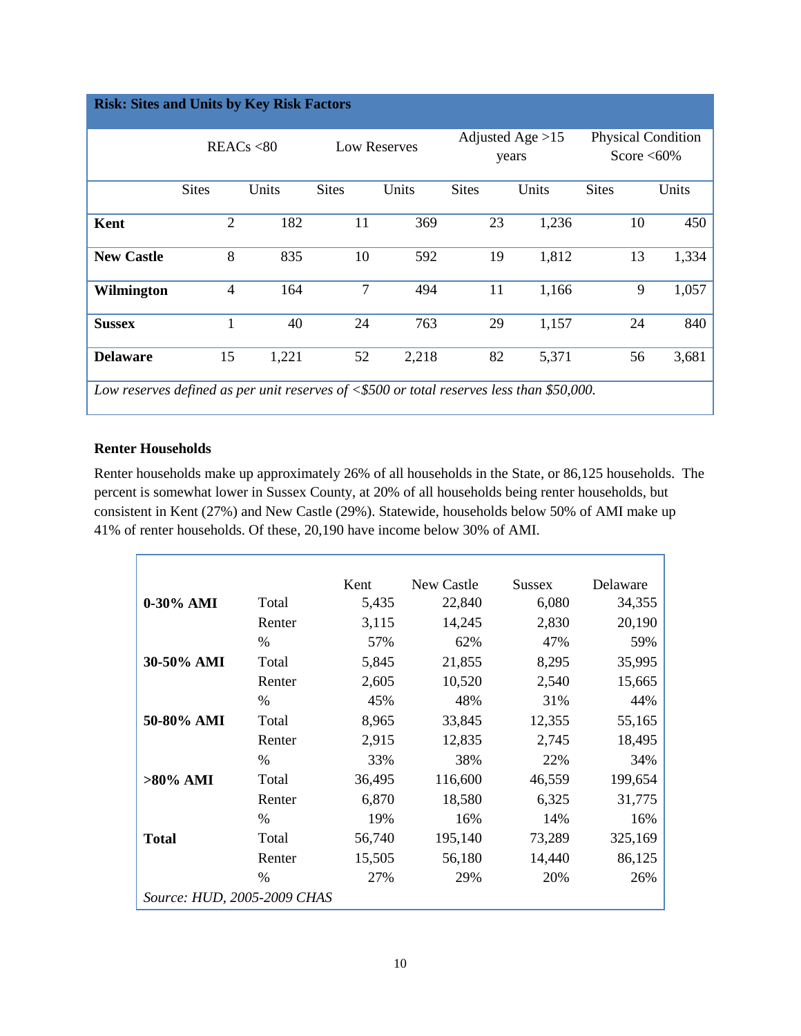**Risk: Sites and Units by Key Risk Factors**

| | REACs <80 | | Low Reserves | | Adjusted Age >15 years | | Physical Condition Score <60% | |
|---|---|---|---|---|---|---|---|---|
| | Sites | Units | Sites | Units | Sites | Units | Sites | Units |
| **Kent** | 2 | 182 | 11 | 369 | 23 | 1,236 | 10 | 450 |
| **New Castle** | 8 | 835 | 10 | 592 | 19 | 1,812 | 13 | 1,334 |
| **Wilmington** | 4 | 164 | 7 | 494 | 11 | 1,166 | 9 | 1,057 |
| **Sussex** | 1 | 40 | 24 | 763 | 29 | 1,157 | 24 | 840 |
| **Delaware** | 15 | 1,221 | 52 | 2,218 | 82 | 5,371 | 56 | 3,681 |

*Low reserves defined as per unit reserves of <$500 or total reserves less than $50,000.*

**Renter Households**

Renter households make up approximately 26% of all households in the State, or 86,125 households. The percent is somewhat lower in Sussex County, at 20% of all households being renter households, but consistent in Kent (27%) and New Castle (29%). Statewide, households below 50% of AMI make up 41% of renter households. Of these, 20,190 have income below 30% of AMI.

| | | Kent | New Castle | Sussex | Delaware |
|---|---|---|---|---|---|
| **0-30% AMI** | Total | 5,435 | 22,840 | 6,080 | 34,355 |
| | Renter | 3,115 | 14,245 | 2,830 | 20,190 |
| | % | 57% | 62% | 47% | 59% |
| **30-50% AMI** | Total | 5,845 | 21,855 | 8,295 | 35,995 |
| | Renter | 2,605 | 10,520 | 2,540 | 15,665 |
| | % | 45% | 48% | 31% | 44% |
| **50-80% AMI** | Total | 8,965 | 33,845 | 12,355 | 55,165 |
| | Renter | 2,915 | 12,835 | 2,745 | 18,495 |
| | % | 33% | 38% | 22% | 34% |
| **>80% AMI** | Total | 36,495 | 116,600 | 46,559 | 199,654 |
| | Renter | 6,870 | 18,580 | 6,325 | 31,775 |
| | % | 19% | 16% | 14% | 16% |
| **Total** | Total | 56,740 | 195,140 | 73,289 | 325,169 |
| | Renter | 15,505 | 56,180 | 14,440 | 86,125 |
| | % | 27% | 29% | 20% | 26% |

*Source: HUD, 2005-2009 CHAS*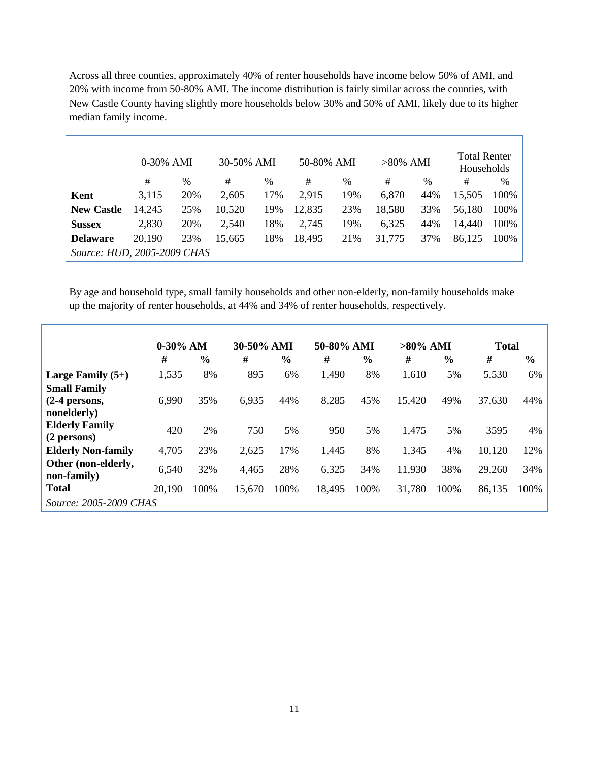Across all three counties, approximately 40% of renter households have income below 50% of AMI, and 20% with income from 50-80% AMI. The income distribution is fairly similar across the counties, with New Castle County having slightly more households below 30% and 50% of AMI, likely due to its higher median family income.

| | 0-30% AMI | | 30-50% AMI | | 50-80% AMI | | >80% AMI | | Total Renter Households | |
|---|---|---|---|---|---|---|---|---|---|---|
| | # | % | # | % | # | % | # | % | # | % |
| **Kent** | 3,115 | 20% | 2,605 | 17% | 2,915 | 19% | 6,870 | 44% | 15,505 | 100% |
| **New Castle** | 14,245 | 25% | 10,520 | 19% | 12,835 | 23% | 18,580 | 33% | 56,180 | 100% |
| **Sussex** | 2,830 | 20% | 2,540 | 18% | 2,745 | 19% | 6,325 | 44% | 14,440 | 100% |
| **Delaware** | 20,190 | 23% | 15,665 | 18% | 18,495 | 21% | 31,775 | 37% | 86,125 | 100% |

*Source: HUD, 2005-2009 CHAS*

By age and household type, small family households and other non-elderly, non-family households make up the majority of renter households, at 44% and 34% of renter households, respectively.

| | **0-30% AM** | | **30-50% AMI** | | **50-80% AMI** | | **>80% AMI** | | **Total** | |
|---|---|---|---|---|---|---|---|---|---|---|
| | **#** | **%** | **#** | **%** | **#** | **%** | **#** | **%** | **#** | **%** |
| **Large Family (5+)** | 1,535 | 8% | 895 | 6% | 1,490 | 8% | 1,610 | 5% | 5,530 | 6% |
| **Small Family (2-4 persons, nonelderly)** | 6,990 | 35% | 6,935 | 44% | 8,285 | 45% | 15,420 | 49% | 37,630 | 44% |
| **Elderly Family (2 persons)** | 420 | 2% | 750 | 5% | 950 | 5% | 1,475 | 5% | 3595 | 4% |
| **Elderly Non-family** | 4,705 | 23% | 2,625 | 17% | 1,445 | 8% | 1,345 | 4% | 10,120 | 12% |
| **Other (non-elderly, non-family)** | 6,540 | 32% | 4,465 | 28% | 6,325 | 34% | 11,930 | 38% | 29,260 | 34% |
| **Total** | 20,190 | 100% | 15,670 | 100% | 18,495 | 100% | 31,780 | 100% | 86,135 | 100% |

*Source: 2005-2009 CHAS*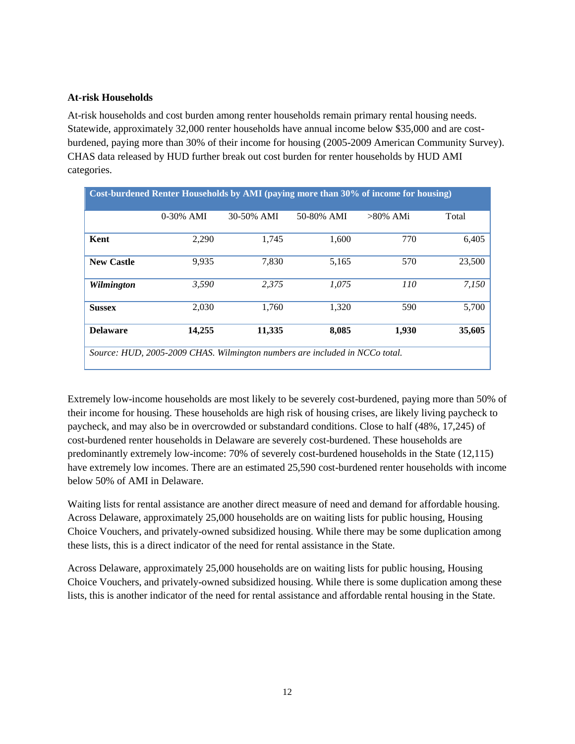**At-risk Households**

At-risk households and cost burden among renter households remain primary rental housing needs. Statewide, approximately 32,000 renter households have annual income below $35,000 and are cost-burdened, paying more than 30% of their income for housing (2005-2009 American Community Survey). CHAS data released by HUD further break out cost burden for renter households by HUD AMI categories.

| Cost-burdened Renter Households by AMI (paying more than 30% of income for housing) | | | | | |
|---|---|---|---|---|---|
| | 0-30% AMI | 30-50% AMI | 50-80% AMI | >80% AMi | Total |
| **Kent** | 2,290 | 1,745 | 1,600 | 770 | 6,405 |
| **New Castle** | 9,935 | 7,830 | 5,165 | 570 | 23,500 |
| ***Wilmington*** | *3,590* | *2,375* | *1,075* | *110* | *7,150* |
| **Sussex** | 2,030 | 1,760 | 1,320 | 590 | 5,700 |
| **Delaware** | **14,255** | **11,335** | **8,085** | **1,930** | **35,605** |

*Source: HUD, 2005-2009 CHAS. Wilmington numbers are included in NCCo total.*

Extremely low-income households are most likely to be severely cost-burdened, paying more than 50% of their income for housing. These households are high risk of housing crises, are likely living paycheck to paycheck, and may also be in overcrowded or substandard conditions. Close to half (48%, 17,245) of cost-burdened renter households in Delaware are severely cost-burdened. These households are predominantly extremely low-income: 70% of severely cost-burdened households in the State (12,115) have extremely low incomes. There are an estimated 25,590 cost-burdened renter households with income below 50% of AMI in Delaware.

Waiting lists for rental assistance are another direct measure of need and demand for affordable housing. Across Delaware, approximately 25,000 households are on waiting lists for public housing, Housing Choice Vouchers, and privately-owned subsidized housing. While there may be some duplication among these lists, this is a direct indicator of the need for rental assistance in the State.

Across Delaware, approximately 25,000 households are on waiting lists for public housing, Housing Choice Vouchers, and privately-owned subsidized housing. While there is some duplication among these lists, this is another indicator of the need for rental assistance and affordable rental housing in the State.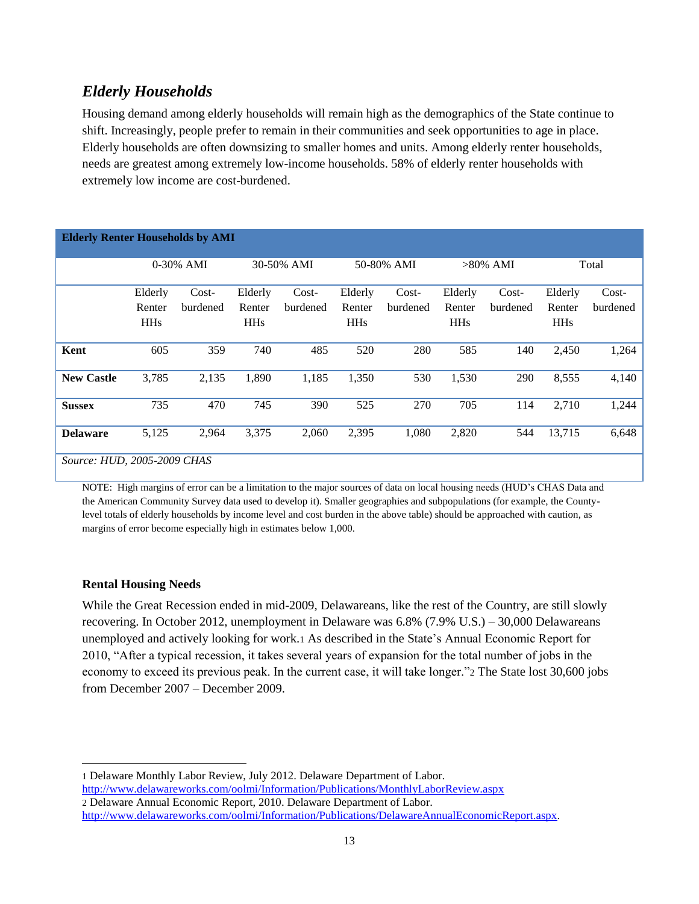## *Elderly Households*

Housing demand among elderly households will remain high as the demographics of the State continue to shift. Increasingly, people prefer to remain in their communities and seek opportunities to age in place. Elderly households are often downsizing to smaller homes and units. Among elderly renter households, needs are greatest among extremely low-income households. 58% of elderly renter households with extremely low income are cost-burdened.

**Elderly Renter Households by AMI**

| | 0-30% AMI | | 30-50% AMI | | 50-80% AMI | | >80% AMI | | Total | |
|---|---|---|---|---|---|---|---|---|---|---|
| | Elderly Renter HHs | Cost-burdened | Elderly Renter HHs | Cost-burdened | Elderly Renter HHs | Cost-burdened | Elderly Renter HHs | Cost-burdened | Elderly Renter HHs | Cost-burdened |
| **Kent** | 605 | 359 | 740 | 485 | 520 | 280 | 585 | 140 | 2,450 | 1,264 |
| **New Castle** | 3,785 | 2,135 | 1,890 | 1,185 | 1,350 | 530 | 1,530 | 290 | 8,555 | 4,140 |
| **Sussex** | 735 | 470 | 745 | 390 | 525 | 270 | 705 | 114 | 2,710 | 1,244 |
| **Delaware** | 5,125 | 2,964 | 3,375 | 2,060 | 2,395 | 1,080 | 2,820 | 544 | 13,715 | 6,648 |

*Source: HUD, 2005-2009 CHAS*

NOTE: High margins of error can be a limitation to the major sources of data on local housing needs (HUD's CHAS Data and the American Community Survey data used to develop it). Smaller geographies and subpopulations (for example, the County-level totals of elderly households by income level and cost burden in the above table) should be approached with caution, as margins of error become especially high in estimates below 1,000.

**Rental Housing Needs**

While the Great Recession ended in mid-2009, Delawareans, like the rest of the Country, are still slowly recovering. In October 2012, unemployment in Delaware was 6.8% (7.9% U.S.) – 30,000 Delawareans unemployed and actively looking for work.[1] As described in the State's Annual Economic Report for 2010, "After a typical recession, it takes several years of expansion for the total number of jobs in the economy to exceed its previous peak. In the current case, it will take longer."[2] The State lost 30,600 jobs from December 2007 – December 2009.

---

1 Delaware Monthly Labor Review, July 2012. Delaware Department of Labor. http://www.delawareworks.com/oolmi/Information/Publications/MonthlyLaborReview.aspx

2 Delaware Annual Economic Report, 2010. Delaware Department of Labor. http://www.delawareworks.com/oolmi/Information/Publications/DelawareAnnualEconomicReport.aspx.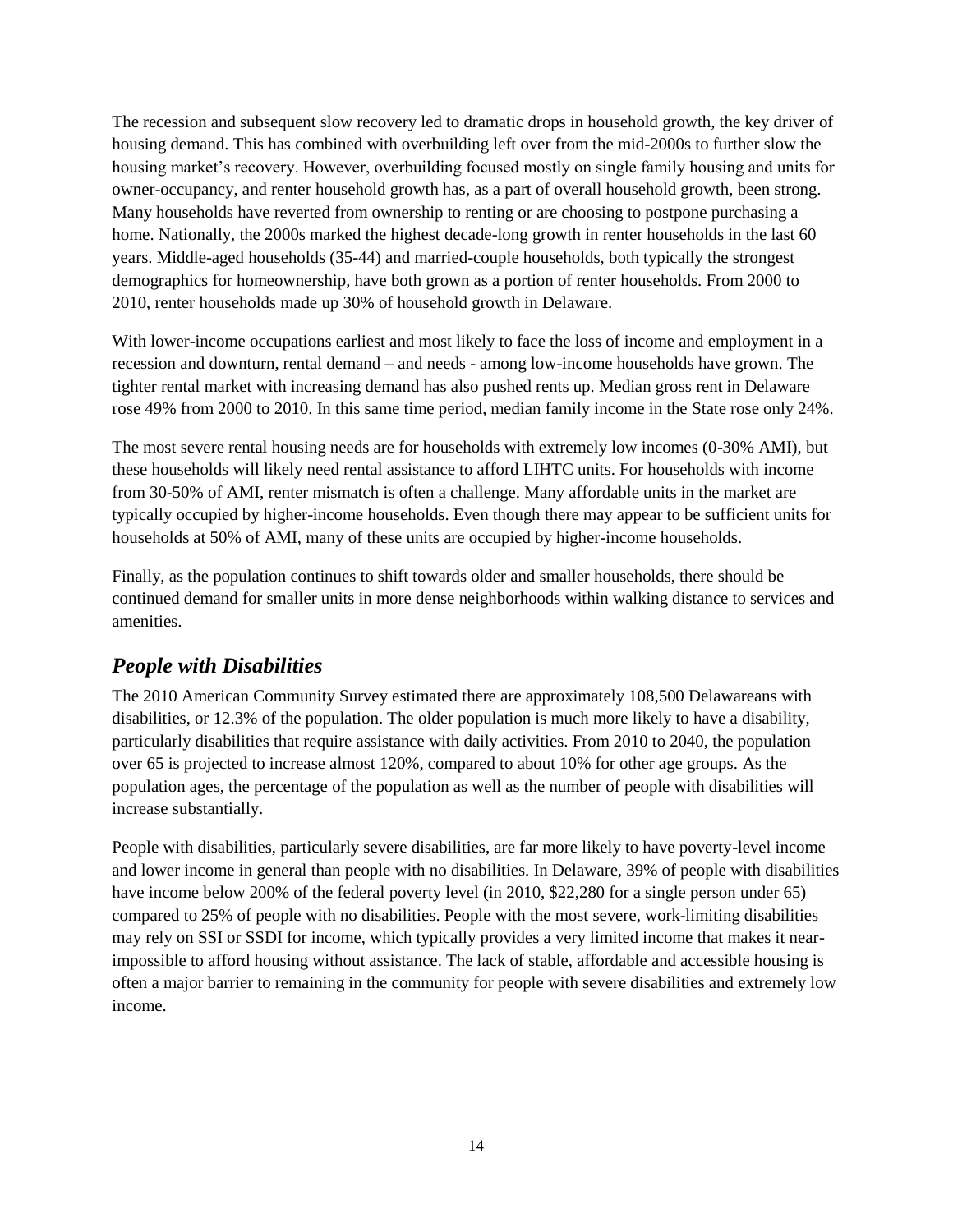The recession and subsequent slow recovery led to dramatic drops in household growth, the key driver of housing demand. This has combined with overbuilding left over from the mid-2000s to further slow the housing market's recovery. However, overbuilding focused mostly on single family housing and units for owner-occupancy, and renter household growth has, as a part of overall household growth, been strong. Many households have reverted from ownership to renting or are choosing to postpone purchasing a home. Nationally, the 2000s marked the highest decade-long growth in renter households in the last 60 years. Middle-aged households (35-44) and married-couple households, both typically the strongest demographics for homeownership, have both grown as a portion of renter households. From 2000 to 2010, renter households made up 30% of household growth in Delaware.

With lower-income occupations earliest and most likely to face the loss of income and employment in a recession and downturn, rental demand – and needs - among low-income households have grown. The tighter rental market with increasing demand has also pushed rents up. Median gross rent in Delaware rose 49% from 2000 to 2010. In this same time period, median family income in the State rose only 24%.

The most severe rental housing needs are for households with extremely low incomes (0-30% AMI), but these households will likely need rental assistance to afford LIHTC units. For households with income from 30-50% of AMI, renter mismatch is often a challenge. Many affordable units in the market are typically occupied by higher-income households. Even though there may appear to be sufficient units for households at 50% of AMI, many of these units are occupied by higher-income households.

Finally, as the population continues to shift towards older and smaller households, there should be continued demand for smaller units in more dense neighborhoods within walking distance to services and amenities.

## *People with Disabilities*

The 2010 American Community Survey estimated there are approximately 108,500 Delawareans with disabilities, or 12.3% of the population. The older population is much more likely to have a disability, particularly disabilities that require assistance with daily activities. From 2010 to 2040, the population over 65 is projected to increase almost 120%, compared to about 10% for other age groups. As the population ages, the percentage of the population as well as the number of people with disabilities will increase substantially.

People with disabilities, particularly severe disabilities, are far more likely to have poverty-level income and lower income in general than people with no disabilities. In Delaware, 39% of people with disabilities have income below 200% of the federal poverty level (in 2010, $22,280 for a single person under 65) compared to 25% of people with no disabilities. People with the most severe, work-limiting disabilities may rely on SSI or SSDI for income, which typically provides a very limited income that makes it near-impossible to afford housing without assistance. The lack of stable, affordable and accessible housing is often a major barrier to remaining in the community for people with severe disabilities and extremely low income.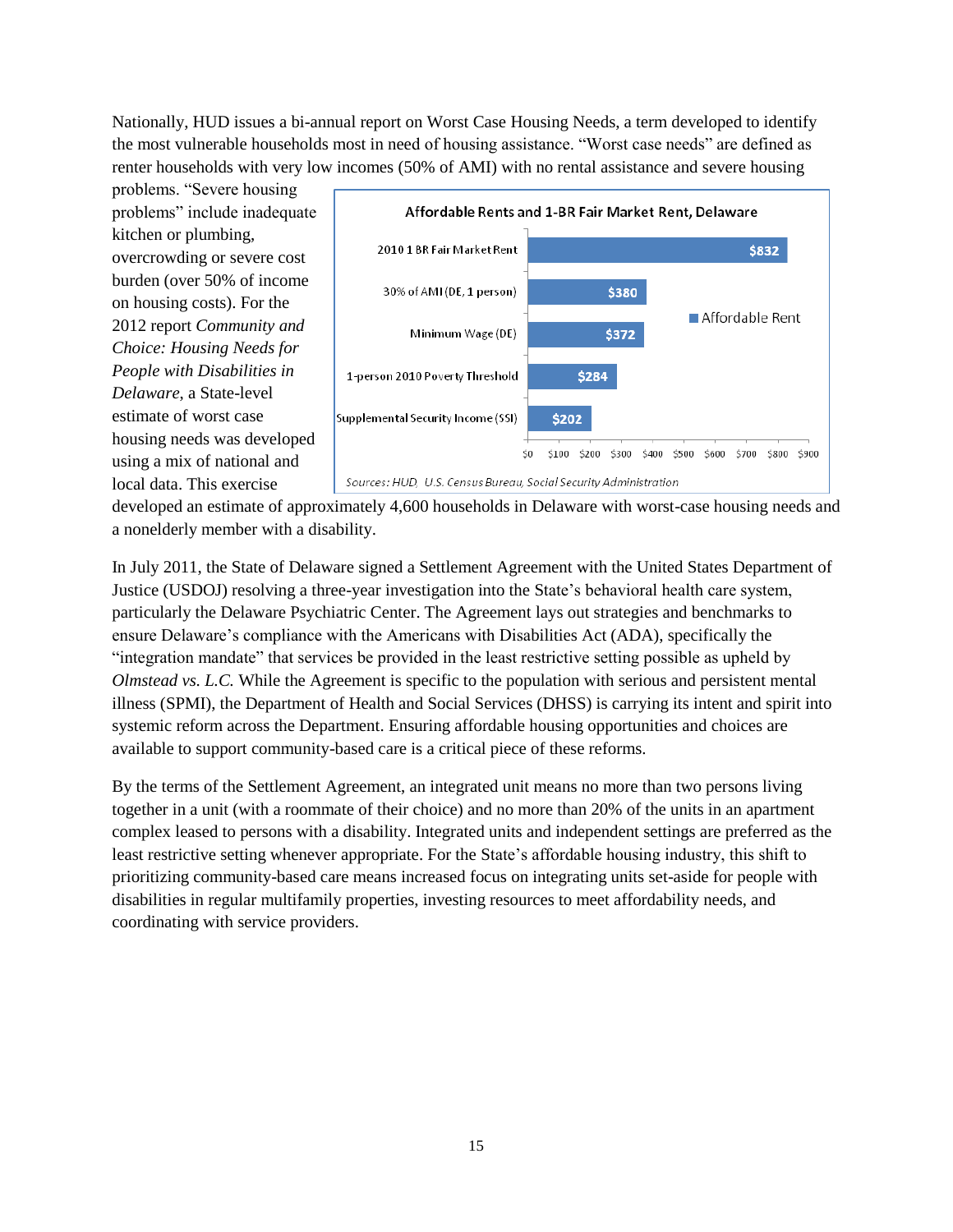Nationally, HUD issues a bi-annual report on Worst Case Housing Needs, a term developed to identify the most vulnerable households most in need of housing assistance. "Worst case needs" are defined as renter households with very low incomes (50% of AMI) with no rental assistance and severe housing problems. "Severe housing problems" include inadequate kitchen or plumbing, overcrowding or severe cost burden (over 50% of income on housing costs). For the 2012 report *Community and Choice: Housing Needs for People with Disabilities in Delaware*, a State-level estimate of worst case housing needs was developed using a mix of national and local data. This exercise developed an estimate of approximately 4,600 households in Delaware with worst-case housing needs and a nonelderly member with a disability.

**Affordable Rents and 1-BR Fair Market Rent, Delaware**

| | Affordable Rent |
|---|---|
| 2010 1 BR Fair Market Rent | $832 |
| 30% of AMI (DE, 1 person) | $380 |
| Minimum Wage (DE) | $372 |
| 1-person 2010 Poverty Threshold | $284 |
| Supplemental Security Income (SSI) | $202 |

*Sources: HUD, U.S. Census Bureau, Social Security Administration*

In July 2011, the State of Delaware signed a Settlement Agreement with the United States Department of Justice (USDOJ) resolving a three-year investigation into the State's behavioral health care system, particularly the Delaware Psychiatric Center. The Agreement lays out strategies and benchmarks to ensure Delaware's compliance with the Americans with Disabilities Act (ADA), specifically the "integration mandate" that services be provided in the least restrictive setting possible as upheld by *Olmstead vs. L.C.* While the Agreement is specific to the population with serious and persistent mental illness (SPMI), the Department of Health and Social Services (DHSS) is carrying its intent and spirit into systemic reform across the Department. Ensuring affordable housing opportunities and choices are available to support community-based care is a critical piece of these reforms.

By the terms of the Settlement Agreement, an integrated unit means no more than two persons living together in a unit (with a roommate of their choice) and no more than 20% of the units in an apartment complex leased to persons with a disability. Integrated units and independent settings are preferred as the least restrictive setting whenever appropriate. For the State's affordable housing industry, this shift to prioritizing community-based care means increased focus on integrating units set-aside for people with disabilities in regular multifamily properties, investing resources to meet affordability needs, and coordinating with service providers.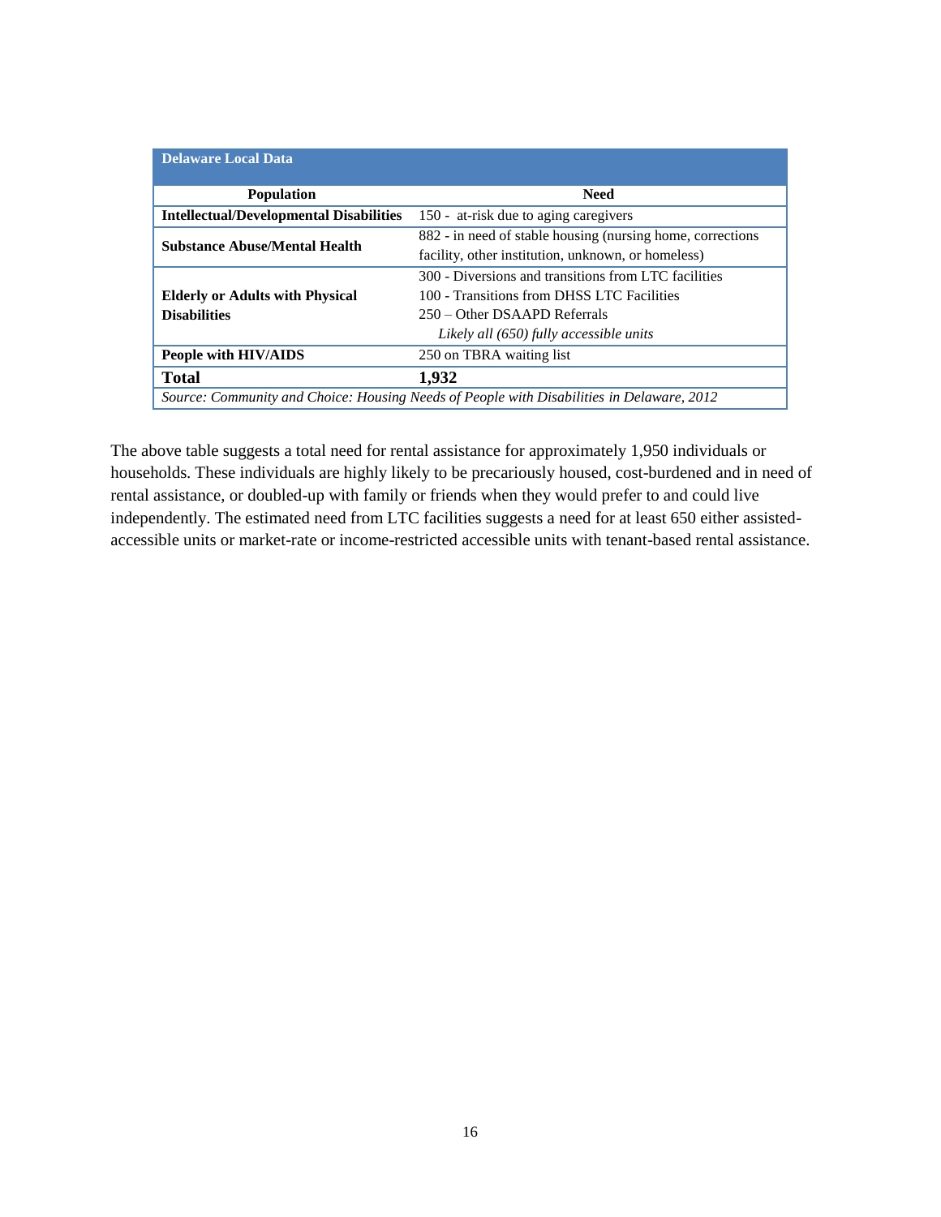| Delaware Local Data | |
|---|---|
| **Population** | **Need** |
| **Intellectual/Developmental Disabilities** | 150 - at-risk due to aging caregivers |
| **Substance Abuse/Mental Health** | 882 - in need of stable housing (nursing home, corrections facility, other institution, unknown, or homeless) |
| **Elderly or Adults with Physical Disabilities** | 300 - Diversions and transitions from LTC facilities<br>100 - Transitions from DHSS LTC Facilities<br>250 – Other DSAAPD Referrals<br>*Likely all (650) fully accessible units* |
| **People with HIV/AIDS** | 250 on TBRA waiting list |
| **Total** | **1,932** |
| *Source: Community and Choice: Housing Needs of People with Disabilities in Delaware, 2012* | |

The above table suggests a total need for rental assistance for approximately 1,950 individuals or households. These individuals are highly likely to be precariously housed, cost-burdened and in need of rental assistance, or doubled-up with family or friends when they would prefer to and could live independently. The estimated need from LTC facilities suggests a need for at least 650 either assisted-accessible units or market-rate or income-restricted accessible units with tenant-based rental assistance.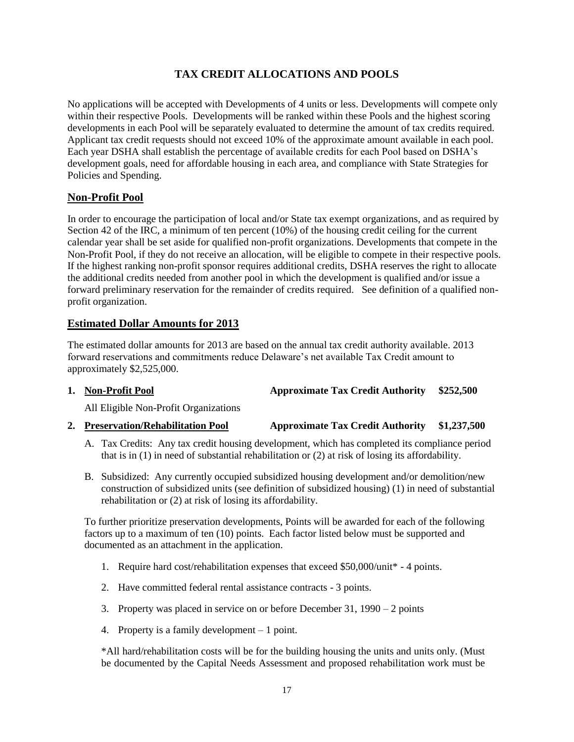# TAX CREDIT ALLOCATIONS AND POOLS

No applications will be accepted with Developments of 4 units or less. Developments will compete only within their respective Pools. Developments will be ranked within these Pools and the highest scoring developments in each Pool will be separately evaluated to determine the amount of tax credits required. Applicant tax credit requests should not exceed 10% of the approximate amount available in each pool. Each year DSHA shall establish the percentage of available credits for each Pool based on DSHA's development goals, need for affordable housing in each area, and compliance with State Strategies for Policies and Spending.

## Non-Profit Pool

In order to encourage the participation of local and/or State tax exempt organizations, and as required by Section 42 of the IRC, a minimum of ten percent (10%) of the housing credit ceiling for the current calendar year shall be set aside for qualified non-profit organizations. Developments that compete in the Non-Profit Pool, if they do not receive an allocation, will be eligible to compete in their respective pools. If the highest ranking non-profit sponsor requires additional credits, DSHA reserves the right to allocate the additional credits needed from another pool in which the development is qualified and/or issue a forward preliminary reservation for the remainder of credits required. See definition of a qualified non-profit organization.

## Estimated Dollar Amounts for 2013

The estimated dollar amounts for 2013 are based on the annual tax credit authority available. 2013 forward reservations and commitments reduce Delaware's net available Tax Credit amount to approximately $2,525,000.

1. **Non-Profit Pool** **Approximate Tax Credit Authority $252,500**

   All Eligible Non-Profit Organizations

2. **Preservation/Rehabilitation Pool** **Approximate Tax Credit Authority $1,237,500**

   A. Tax Credits: Any tax credit housing development, which has completed its compliance period that is in (1) in need of substantial rehabilitation or (2) at risk of losing its affordability.

   B. Subsidized: Any currently occupied subsidized housing development and/or demolition/new construction of subsidized units (see definition of subsidized housing) (1) in need of substantial rehabilitation or (2) at risk of losing its affordability.

   To further prioritize preservation developments, Points will be awarded for each of the following factors up to a maximum of ten (10) points. Each factor listed below must be supported and documented as an attachment in the application.

   1. Require hard cost/rehabilitation expenses that exceed $50,000/unit* - 4 points.
   2. Have committed federal rental assistance contracts - 3 points.
   3. Property was placed in service on or before December 31, 1990 – 2 points
   4. Property is a family development – 1 point.

   *All hard/rehabilitation costs will be for the building housing the units and units only. (Must be documented by the Capital Needs Assessment and proposed rehabilitation work must be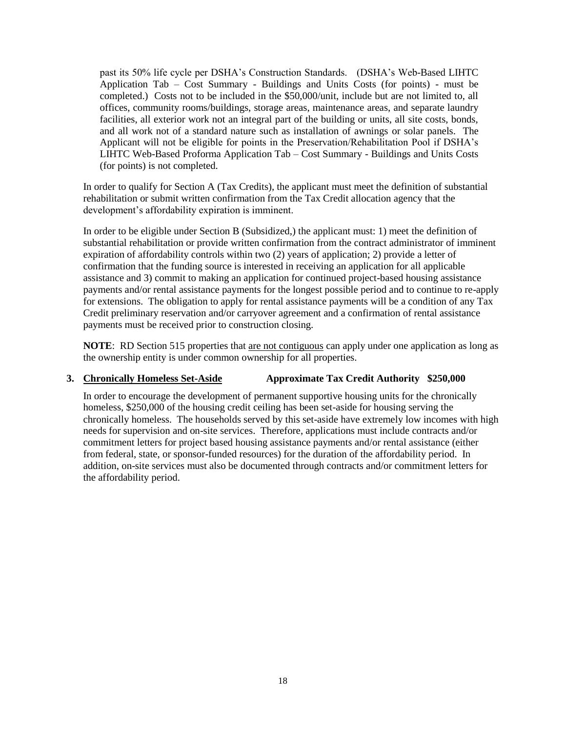past its 50% life cycle per DSHA's Construction Standards. (DSHA's Web-Based LIHTC Application Tab – Cost Summary - Buildings and Units Costs (for points) - must be completed.) Costs not to be included in the $50,000/unit, include but are not limited to, all offices, community rooms/buildings, storage areas, maintenance areas, and separate laundry facilities, all exterior work not an integral part of the building or units, all site costs, bonds, and all work not of a standard nature such as installation of awnings or solar panels. The Applicant will not be eligible for points in the Preservation/Rehabilitation Pool if DSHA's LIHTC Web-Based Proforma Application Tab – Cost Summary - Buildings and Units Costs (for points) is not completed.

In order to qualify for Section A (Tax Credits), the applicant must meet the definition of substantial rehabilitation or submit written confirmation from the Tax Credit allocation agency that the development's affordability expiration is imminent.

In order to be eligible under Section B (Subsidized,) the applicant must: 1) meet the definition of substantial rehabilitation or provide written confirmation from the contract administrator of imminent expiration of affordability controls within two (2) years of application; 2) provide a letter of confirmation that the funding source is interested in receiving an application for all applicable assistance and 3) commit to making an application for continued project-based housing assistance payments and/or rental assistance payments for the longest possible period and to continue to re-apply for extensions. The obligation to apply for rental assistance payments will be a condition of any Tax Credit preliminary reservation and/or carryover agreement and a confirmation of rental assistance payments must be received prior to construction closing.

**NOTE**: RD Section 515 properties that are not contiguous can apply under one application as long as the ownership entity is under common ownership for all properties.

### 3. Chronically Homeless Set-Aside — Approximate Tax Credit Authority $250,000

In order to encourage the development of permanent supportive housing units for the chronically homeless, $250,000 of the housing credit ceiling has been set-aside for housing serving the chronically homeless. The households served by this set-aside have extremely low incomes with high needs for supervision and on-site services. Therefore, applications must include contracts and/or commitment letters for project based housing assistance payments and/or rental assistance (either from federal, state, or sponsor-funded resources) for the duration of the affordability period. In addition, on-site services must also be documented through contracts and/or commitment letters for the affordability period.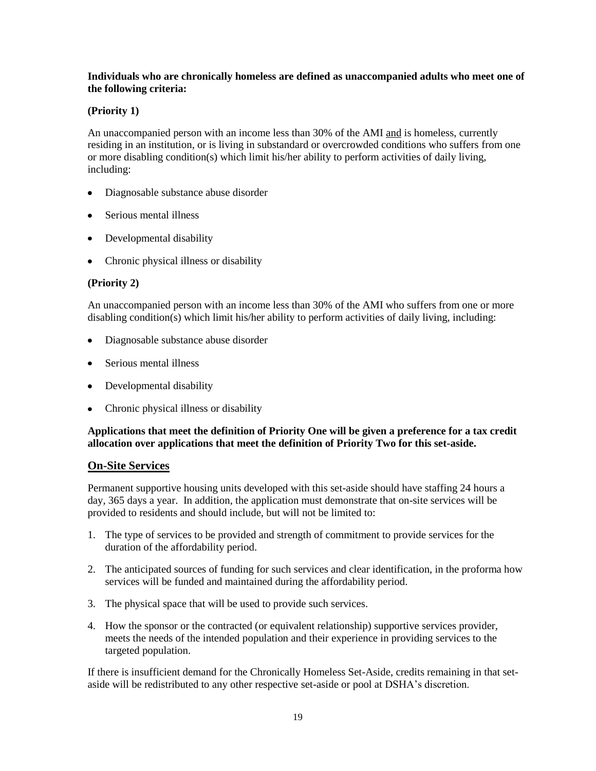**Individuals who are chronically homeless are defined as unaccompanied adults who meet one of the following criteria:**

**(Priority 1)**

An unaccompanied person with an income less than 30% of the AMI <u>and</u> is homeless, currently residing in an institution, or is living in substandard or overcrowded conditions who suffers from one or more disabling condition(s) which limit his/her ability to perform activities of daily living, including:

- Diagnosable substance abuse disorder
- Serious mental illness
- Developmental disability
- Chronic physical illness or disability

**(Priority 2)**

An unaccompanied person with an income less than 30% of the AMI who suffers from one or more disabling condition(s) which limit his/her ability to perform activities of daily living, including:

- Diagnosable substance abuse disorder
- Serious mental illness
- Developmental disability
- Chronic physical illness or disability

**Applications that meet the definition of Priority One will be given a preference for a tax credit allocation over applications that meet the definition of Priority Two for this set-aside.**

## On-Site Services

Permanent supportive housing units developed with this set-aside should have staffing 24 hours a day, 365 days a year. In addition, the application must demonstrate that on-site services will be provided to residents and should include, but will not be limited to:

1. The type of services to be provided and strength of commitment to provide services for the duration of the affordability period.
2. The anticipated sources of funding for such services and clear identification, in the proforma how services will be funded and maintained during the affordability period.
3. The physical space that will be used to provide such services.
4. How the sponsor or the contracted (or equivalent relationship) supportive services provider, meets the needs of the intended population and their experience in providing services to the targeted population.

If there is insufficient demand for the Chronically Homeless Set-Aside, credits remaining in that set-aside will be redistributed to any other respective set-aside or pool at DSHA's discretion.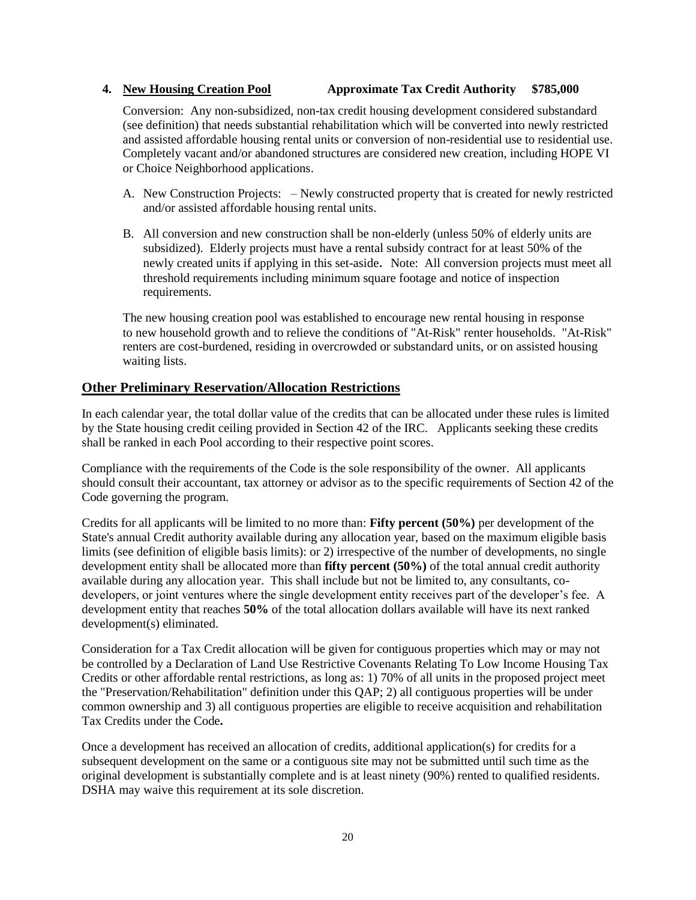**4. <u>New Housing Creation Pool</u>   Approximate Tax Credit Authority   $785,000**

Conversion: Any non-subsidized, non-tax credit housing development considered substandard (see definition) that needs substantial rehabilitation which will be converted into newly restricted and assisted affordable housing rental units or conversion of non-residential use to residential use. Completely vacant and/or abandoned structures are considered new creation, including HOPE VI or Choice Neighborhood applications.

A. New Construction Projects: – Newly constructed property that is created for newly restricted and/or assisted affordable housing rental units.

B. All conversion and new construction shall be non-elderly (unless 50% of elderly units are subsidized). Elderly projects must have a rental subsidy contract for at least 50% of the newly created units if applying in this set-aside. Note: All conversion projects must meet all threshold requirements including minimum square footage and notice of inspection requirements.

The new housing creation pool was established to encourage new rental housing in response to new household growth and to relieve the conditions of "At-Risk" renter households. "At-Risk" renters are cost-burdened, residing in overcrowded or substandard units, or on assisted housing waiting lists.

## Other Preliminary Reservation/Allocation Restrictions

In each calendar year, the total dollar value of the credits that can be allocated under these rules is limited by the State housing credit ceiling provided in Section 42 of the IRC. Applicants seeking these credits shall be ranked in each Pool according to their respective point scores.

Compliance with the requirements of the Code is the sole responsibility of the owner. All applicants should consult their accountant, tax attorney or advisor as to the specific requirements of Section 42 of the Code governing the program.

Credits for all applicants will be limited to no more than: **Fifty percent (50%)** per development of the State's annual Credit authority available during any allocation year, based on the maximum eligible basis limits (see definition of eligible basis limits): or 2) irrespective of the number of developments, no single development entity shall be allocated more than **fifty percent (50%)** of the total annual credit authority available during any allocation year. This shall include but not be limited to, any consultants, co-developers, or joint ventures where the single development entity receives part of the developer's fee. A development entity that reaches **50%** of the total allocation dollars available will have its next ranked development(s) eliminated.

Consideration for a Tax Credit allocation will be given for contiguous properties which may or may not be controlled by a Declaration of Land Use Restrictive Covenants Relating To Low Income Housing Tax Credits or other affordable rental restrictions, as long as: 1) 70% of all units in the proposed project meet the "Preservation/Rehabilitation" definition under this QAP; 2) all contiguous properties will be under common ownership and 3) all contiguous properties are eligible to receive acquisition and rehabilitation Tax Credits under the Code**.**

Once a development has received an allocation of credits, additional application(s) for credits for a subsequent development on the same or a contiguous site may not be submitted until such time as the original development is substantially complete and is at least ninety (90%) rented to qualified residents. DSHA may waive this requirement at its sole discretion.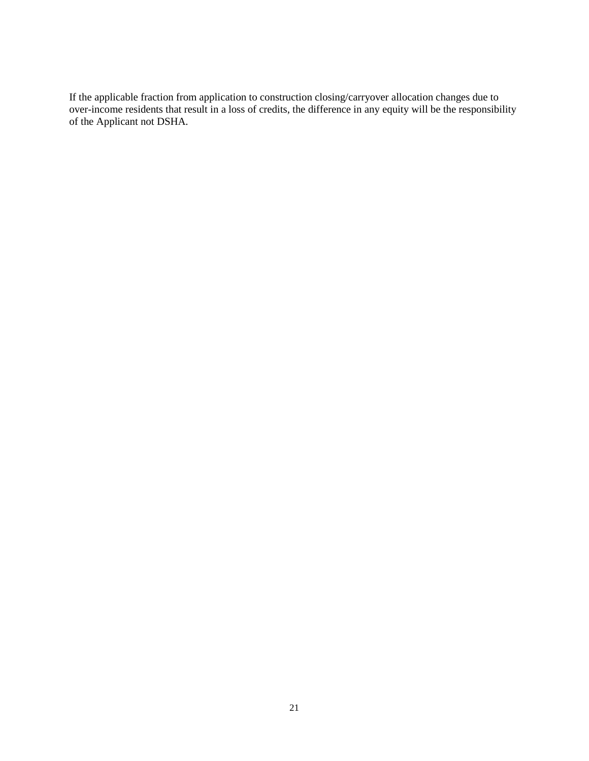If the applicable fraction from application to construction closing/carryover allocation changes due to over-income residents that result in a loss of credits, the difference in any equity will be the responsibility of the Applicant not DSHA.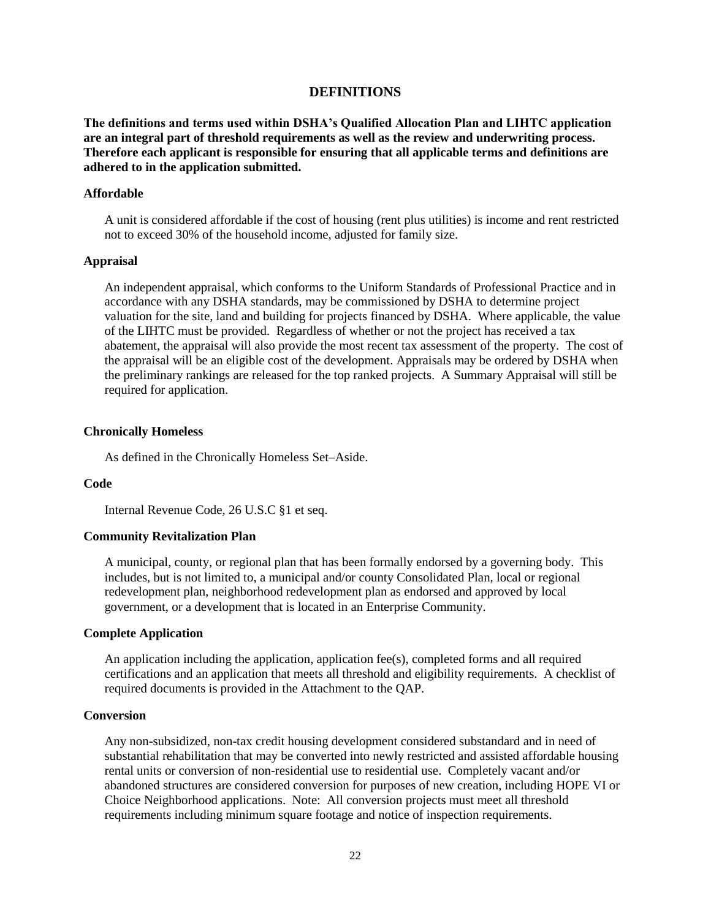# DEFINITIONS

**The definitions and terms used within DSHA's Qualified Allocation Plan and LIHTC application are an integral part of threshold requirements as well as the review and underwriting process. Therefore each applicant is responsible for ensuring that all applicable terms and definitions are adhered to in the application submitted.**

### Affordable

A unit is considered affordable if the cost of housing (rent plus utilities) is income and rent restricted not to exceed 30% of the household income, adjusted for family size.

### Appraisal

An independent appraisal, which conforms to the Uniform Standards of Professional Practice and in accordance with any DSHA standards, may be commissioned by DSHA to determine project valuation for the site, land and building for projects financed by DSHA. Where applicable, the value of the LIHTC must be provided. Regardless of whether or not the project has received a tax abatement, the appraisal will also provide the most recent tax assessment of the property. The cost of the appraisal will be an eligible cost of the development. Appraisals may be ordered by DSHA when the preliminary rankings are released for the top ranked projects. A Summary Appraisal will still be required for application.

### Chronically Homeless

As defined in the Chronically Homeless Set–Aside.

### Code

Internal Revenue Code, 26 U.S.C §1 et seq.

### Community Revitalization Plan

A municipal, county, or regional plan that has been formally endorsed by a governing body. This includes, but is not limited to, a municipal and/or county Consolidated Plan, local or regional redevelopment plan, neighborhood redevelopment plan as endorsed and approved by local government, or a development that is located in an Enterprise Community.

### Complete Application

An application including the application, application fee(s), completed forms and all required certifications and an application that meets all threshold and eligibility requirements. A checklist of required documents is provided in the Attachment to the QAP.

### Conversion

Any non-subsidized, non-tax credit housing development considered substandard and in need of substantial rehabilitation that may be converted into newly restricted and assisted affordable housing rental units or conversion of non-residential use to residential use. Completely vacant and/or abandoned structures are considered conversion for purposes of new creation, including HOPE VI or Choice Neighborhood applications. Note: All conversion projects must meet all threshold requirements including minimum square footage and notice of inspection requirements.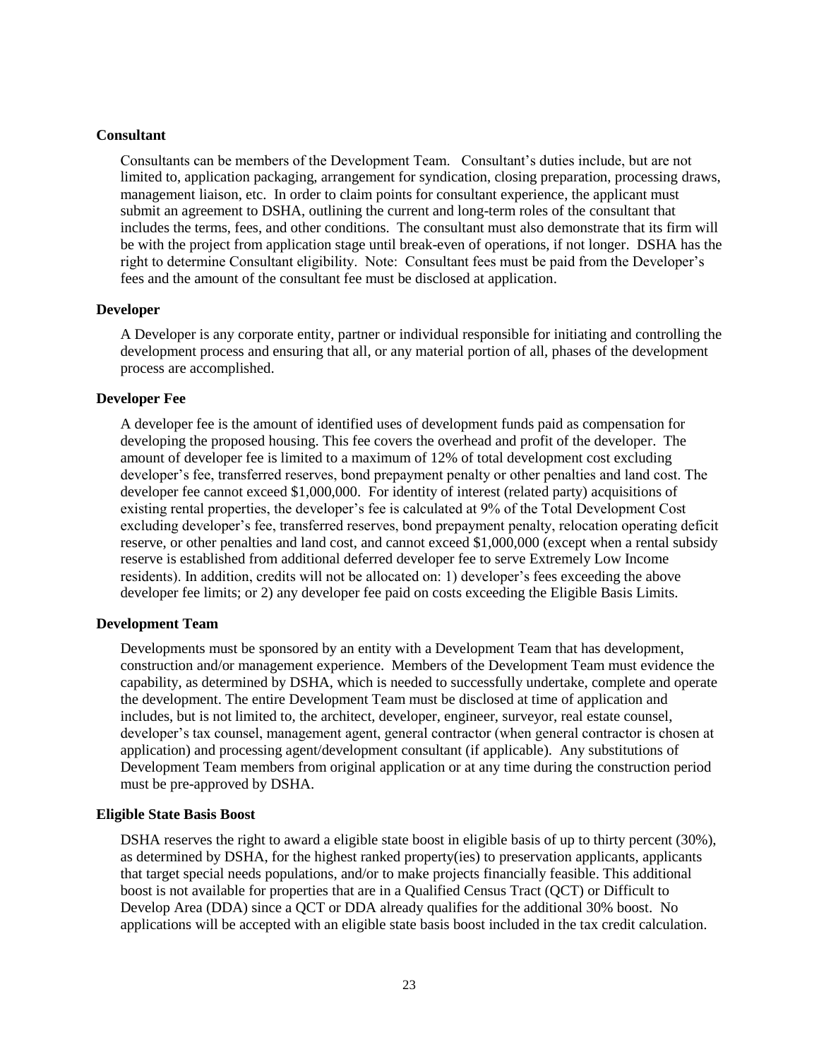**Consultant**

Consultants can be members of the Development Team. Consultant's duties include, but are not limited to, application packaging, arrangement for syndication, closing preparation, processing draws, management liaison, etc. In order to claim points for consultant experience, the applicant must submit an agreement to DSHA, outlining the current and long-term roles of the consultant that includes the terms, fees, and other conditions. The consultant must also demonstrate that its firm will be with the project from application stage until break-even of operations, if not longer. DSHA has the right to determine Consultant eligibility. Note: Consultant fees must be paid from the Developer's fees and the amount of the consultant fee must be disclosed at application.

**Developer**

A Developer is any corporate entity, partner or individual responsible for initiating and controlling the development process and ensuring that all, or any material portion of all, phases of the development process are accomplished.

**Developer Fee**

A developer fee is the amount of identified uses of development funds paid as compensation for developing the proposed housing. This fee covers the overhead and profit of the developer. The amount of developer fee is limited to a maximum of 12% of total development cost excluding developer's fee, transferred reserves, bond prepayment penalty or other penalties and land cost. The developer fee cannot exceed $1,000,000. For identity of interest (related party) acquisitions of existing rental properties, the developer's fee is calculated at 9% of the Total Development Cost excluding developer's fee, transferred reserves, bond prepayment penalty, relocation operating deficit reserve, or other penalties and land cost, and cannot exceed $1,000,000 (except when a rental subsidy reserve is established from additional deferred developer fee to serve Extremely Low Income residents). In addition, credits will not be allocated on: 1) developer's fees exceeding the above developer fee limits; or 2) any developer fee paid on costs exceeding the Eligible Basis Limits.

**Development Team**

Developments must be sponsored by an entity with a Development Team that has development, construction and/or management experience. Members of the Development Team must evidence the capability, as determined by DSHA, which is needed to successfully undertake, complete and operate the development. The entire Development Team must be disclosed at time of application and includes, but is not limited to, the architect, developer, engineer, surveyor, real estate counsel, developer's tax counsel, management agent, general contractor (when general contractor is chosen at application) and processing agent/development consultant (if applicable). Any substitutions of Development Team members from original application or at any time during the construction period must be pre-approved by DSHA.

**Eligible State Basis Boost**

DSHA reserves the right to award a eligible state boost in eligible basis of up to thirty percent (30%), as determined by DSHA, for the highest ranked property(ies) to preservation applicants, applicants that target special needs populations, and/or to make projects financially feasible. This additional boost is not available for properties that are in a Qualified Census Tract (QCT) or Difficult to Develop Area (DDA) since a QCT or DDA already qualifies for the additional 30% boost. No applications will be accepted with an eligible state basis boost included in the tax credit calculation.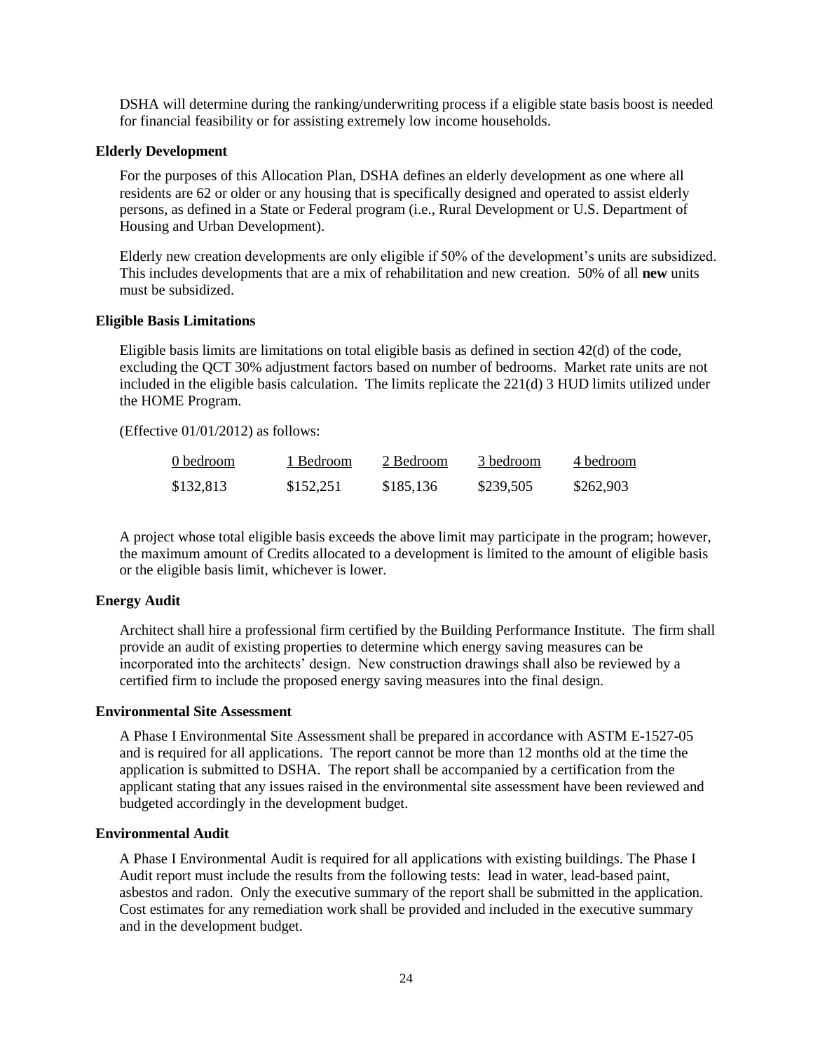DSHA will determine during the ranking/underwriting process if a eligible state basis boost is needed for financial feasibility or for assisting extremely low income households.

**Elderly Development**

For the purposes of this Allocation Plan, DSHA defines an elderly development as one where all residents are 62 or older or any housing that is specifically designed and operated to assist elderly persons, as defined in a State or Federal program (i.e., Rural Development or U.S. Department of Housing and Urban Development).

Elderly new creation developments are only eligible if 50% of the development's units are subsidized. This includes developments that are a mix of rehabilitation and new creation. 50% of all **new** units must be subsidized.

**Eligible Basis Limitations**

Eligible basis limits are limitations on total eligible basis as defined in section 42(d) of the code, excluding the QCT 30% adjustment factors based on number of bedrooms. Market rate units are not included in the eligible basis calculation. The limits replicate the 221(d) 3 HUD limits utilized under the HOME Program.

(Effective 01/01/2012) as follows:

| 0 bedroom | 1 Bedroom | 2 Bedroom | 3 bedroom | 4 bedroom |
|---|---|---|---|---|
| \$132,813 | \$152,251 | \$185,136 | \$239,505 | \$262,903 |

A project whose total eligible basis exceeds the above limit may participate in the program; however, the maximum amount of Credits allocated to a development is limited to the amount of eligible basis or the eligible basis limit, whichever is lower.

**Energy Audit**

Architect shall hire a professional firm certified by the Building Performance Institute. The firm shall provide an audit of existing properties to determine which energy saving measures can be incorporated into the architects' design. New construction drawings shall also be reviewed by a certified firm to include the proposed energy saving measures into the final design.

**Environmental Site Assessment**

A Phase I Environmental Site Assessment shall be prepared in accordance with ASTM E-1527-05 and is required for all applications. The report cannot be more than 12 months old at the time the application is submitted to DSHA. The report shall be accompanied by a certification from the applicant stating that any issues raised in the environmental site assessment have been reviewed and budgeted accordingly in the development budget.

**Environmental Audit**

A Phase I Environmental Audit is required for all applications with existing buildings. The Phase I Audit report must include the results from the following tests: lead in water, lead-based paint, asbestos and radon. Only the executive summary of the report shall be submitted in the application. Cost estimates for any remediation work shall be provided and included in the executive summary and in the development budget.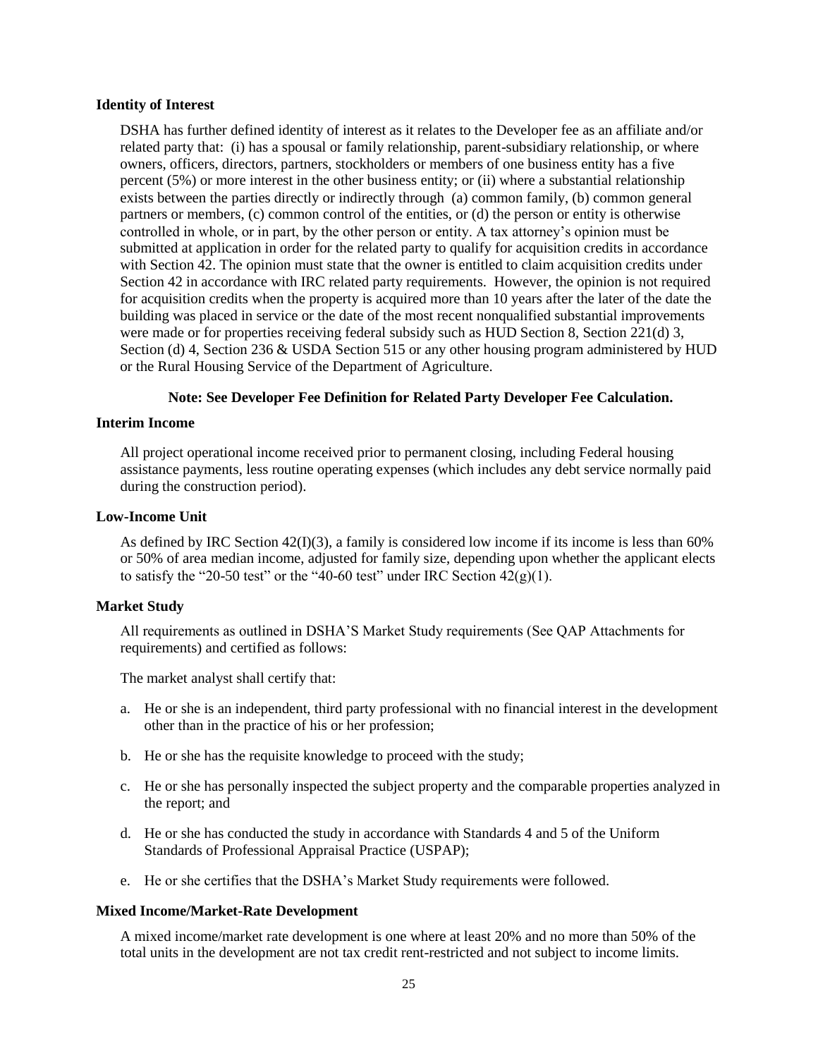**Identity of Interest**

DSHA has further defined identity of interest as it relates to the Developer fee as an affiliate and/or related party that: (i) has a spousal or family relationship, parent-subsidiary relationship, or where owners, officers, directors, partners, stockholders or members of one business entity has a five percent (5%) or more interest in the other business entity; or (ii) where a substantial relationship exists between the parties directly or indirectly through (a) common family, (b) common general partners or members, (c) common control of the entities, or (d) the person or entity is otherwise controlled in whole, or in part, by the other person or entity. A tax attorney's opinion must be submitted at application in order for the related party to qualify for acquisition credits in accordance with Section 42. The opinion must state that the owner is entitled to claim acquisition credits under Section 42 in accordance with IRC related party requirements. However, the opinion is not required for acquisition credits when the property is acquired more than 10 years after the later of the date the building was placed in service or the date of the most recent nonqualified substantial improvements were made or for properties receiving federal subsidy such as HUD Section 8, Section 221(d) 3, Section (d) 4, Section 236 & USDA Section 515 or any other housing program administered by HUD or the Rural Housing Service of the Department of Agriculture.

**Note: See Developer Fee Definition for Related Party Developer Fee Calculation.**

**Interim Income**

All project operational income received prior to permanent closing, including Federal housing assistance payments, less routine operating expenses (which includes any debt service normally paid during the construction period).

**Low-Income Unit**

As defined by IRC Section 42(I)(3), a family is considered low income if its income is less than 60% or 50% of area median income, adjusted for family size, depending upon whether the applicant elects to satisfy the "20-50 test" or the "40-60 test" under IRC Section 42(g)(1).

**Market Study**

All requirements as outlined in DSHA'S Market Study requirements (See QAP Attachments for requirements) and certified as follows:

The market analyst shall certify that:

a. He or she is an independent, third party professional with no financial interest in the development other than in the practice of his or her profession;

b. He or she has the requisite knowledge to proceed with the study;

c. He or she has personally inspected the subject property and the comparable properties analyzed in the report; and

d. He or she has conducted the study in accordance with Standards 4 and 5 of the Uniform Standards of Professional Appraisal Practice (USPAP);

e. He or she certifies that the DSHA's Market Study requirements were followed.

**Mixed Income/Market-Rate Development**

A mixed income/market rate development is one where at least 20% and no more than 50% of the total units in the development are not tax credit rent-restricted and not subject to income limits.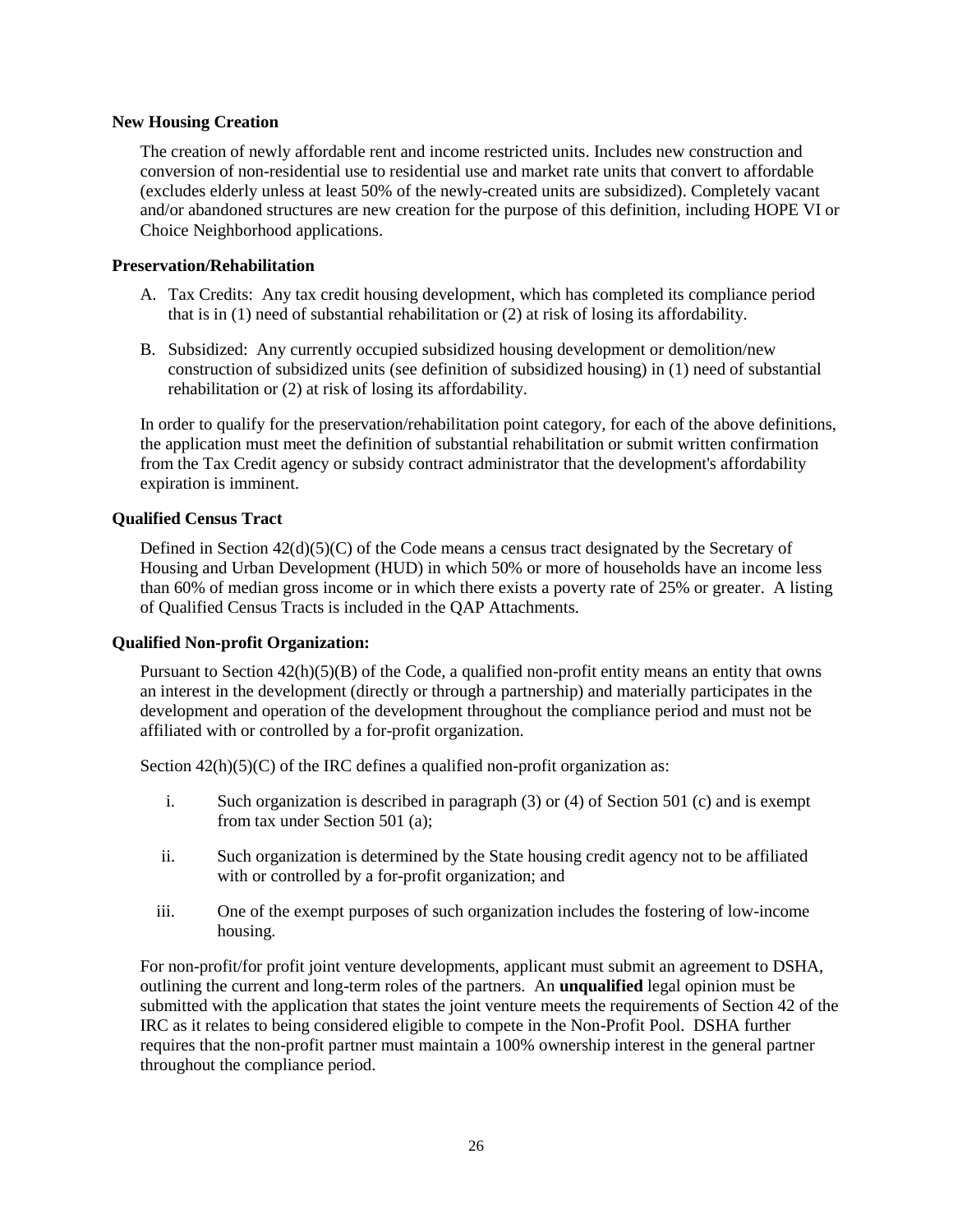**New Housing Creation**

The creation of newly affordable rent and income restricted units. Includes new construction and conversion of non-residential use to residential use and market rate units that convert to affordable (excludes elderly unless at least 50% of the newly-created units are subsidized). Completely vacant and/or abandoned structures are new creation for the purpose of this definition, including HOPE VI or Choice Neighborhood applications.

**Preservation/Rehabilitation**

A. Tax Credits: Any tax credit housing development, which has completed its compliance period that is in (1) need of substantial rehabilitation or (2) at risk of losing its affordability.

B. Subsidized: Any currently occupied subsidized housing development or demolition/new construction of subsidized units (see definition of subsidized housing) in (1) need of substantial rehabilitation or (2) at risk of losing its affordability.

In order to qualify for the preservation/rehabilitation point category, for each of the above definitions, the application must meet the definition of substantial rehabilitation or submit written confirmation from the Tax Credit agency or subsidy contract administrator that the development's affordability expiration is imminent.

**Qualified Census Tract**

Defined in Section 42(d)(5)(C) of the Code means a census tract designated by the Secretary of Housing and Urban Development (HUD) in which 50% or more of households have an income less than 60% of median gross income or in which there exists a poverty rate of 25% or greater. A listing of Qualified Census Tracts is included in the QAP Attachments.

**Qualified Non-profit Organization:**

Pursuant to Section 42(h)(5)(B) of the Code, a qualified non-profit entity means an entity that owns an interest in the development (directly or through a partnership) and materially participates in the development and operation of the development throughout the compliance period and must not be affiliated with or controlled by a for-profit organization.

Section 42(h)(5)(C) of the IRC defines a qualified non-profit organization as:

i. Such organization is described in paragraph (3) or (4) of Section 501 (c) and is exempt from tax under Section 501 (a);

ii. Such organization is determined by the State housing credit agency not to be affiliated with or controlled by a for-profit organization; and

iii. One of the exempt purposes of such organization includes the fostering of low-income housing.

For non-profit/for profit joint venture developments, applicant must submit an agreement to DSHA, outlining the current and long-term roles of the partners. An **unqualified** legal opinion must be submitted with the application that states the joint venture meets the requirements of Section 42 of the IRC as it relates to being considered eligible to compete in the Non-Profit Pool. DSHA further requires that the non-profit partner must maintain a 100% ownership interest in the general partner throughout the compliance period.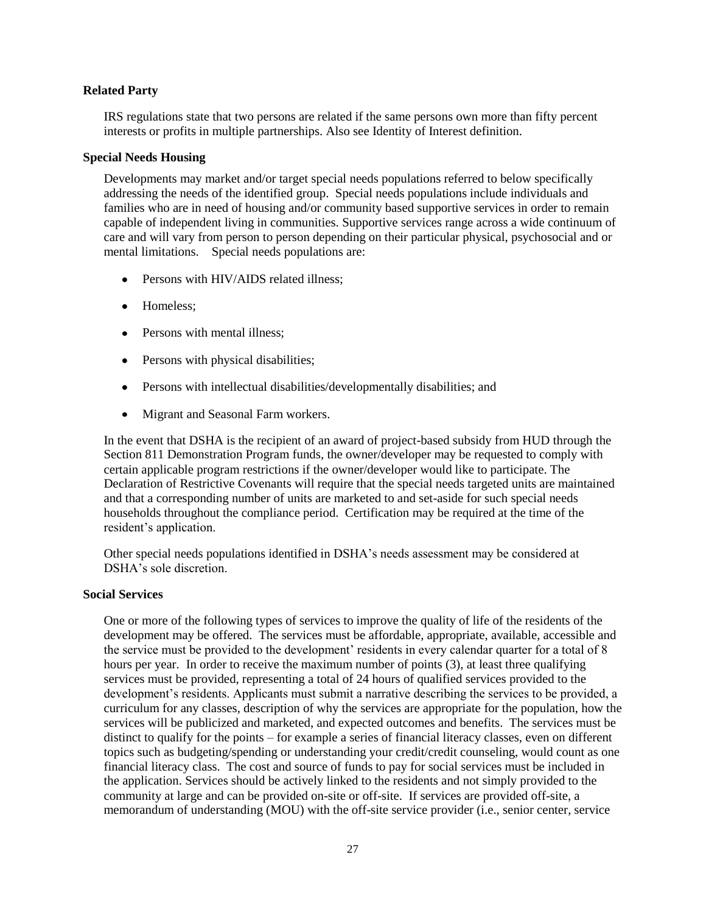**Related Party**

IRS regulations state that two persons are related if the same persons own more than fifty percent interests or profits in multiple partnerships. Also see Identity of Interest definition.

**Special Needs Housing**

Developments may market and/or target special needs populations referred to below specifically addressing the needs of the identified group. Special needs populations include individuals and families who are in need of housing and/or community based supportive services in order to remain capable of independent living in communities. Supportive services range across a wide continuum of care and will vary from person to person depending on their particular physical, psychosocial and or mental limitations. Special needs populations are:

- Persons with HIV/AIDS related illness;
- Homeless;
- Persons with mental illness;
- Persons with physical disabilities;
- Persons with intellectual disabilities/developmentally disabilities; and
- Migrant and Seasonal Farm workers.

In the event that DSHA is the recipient of an award of project-based subsidy from HUD through the Section 811 Demonstration Program funds, the owner/developer may be requested to comply with certain applicable program restrictions if the owner/developer would like to participate. The Declaration of Restrictive Covenants will require that the special needs targeted units are maintained and that a corresponding number of units are marketed to and set-aside for such special needs households throughout the compliance period. Certification may be required at the time of the resident's application.

Other special needs populations identified in DSHA's needs assessment may be considered at DSHA's sole discretion.

**Social Services**

One or more of the following types of services to improve the quality of life of the residents of the development may be offered. The services must be affordable, appropriate, available, accessible and the service must be provided to the development' residents in every calendar quarter for a total of 8 hours per year. In order to receive the maximum number of points (3), at least three qualifying services must be provided, representing a total of 24 hours of qualified services provided to the development's residents. Applicants must submit a narrative describing the services to be provided, a curriculum for any classes, description of why the services are appropriate for the population, how the services will be publicized and marketed, and expected outcomes and benefits. The services must be distinct to qualify for the points – for example a series of financial literacy classes, even on different topics such as budgeting/spending or understanding your credit/credit counseling, would count as one financial literacy class. The cost and source of funds to pay for social services must be included in the application. Services should be actively linked to the residents and not simply provided to the community at large and can be provided on-site or off-site. If services are provided off-site, a memorandum of understanding (MOU) with the off-site service provider (i.e., senior center, service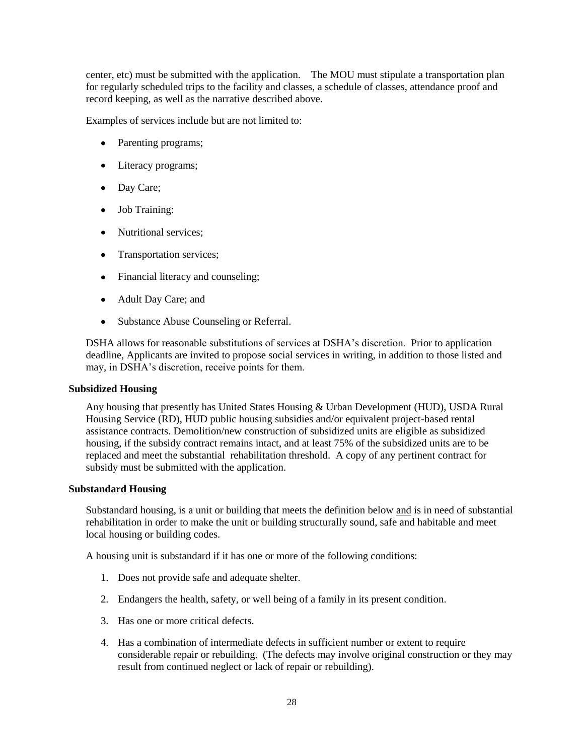center, etc) must be submitted with the application. The MOU must stipulate a transportation plan for regularly scheduled trips to the facility and classes, a schedule of classes, attendance proof and record keeping, as well as the narrative described above.

Examples of services include but are not limited to:

- Parenting programs;
- Literacy programs;
- Day Care;
- Job Training:
- Nutritional services;
- Transportation services;
- Financial literacy and counseling;
- Adult Day Care; and
- Substance Abuse Counseling or Referral.

DSHA allows for reasonable substitutions of services at DSHA's discretion. Prior to application deadline, Applicants are invited to propose social services in writing, in addition to those listed and may, in DSHA's discretion, receive points for them.

**Subsidized Housing**

Any housing that presently has United States Housing & Urban Development (HUD), USDA Rural Housing Service (RD), HUD public housing subsidies and/or equivalent project-based rental assistance contracts. Demolition/new construction of subsidized units are eligible as subsidized housing, if the subsidy contract remains intact, and at least 75% of the subsidized units are to be replaced and meet the substantial rehabilitation threshold. A copy of any pertinent contract for subsidy must be submitted with the application.

**Substandard Housing**

Substandard housing, is a unit or building that meets the definition below <u>and</u> is in need of substantial rehabilitation in order to make the unit or building structurally sound, safe and habitable and meet local housing or building codes.

A housing unit is substandard if it has one or more of the following conditions:

1. Does not provide safe and adequate shelter.
2. Endangers the health, safety, or well being of a family in its present condition.
3. Has one or more critical defects.
4. Has a combination of intermediate defects in sufficient number or extent to require considerable repair or rebuilding. (The defects may involve original construction or they may result from continued neglect or lack of repair or rebuilding).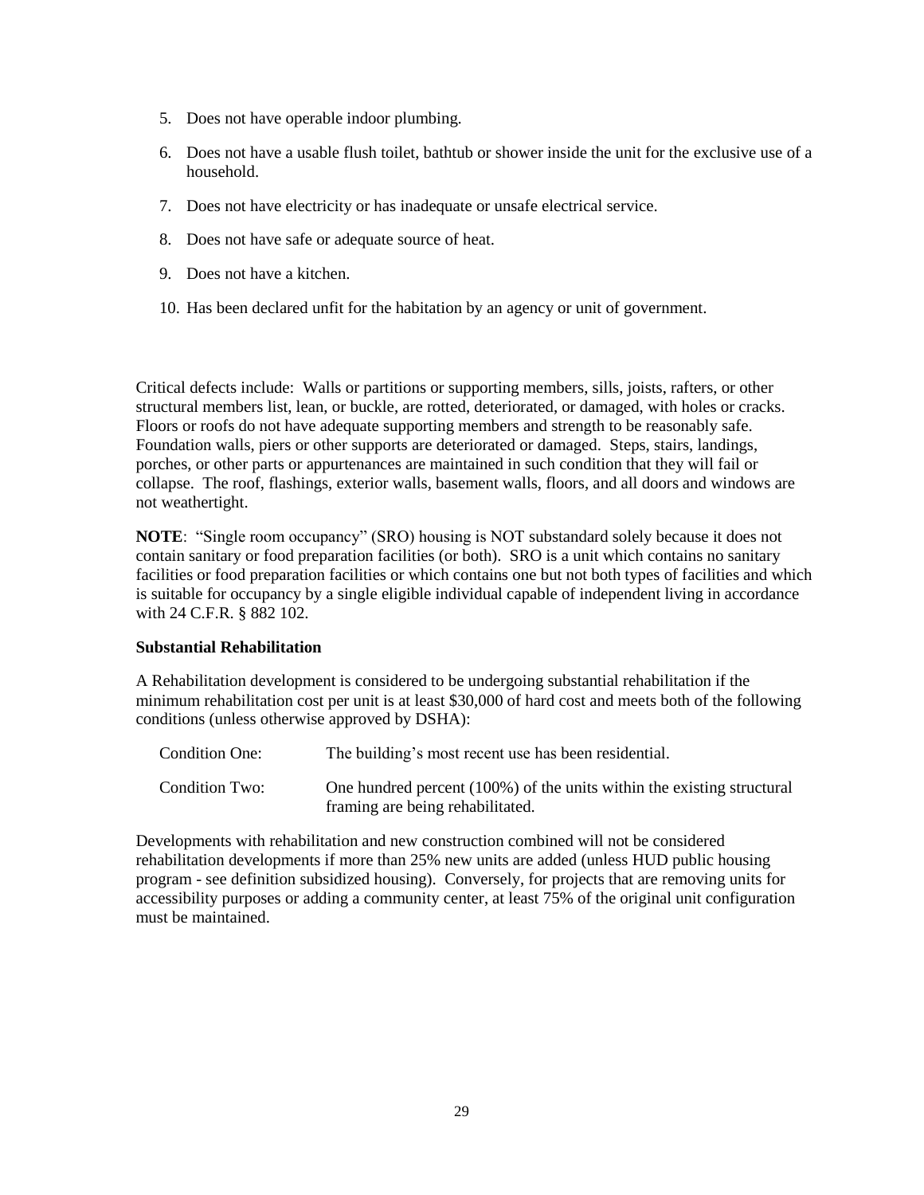5. Does not have operable indoor plumbing.
6. Does not have a usable flush toilet, bathtub or shower inside the unit for the exclusive use of a household.
7. Does not have electricity or has inadequate or unsafe electrical service.
8. Does not have safe or adequate source of heat.
9. Does not have a kitchen.
10. Has been declared unfit for the habitation by an agency or unit of government.

Critical defects include: Walls or partitions or supporting members, sills, joists, rafters, or other structural members list, lean, or buckle, are rotted, deteriorated, or damaged, with holes or cracks. Floors or roofs do not have adequate supporting members and strength to be reasonably safe. Foundation walls, piers or other supports are deteriorated or damaged. Steps, stairs, landings, porches, or other parts or appurtenances are maintained in such condition that they will fail or collapse. The roof, flashings, exterior walls, basement walls, floors, and all doors and windows are not weathertight.

**NOTE**: "Single room occupancy" (SRO) housing is NOT substandard solely because it does not contain sanitary or food preparation facilities (or both). SRO is a unit which contains no sanitary facilities or food preparation facilities or which contains one but not both types of facilities and which is suitable for occupancy by a single eligible individual capable of independent living in accordance with 24 C.F.R. § 882 102.

**Substantial Rehabilitation**

A Rehabilitation development is considered to be undergoing substantial rehabilitation if the minimum rehabilitation cost per unit is at least $30,000 of hard cost and meets both of the following conditions (unless otherwise approved by DSHA):

| | |
|---|---|
| Condition One: | The building's most recent use has been residential. |
| Condition Two: | One hundred percent (100%) of the units within the existing structural framing are being rehabilitated. |

Developments with rehabilitation and new construction combined will not be considered rehabilitation developments if more than 25% new units are added (unless HUD public housing program - see definition subsidized housing). Conversely, for projects that are removing units for accessibility purposes or adding a community center, at least 75% of the original unit configuration must be maintained.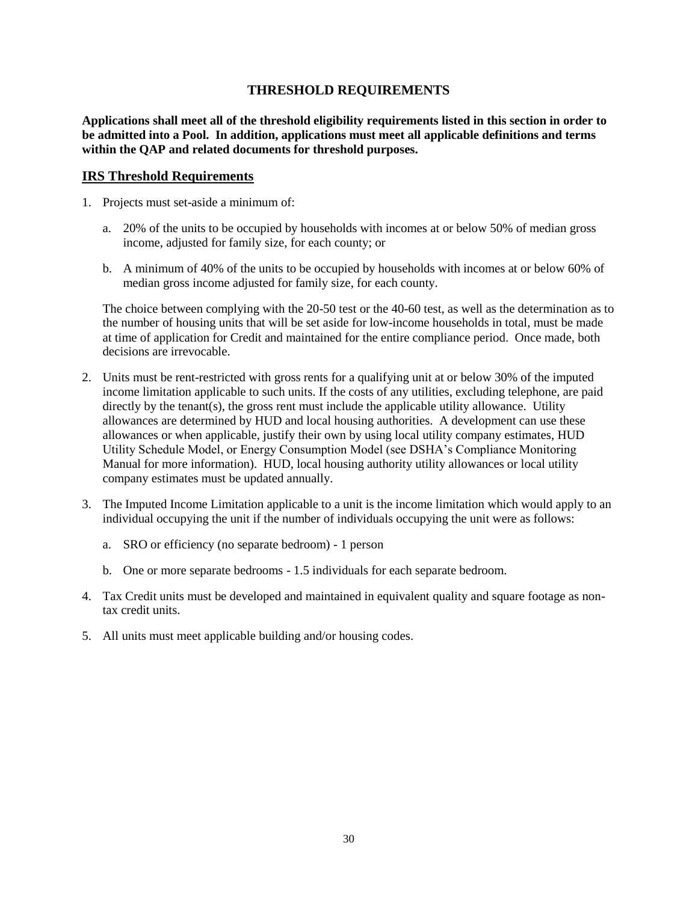# THRESHOLD REQUIREMENTS

**Applications shall meet all of the threshold eligibility requirements listed in this section in order to be admitted into a Pool. In addition, applications must meet all applicable definitions and terms within the QAP and related documents for threshold purposes.**

## IRS Threshold Requirements

1. Projects must set-aside a minimum of:

   a. 20% of the units to be occupied by households with incomes at or below 50% of median gross income, adjusted for family size, for each county; or

   b. A minimum of 40% of the units to be occupied by households with incomes at or below 60% of median gross income adjusted for family size, for each county.

   The choice between complying with the 20-50 test or the 40-60 test, as well as the determination as to the number of housing units that will be set aside for low-income households in total, must be made at time of application for Credit and maintained for the entire compliance period. Once made, both decisions are irrevocable.

2. Units must be rent-restricted with gross rents for a qualifying unit at or below 30% of the imputed income limitation applicable to such units. If the costs of any utilities, excluding telephone, are paid directly by the tenant(s), the gross rent must include the applicable utility allowance. Utility allowances are determined by HUD and local housing authorities. A development can use these allowances or when applicable, justify their own by using local utility company estimates, HUD Utility Schedule Model, or Energy Consumption Model (see DSHA's Compliance Monitoring Manual for more information). HUD, local housing authority utility allowances or local utility company estimates must be updated annually.

3. The Imputed Income Limitation applicable to a unit is the income limitation which would apply to an individual occupying the unit if the number of individuals occupying the unit were as follows:

   a. SRO or efficiency (no separate bedroom) - 1 person

   b. One or more separate bedrooms - 1.5 individuals for each separate bedroom.

4. Tax Credit units must be developed and maintained in equivalent quality and square footage as non-tax credit units.

5. All units must meet applicable building and/or housing codes.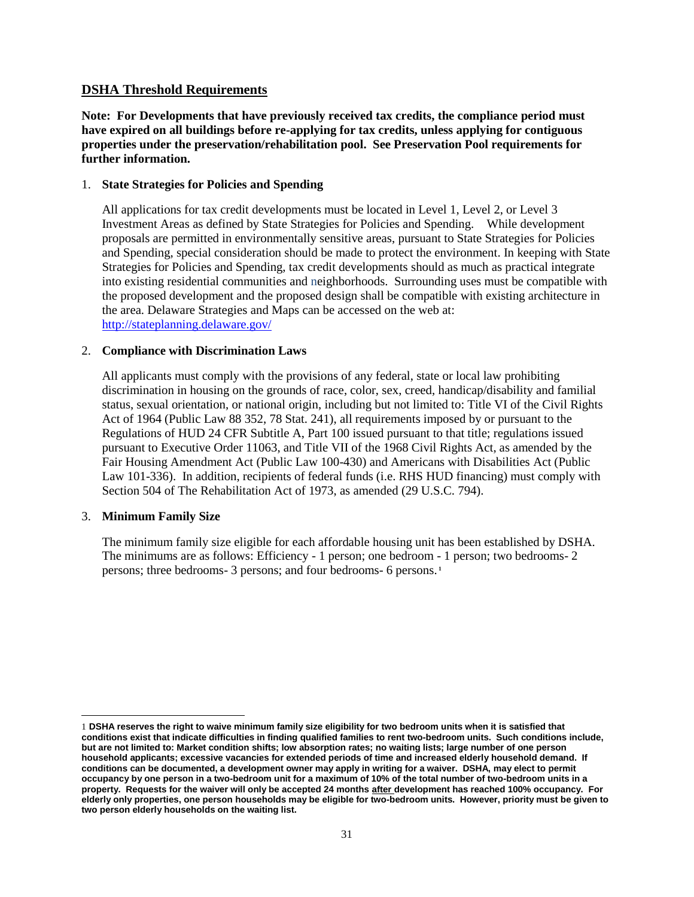## DSHA Threshold Requirements

**Note: For Developments that have previously received tax credits, the compliance period must have expired on all buildings before re-applying for tax credits, unless applying for contiguous properties under the preservation/rehabilitation pool. See Preservation Pool requirements for further information.**

1. **State Strategies for Policies and Spending**

   All applications for tax credit developments must be located in Level 1, Level 2, or Level 3 Investment Areas as defined by State Strategies for Policies and Spending. While development proposals are permitted in environmentally sensitive areas, pursuant to State Strategies for Policies and Spending, special consideration should be made to protect the environment. In keeping with State Strategies for Policies and Spending, tax credit developments should as much as practical integrate into existing residential communities and neighborhoods. Surrounding uses must be compatible with the proposed development and the proposed design shall be compatible with existing architecture in the area. Delaware Strategies and Maps can be accessed on the web at: http://stateplanning.delaware.gov/

2. **Compliance with Discrimination Laws**

   All applicants must comply with the provisions of any federal, state or local law prohibiting discrimination in housing on the grounds of race, color, sex, creed, handicap/disability and familial status, sexual orientation, or national origin, including but not limited to: Title VI of the Civil Rights Act of 1964 (Public Law 88 352, 78 Stat. 241), all requirements imposed by or pursuant to the Regulations of HUD 24 CFR Subtitle A, Part 100 issued pursuant to that title; regulations issued pursuant to Executive Order 11063, and Title VII of the 1968 Civil Rights Act, as amended by the Fair Housing Amendment Act (Public Law 100-430) and Americans with Disabilities Act (Public Law 101-336). In addition, recipients of federal funds (i.e. RHS HUD financing) must comply with Section 504 of The Rehabilitation Act of 1973, as amended (29 U.S.C. 794).

3. **Minimum Family Size**

   The minimum family size eligible for each affordable housing unit has been established by DSHA. The minimums are as follows: Efficiency - 1 person; one bedroom - 1 person; two bedrooms- 2 persons; three bedrooms- 3 persons; and four bedrooms- 6 persons.[1]

---

[1] **DSHA reserves the right to waive minimum family size eligibility for two bedroom units when it is satisfied that conditions exist that indicate difficulties in finding qualified families to rent two-bedroom units. Such conditions include, but are not limited to: Market condition shifts; low absorption rates; no waiting lists; large number of one person household applicants; excessive vacancies for extended periods of time and increased elderly household demand. If conditions can be documented, a development owner may apply in writing for a waiver. DSHA, may elect to permit occupancy by one person in a two-bedroom unit for a maximum of 10% of the total number of two-bedroom units in a property. Requests for the waiver will only be accepted 24 months after development has reached 100% occupancy. For elderly only properties, one person households may be eligible for two-bedroom units. However, priority must be given to two person elderly households on the waiting list.**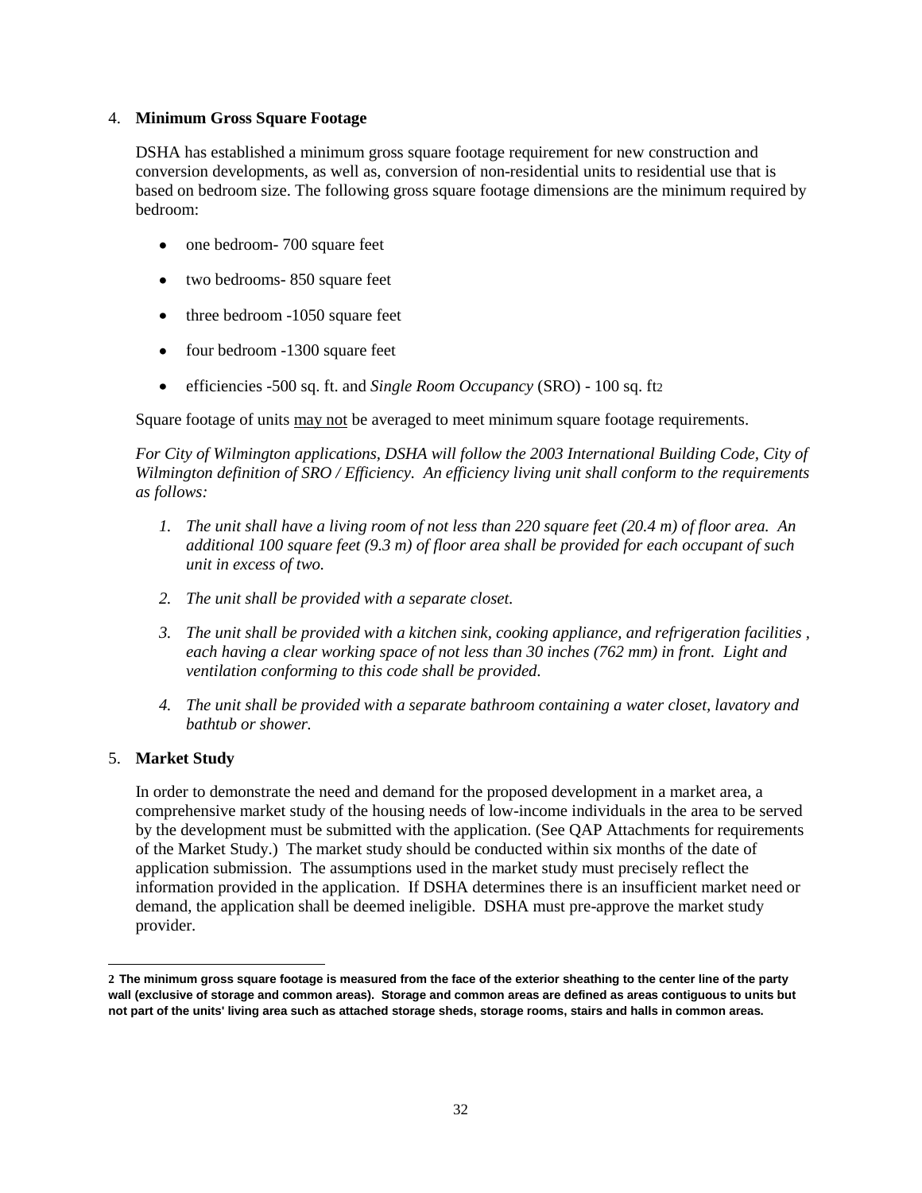4. **Minimum Gross Square Footage**

DSHA has established a minimum gross square footage requirement for new construction and conversion developments, as well as, conversion of non-residential units to residential use that is based on bedroom size. The following gross square footage dimensions are the minimum required by bedroom:

- one bedroom- 700 square feet
- two bedrooms- 850 square feet
- three bedroom -1050 square feet
- four bedroom -1300 square feet
- efficiencies -500 sq. ft. and *Single Room Occupancy* (SRO) - 100 sq. ft[2]

Square footage of units may not be averaged to meet minimum square footage requirements.

*For City of Wilmington applications, DSHA will follow the 2003 International Building Code, City of Wilmington definition of SRO / Efficiency. An efficiency living unit shall conform to the requirements as follows:*

1. *The unit shall have a living room of not less than 220 square feet (20.4 m) of floor area. An additional 100 square feet (9.3 m) of floor area shall be provided for each occupant of such unit in excess of two.*
2. *The unit shall be provided with a separate closet.*
3. *The unit shall be provided with a kitchen sink, cooking appliance, and refrigeration facilities , each having a clear working space of not less than 30 inches (762 mm) in front. Light and ventilation conforming to this code shall be provided.*
4. *The unit shall be provided with a separate bathroom containing a water closet, lavatory and bathtub or shower.*

5. **Market Study**

In order to demonstrate the need and demand for the proposed development in a market area, a comprehensive market study of the housing needs of low-income individuals in the area to be served by the development must be submitted with the application. (See QAP Attachments for requirements of the Market Study.) The market study should be conducted within six months of the date of application submission. The assumptions used in the market study must precisely reflect the information provided in the application. If DSHA determines there is an insufficient market need or demand, the application shall be deemed ineligible. DSHA must pre-approve the market study provider.

---

**2 The minimum gross square footage is measured from the face of the exterior sheathing to the center line of the party wall (exclusive of storage and common areas). Storage and common areas are defined as areas contiguous to units but not part of the units' living area such as attached storage sheds, storage rooms, stairs and halls in common areas.**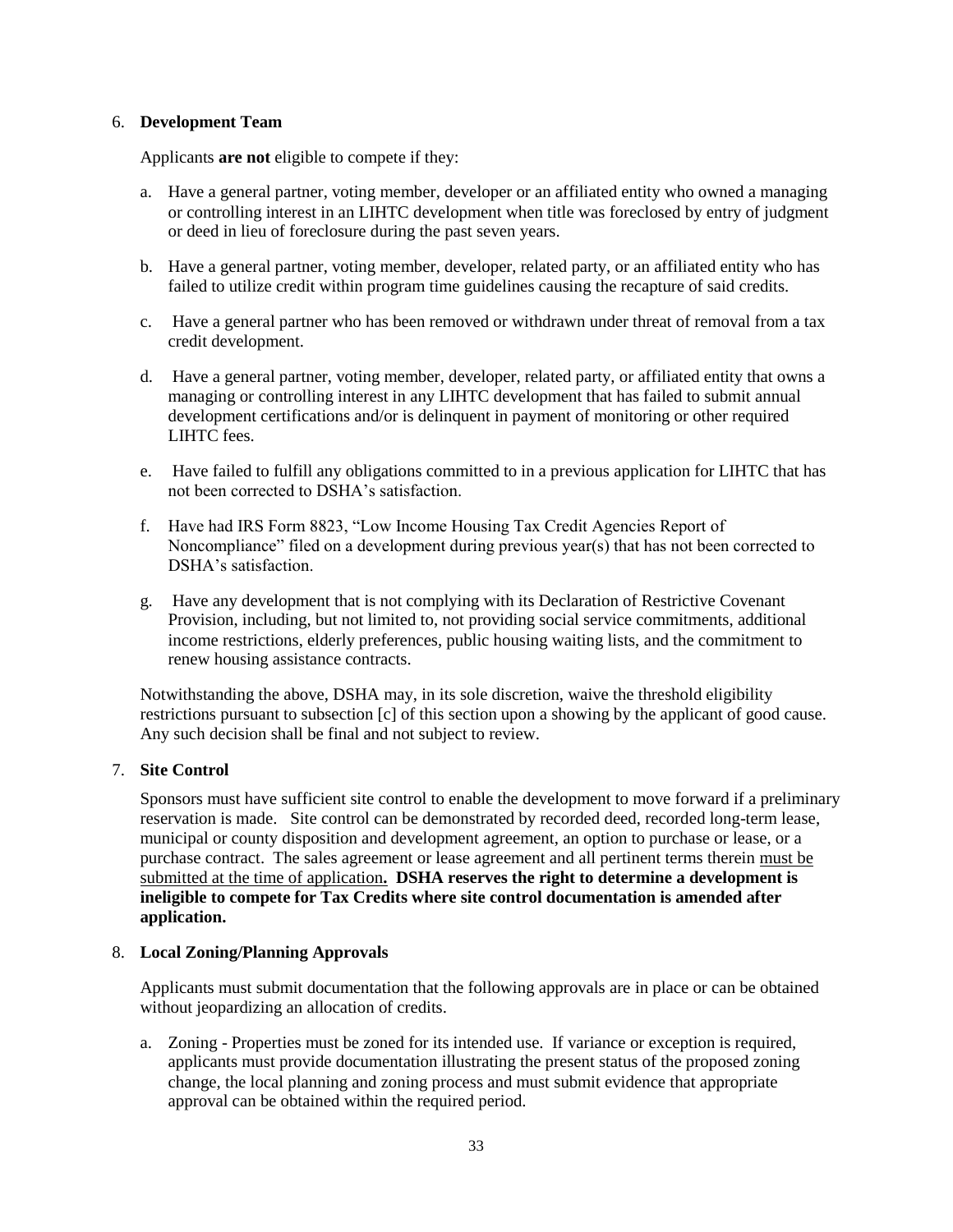6. **Development Team**

   Applicants **are not** eligible to compete if they:

   a. Have a general partner, voting member, developer or an affiliated entity who owned a managing or controlling interest in an LIHTC development when title was foreclosed by entry of judgment or deed in lieu of foreclosure during the past seven years.

   b. Have a general partner, voting member, developer, related party, or an affiliated entity who has failed to utilize credit within program time guidelines causing the recapture of said credits.

   c. Have a general partner who has been removed or withdrawn under threat of removal from a tax credit development.

   d. Have a general partner, voting member, developer, related party, or affiliated entity that owns a managing or controlling interest in any LIHTC development that has failed to submit annual development certifications and/or is delinquent in payment of monitoring or other required LIHTC fees.

   e. Have failed to fulfill any obligations committed to in a previous application for LIHTC that has not been corrected to DSHA's satisfaction.

   f. Have had IRS Form 8823, "Low Income Housing Tax Credit Agencies Report of Noncompliance" filed on a development during previous year(s) that has not been corrected to DSHA's satisfaction.

   g. Have any development that is not complying with its Declaration of Restrictive Covenant Provision, including, but not limited to, not providing social service commitments, additional income restrictions, elderly preferences, public housing waiting lists, and the commitment to renew housing assistance contracts.

   Notwithstanding the above, DSHA may, in its sole discretion, waive the threshold eligibility restrictions pursuant to subsection [c] of this section upon a showing by the applicant of good cause. Any such decision shall be final and not subject to review.

7. **Site Control**

   Sponsors must have sufficient site control to enable the development to move forward if a preliminary reservation is made. Site control can be demonstrated by recorded deed, recorded long-term lease, municipal or county disposition and development agreement, an option to purchase or lease, or a purchase contract. The sales agreement or lease agreement and all pertinent terms therein must be submitted at the time of application**. DSHA reserves the right to determine a development is ineligible to compete for Tax Credits where site control documentation is amended after application.**

8. **Local Zoning/Planning Approvals**

   Applicants must submit documentation that the following approvals are in place or can be obtained without jeopardizing an allocation of credits.

   a. Zoning - Properties must be zoned for its intended use. If variance or exception is required, applicants must provide documentation illustrating the present status of the proposed zoning change, the local planning and zoning process and must submit evidence that appropriate approval can be obtained within the required period.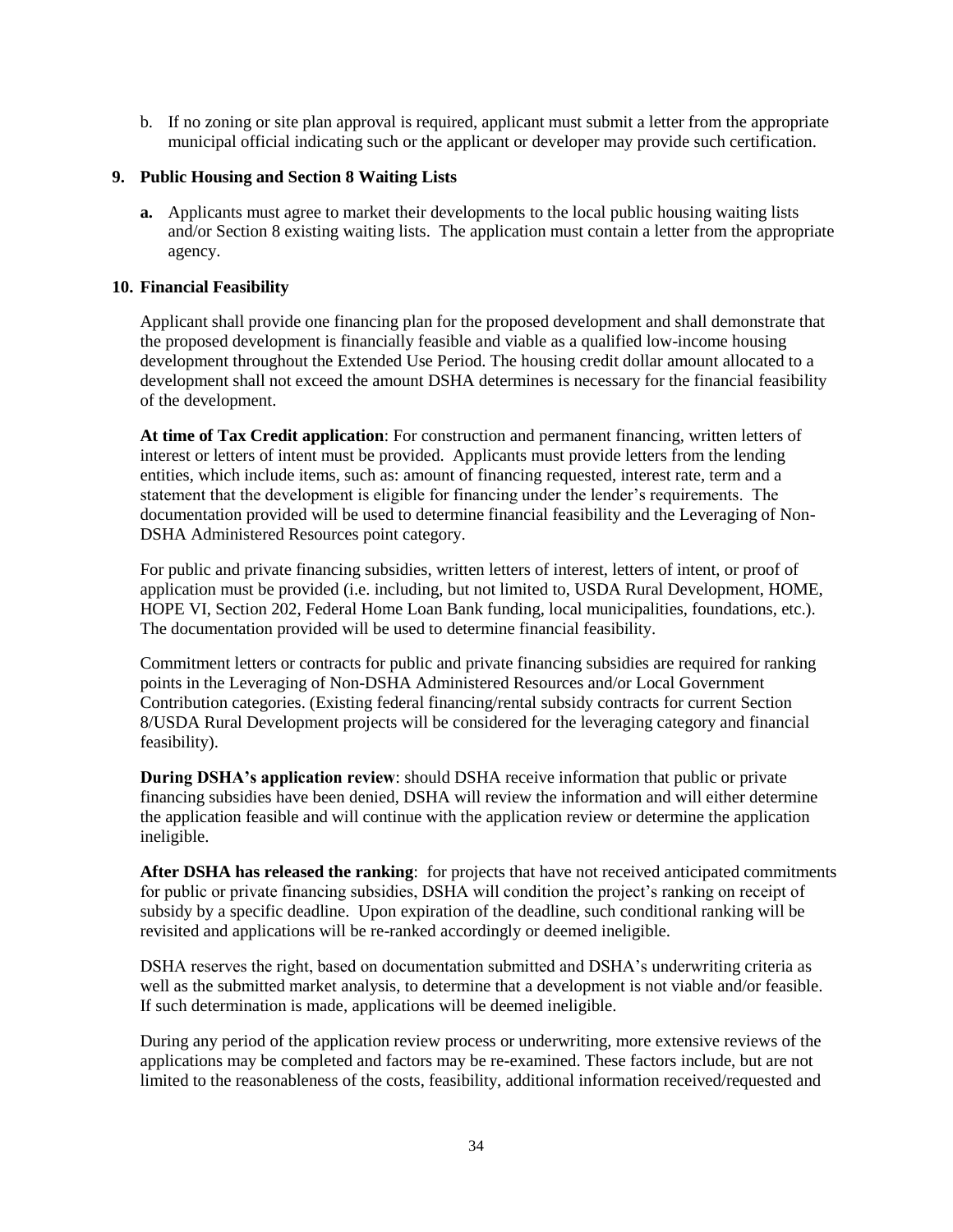b. If no zoning or site plan approval is required, applicant must submit a letter from the appropriate municipal official indicating such or the applicant or developer may provide such certification.

**9. Public Housing and Section 8 Waiting Lists**

**a.** Applicants must agree to market their developments to the local public housing waiting lists and/or Section 8 existing waiting lists. The application must contain a letter from the appropriate agency.

**10. Financial Feasibility**

Applicant shall provide one financing plan for the proposed development and shall demonstrate that the proposed development is financially feasible and viable as a qualified low-income housing development throughout the Extended Use Period. The housing credit dollar amount allocated to a development shall not exceed the amount DSHA determines is necessary for the financial feasibility of the development.

**At time of Tax Credit application**: For construction and permanent financing, written letters of interest or letters of intent must be provided. Applicants must provide letters from the lending entities, which include items, such as: amount of financing requested, interest rate, term and a statement that the development is eligible for financing under the lender's requirements. The documentation provided will be used to determine financial feasibility and the Leveraging of Non-DSHA Administered Resources point category.

For public and private financing subsidies, written letters of interest, letters of intent, or proof of application must be provided (i.e. including, but not limited to, USDA Rural Development, HOME, HOPE VI, Section 202, Federal Home Loan Bank funding, local municipalities, foundations, etc.). The documentation provided will be used to determine financial feasibility.

Commitment letters or contracts for public and private financing subsidies are required for ranking points in the Leveraging of Non-DSHA Administered Resources and/or Local Government Contribution categories. (Existing federal financing/rental subsidy contracts for current Section 8/USDA Rural Development projects will be considered for the leveraging category and financial feasibility).

**During DSHA's application review**: should DSHA receive information that public or private financing subsidies have been denied, DSHA will review the information and will either determine the application feasible and will continue with the application review or determine the application ineligible.

**After DSHA has released the ranking**: for projects that have not received anticipated commitments for public or private financing subsidies, DSHA will condition the project's ranking on receipt of subsidy by a specific deadline. Upon expiration of the deadline, such conditional ranking will be revisited and applications will be re-ranked accordingly or deemed ineligible.

DSHA reserves the right, based on documentation submitted and DSHA's underwriting criteria as well as the submitted market analysis, to determine that a development is not viable and/or feasible. If such determination is made, applications will be deemed ineligible.

During any period of the application review process or underwriting, more extensive reviews of the applications may be completed and factors may be re-examined. These factors include, but are not limited to the reasonableness of the costs, feasibility, additional information received/requested and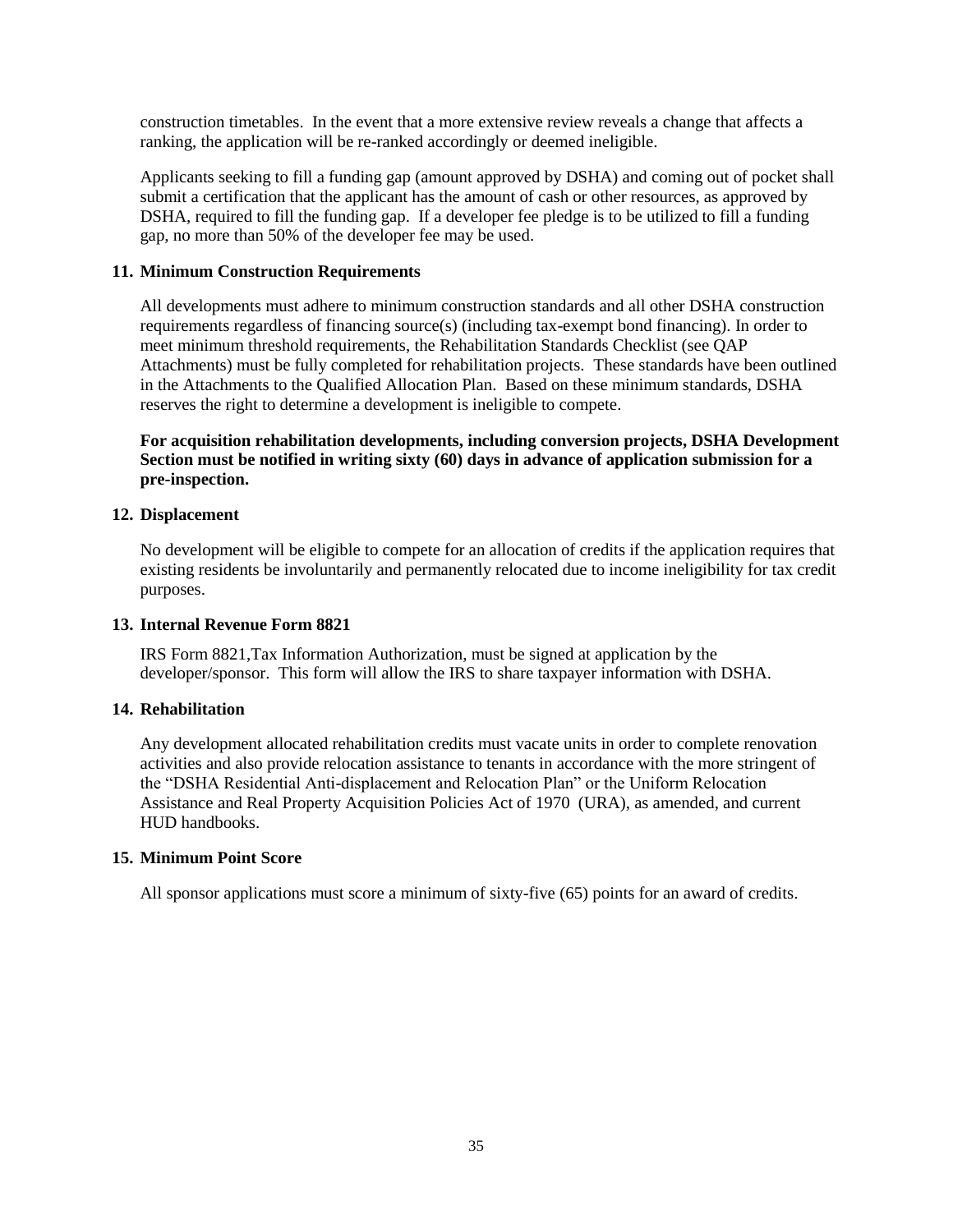construction timetables. In the event that a more extensive review reveals a change that affects a ranking, the application will be re-ranked accordingly or deemed ineligible.

Applicants seeking to fill a funding gap (amount approved by DSHA) and coming out of pocket shall submit a certification that the applicant has the amount of cash or other resources, as approved by DSHA, required to fill the funding gap. If a developer fee pledge is to be utilized to fill a funding gap, no more than 50% of the developer fee may be used.

**11. Minimum Construction Requirements**

All developments must adhere to minimum construction standards and all other DSHA construction requirements regardless of financing source(s) (including tax-exempt bond financing). In order to meet minimum threshold requirements, the Rehabilitation Standards Checklist (see QAP Attachments) must be fully completed for rehabilitation projects. These standards have been outlined in the Attachments to the Qualified Allocation Plan. Based on these minimum standards, DSHA reserves the right to determine a development is ineligible to compete.

**For acquisition rehabilitation developments, including conversion projects, DSHA Development Section must be notified in writing sixty (60) days in advance of application submission for a pre-inspection.**

**12. Displacement**

No development will be eligible to compete for an allocation of credits if the application requires that existing residents be involuntarily and permanently relocated due to income ineligibility for tax credit purposes.

**13. Internal Revenue Form 8821**

IRS Form 8821,Tax Information Authorization, must be signed at application by the developer/sponsor. This form will allow the IRS to share taxpayer information with DSHA.

**14. Rehabilitation**

Any development allocated rehabilitation credits must vacate units in order to complete renovation activities and also provide relocation assistance to tenants in accordance with the more stringent of the "DSHA Residential Anti-displacement and Relocation Plan" or the Uniform Relocation Assistance and Real Property Acquisition Policies Act of 1970 (URA), as amended, and current HUD handbooks.

**15. Minimum Point Score**

All sponsor applications must score a minimum of sixty-five (65) points for an award of credits.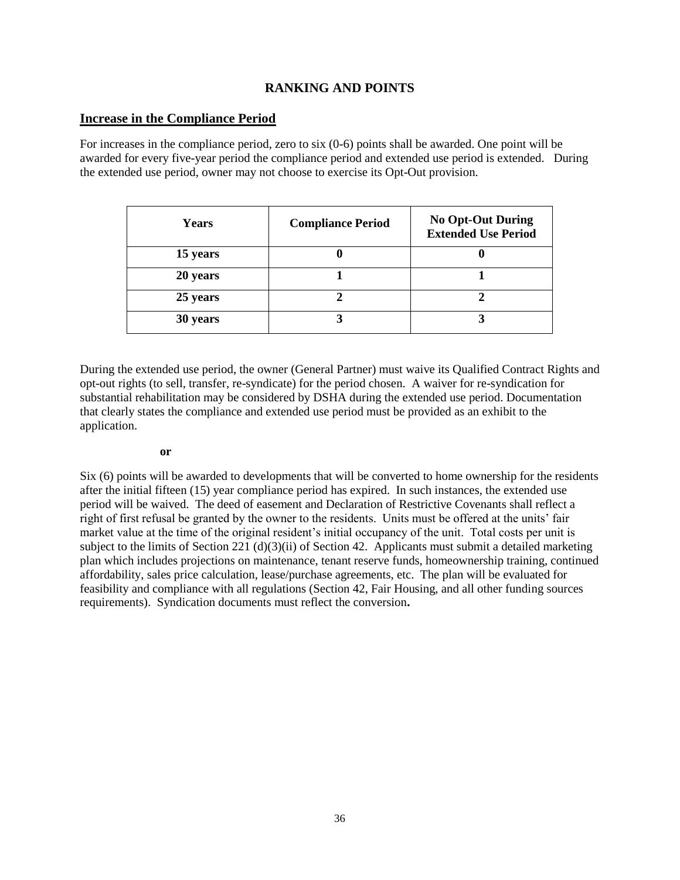## RANKING AND POINTS

### Increase in the Compliance Period

For increases in the compliance period, zero to six (0-6) points shall be awarded. One point will be awarded for every five-year period the compliance period and extended use period is extended. During the extended use period, owner may not choose to exercise its Opt-Out provision.

| Years | Compliance Period | No Opt-Out During Extended Use Period |
|---|---|---|
| 15 years | 0 | 0 |
| 20 years | 1 | 1 |
| 25 years | 2 | 2 |
| 30 years | 3 | 3 |

During the extended use period, the owner (General Partner) must waive its Qualified Contract Rights and opt-out rights (to sell, transfer, re-syndicate) for the period chosen. A waiver for re-syndication for substantial rehabilitation may be considered by DSHA during the extended use period. Documentation that clearly states the compliance and extended use period must be provided as an exhibit to the application.

**or**

Six (6) points will be awarded to developments that will be converted to home ownership for the residents after the initial fifteen (15) year compliance period has expired. In such instances, the extended use period will be waived. The deed of easement and Declaration of Restrictive Covenants shall reflect a right of first refusal be granted by the owner to the residents. Units must be offered at the units' fair market value at the time of the original resident's initial occupancy of the unit. Total costs per unit is subject to the limits of Section 221 (d)(3)(ii) of Section 42. Applicants must submit a detailed marketing plan which includes projections on maintenance, tenant reserve funds, homeownership training, continued affordability, sales price calculation, lease/purchase agreements, etc. The plan will be evaluated for feasibility and compliance with all regulations (Section 42, Fair Housing, and all other funding sources requirements). Syndication documents must reflect the conversion**.**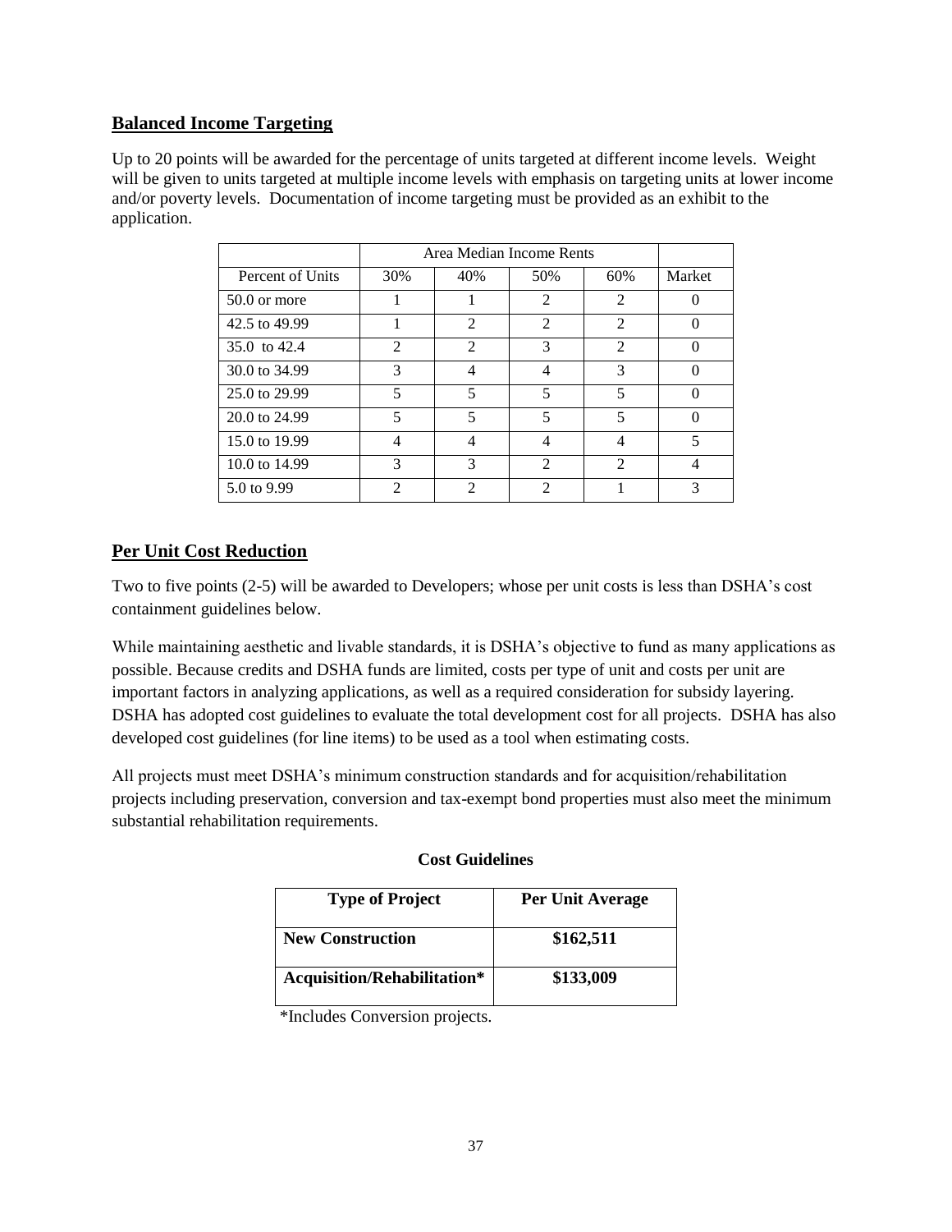## Balanced Income Targeting

Up to 20 points will be awarded for the percentage of units targeted at different income levels. Weight will be given to units targeted at multiple income levels with emphasis on targeting units at lower income and/or poverty levels. Documentation of income targeting must be provided as an exhibit to the application.

| | Area Median Income Rents | | | | |
|---|---|---|---|---|---|
| Percent of Units | 30% | 40% | 50% | 60% | Market |
| 50.0 or more | 1 | 1 | 2 | 2 | 0 |
| 42.5 to 49.99 | 1 | 2 | 2 | 2 | 0 |
| 35.0 to 42.4 | 2 | 2 | 3 | 2 | 0 |
| 30.0 to 34.99 | 3 | 4 | 4 | 3 | 0 |
| 25.0 to 29.99 | 5 | 5 | 5 | 5 | 0 |
| 20.0 to 24.99 | 5 | 5 | 5 | 5 | 0 |
| 15.0 to 19.99 | 4 | 4 | 4 | 4 | 5 |
| 10.0 to 14.99 | 3 | 3 | 2 | 2 | 4 |
| 5.0 to 9.99 | 2 | 2 | 2 | 1 | 3 |

## Per Unit Cost Reduction

Two to five points (2-5) will be awarded to Developers; whose per unit costs is less than DSHA's cost containment guidelines below.

While maintaining aesthetic and livable standards, it is DSHA's objective to fund as many applications as possible. Because credits and DSHA funds are limited, costs per type of unit and costs per unit are important factors in analyzing applications, as well as a required consideration for subsidy layering. DSHA has adopted cost guidelines to evaluate the total development cost for all projects. DSHA has also developed cost guidelines (for line items) to be used as a tool when estimating costs.

All projects must meet DSHA's minimum construction standards and for acquisition/rehabilitation projects including preservation, conversion and tax-exempt bond properties must also meet the minimum substantial rehabilitation requirements.

**Cost Guidelines**

| Type of Project | Per Unit Average |
|---|---|
| **New Construction** | **$162,511** |
| **Acquisition/Rehabilitation*** | **$133,009** |

*Includes Conversion projects.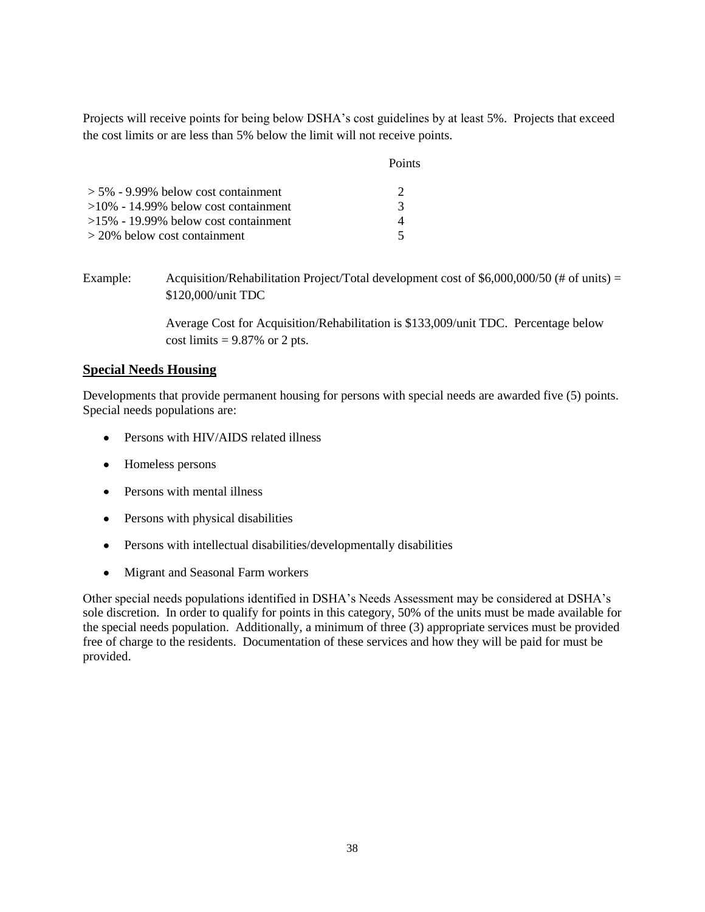Projects will receive points for being below DSHA's cost guidelines by at least 5%. Projects that exceed the cost limits or are less than 5% below the limit will not receive points.

| | Points |
|---|---|
| > 5% - 9.99% below cost containment | 2 |
| >10% - 14.99% below cost containment | 3 |
| >15% - 19.99% below cost containment | 4 |
| > 20% below cost containment | 5 |

Example: Acquisition/Rehabilitation Project/Total development cost of $6,000,000/50 (# of units) = $120,000/unit TDC

Average Cost for Acquisition/Rehabilitation is $133,009/unit TDC. Percentage below cost limits = 9.87% or 2 pts.

## Special Needs Housing

Developments that provide permanent housing for persons with special needs are awarded five (5) points. Special needs populations are:

- Persons with HIV/AIDS related illness
- Homeless persons
- Persons with mental illness
- Persons with physical disabilities
- Persons with intellectual disabilities/developmentally disabilities
- Migrant and Seasonal Farm workers

Other special needs populations identified in DSHA's Needs Assessment may be considered at DSHA's sole discretion. In order to qualify for points in this category, 50% of the units must be made available for the special needs population. Additionally, a minimum of three (3) appropriate services must be provided free of charge to the residents. Documentation of these services and how they will be paid for must be provided.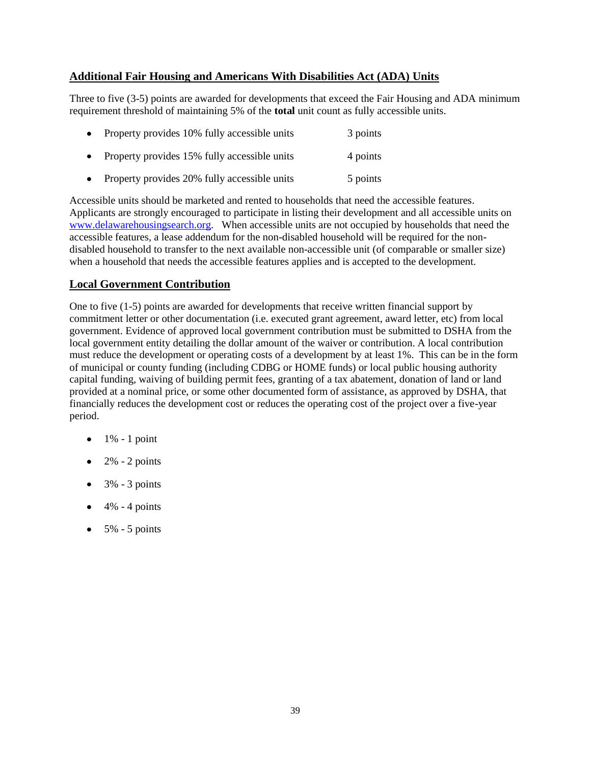## Additional Fair Housing and Americans With Disabilities Act (ADA) Units

Three to five (3-5) points are awarded for developments that exceed the Fair Housing and ADA minimum requirement threshold of maintaining 5% of the **total** unit count as fully accessible units.

- Property provides 10% fully accessible units 3 points
- Property provides 15% fully accessible units 4 points
- Property provides 20% fully accessible units 5 points

Accessible units should be marketed and rented to households that need the accessible features. Applicants are strongly encouraged to participate in listing their development and all accessible units on [www.delawarehousingsearch.org](http://www.delawarehousingsearch.org). When accessible units are not occupied by households that need the accessible features, a lease addendum for the non-disabled household will be required for the non-disabled household to transfer to the next available non-accessible unit (of comparable or smaller size) when a household that needs the accessible features applies and is accepted to the development.

## Local Government Contribution

One to five (1-5) points are awarded for developments that receive written financial support by commitment letter or other documentation (i.e. executed grant agreement, award letter, etc) from local government. Evidence of approved local government contribution must be submitted to DSHA from the local government entity detailing the dollar amount of the waiver or contribution. A local contribution must reduce the development or operating costs of a development by at least 1%. This can be in the form of municipal or county funding (including CDBG or HOME funds) or local public housing authority capital funding, waiving of building permit fees, granting of a tax abatement, donation of land or land provided at a nominal price, or some other documented form of assistance, as approved by DSHA, that financially reduces the development cost or reduces the operating cost of the project over a five-year period.

- 1% - 1 point
- 2% - 2 points
- 3% - 3 points
- 4% - 4 points
- 5% - 5 points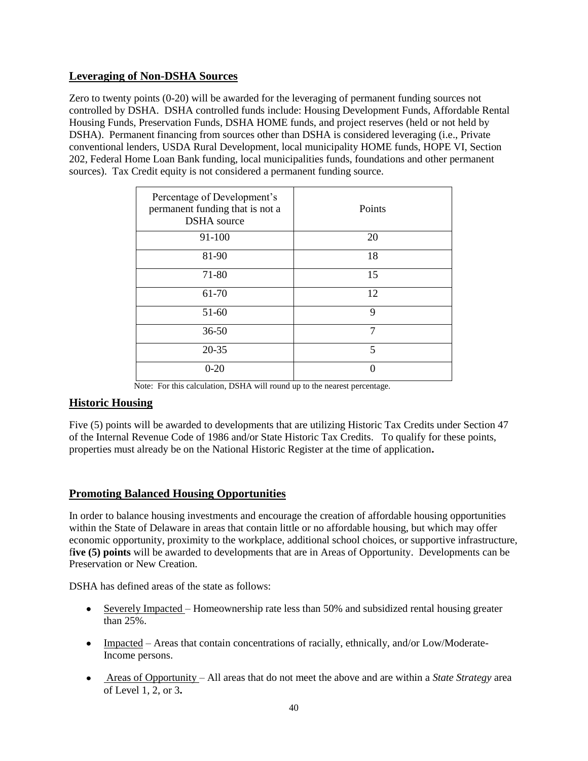## Leveraging of Non-DSHA Sources

Zero to twenty points (0-20) will be awarded for the leveraging of permanent funding sources not controlled by DSHA. DSHA controlled funds include: Housing Development Funds, Affordable Rental Housing Funds, Preservation Funds, DSHA HOME funds, and project reserves (held or not held by DSHA). Permanent financing from sources other than DSHA is considered leveraging (i.e., Private conventional lenders, USDA Rural Development, local municipality HOME funds, HOPE VI, Section 202, Federal Home Loan Bank funding, local municipalities funds, foundations and other permanent sources). Tax Credit equity is not considered a permanent funding source.

| Percentage of Development's permanent funding that is not a DSHA source | Points |
|---|---|
| 91-100 | 20 |
| 81-90 | 18 |
| 71-80 | 15 |
| 61-70 | 12 |
| 51-60 | 9 |
| 36-50 | 7 |
| 20-35 | 5 |
| 0-20 | 0 |

Note: For this calculation, DSHA will round up to the nearest percentage.

## Historic Housing

Five (5) points will be awarded to developments that are utilizing Historic Tax Credits under Section 47 of the Internal Revenue Code of 1986 and/or State Historic Tax Credits. To qualify for these points, properties must already be on the National Historic Register at the time of application**.**

## Promoting Balanced Housing Opportunities

In order to balance housing investments and encourage the creation of affordable housing opportunities within the State of Delaware in areas that contain little or no affordable housing, but which may offer economic opportunity, proximity to the workplace, additional school choices, or supportive infrastructure, f**ive (5) points** will be awarded to developments that are in Areas of Opportunity. Developments can be Preservation or New Creation.

DSHA has defined areas of the state as follows:

- Severely Impacted – Homeownership rate less than 50% and subsidized rental housing greater than 25%.
- Impacted – Areas that contain concentrations of racially, ethnically, and/or Low/Moderate-Income persons.
- Areas of Opportunity – All areas that do not meet the above and are within a *State Strategy* area of Level 1, 2, or 3**.**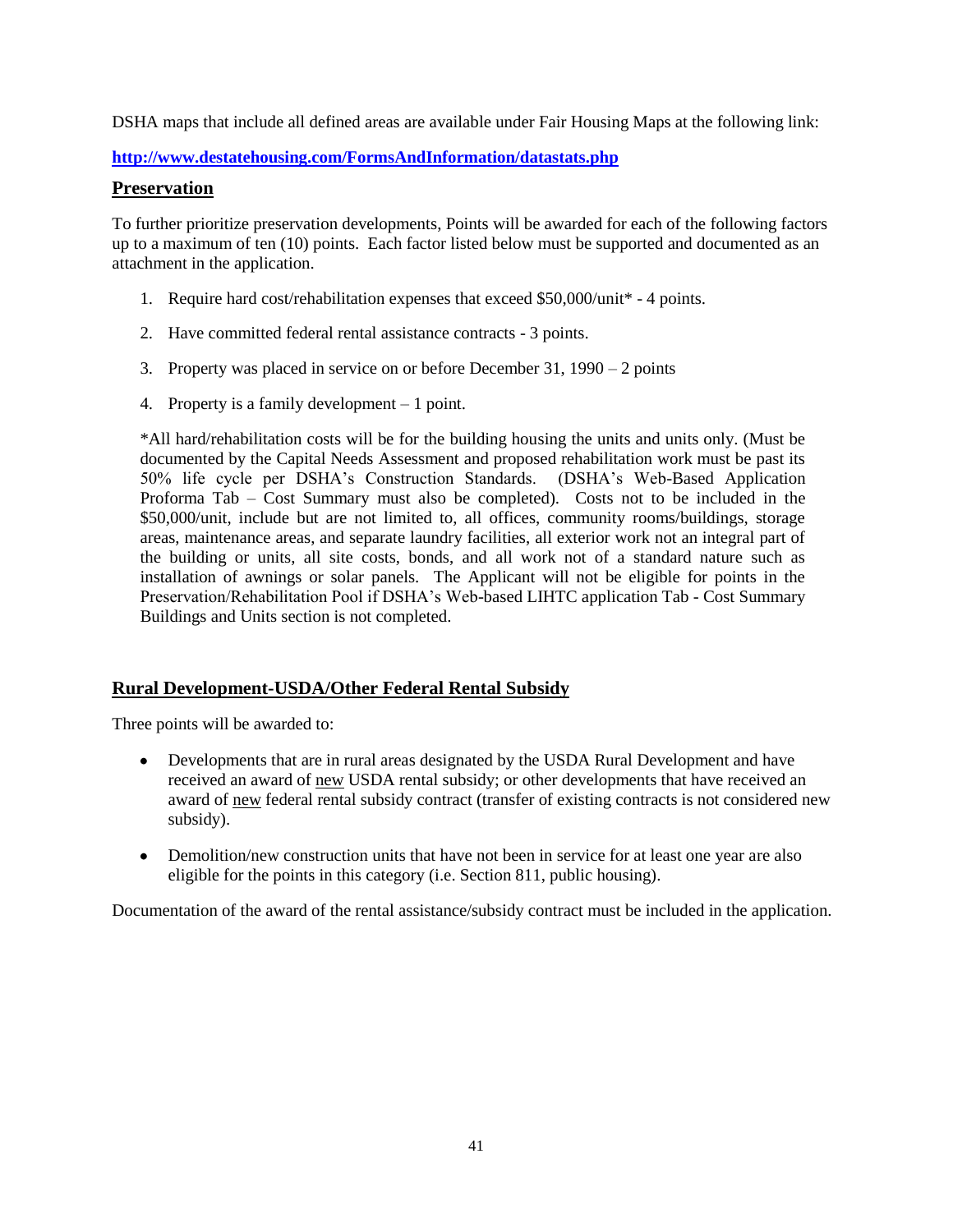DSHA maps that include all defined areas are available under Fair Housing Maps at the following link:

**http://www.destatehousing.com/FormsAndInformation/datastats.php**

## Preservation

To further prioritize preservation developments, Points will be awarded for each of the following factors up to a maximum of ten (10) points. Each factor listed below must be supported and documented as an attachment in the application.

1. Require hard cost/rehabilitation expenses that exceed $50,000/unit* - 4 points.
2. Have committed federal rental assistance contracts - 3 points.
3. Property was placed in service on or before December 31, 1990 – 2 points
4. Property is a family development – 1 point.

*All hard/rehabilitation costs will be for the building housing the units and units only. (Must be documented by the Capital Needs Assessment and proposed rehabilitation work must be past its 50% life cycle per DSHA's Construction Standards. (DSHA's Web-Based Application Proforma Tab – Cost Summary must also be completed). Costs not to be included in the $50,000/unit, include but are not limited to, all offices, community rooms/buildings, storage areas, maintenance areas, and separate laundry facilities, all exterior work not an integral part of the building or units, all site costs, bonds, and all work not of a standard nature such as installation of awnings or solar panels. The Applicant will not be eligible for points in the Preservation/Rehabilitation Pool if DSHA's Web-based LIHTC application Tab - Cost Summary Buildings and Units section is not completed.

## Rural Development-USDA/Other Federal Rental Subsidy

Three points will be awarded to:

- Developments that are in rural areas designated by the USDA Rural Development and have received an award of new USDA rental subsidy; or other developments that have received an award of new federal rental subsidy contract (transfer of existing contracts is not considered new subsidy).
- Demolition/new construction units that have not been in service for at least one year are also eligible for the points in this category (i.e. Section 811, public housing).

Documentation of the award of the rental assistance/subsidy contract must be included in the application.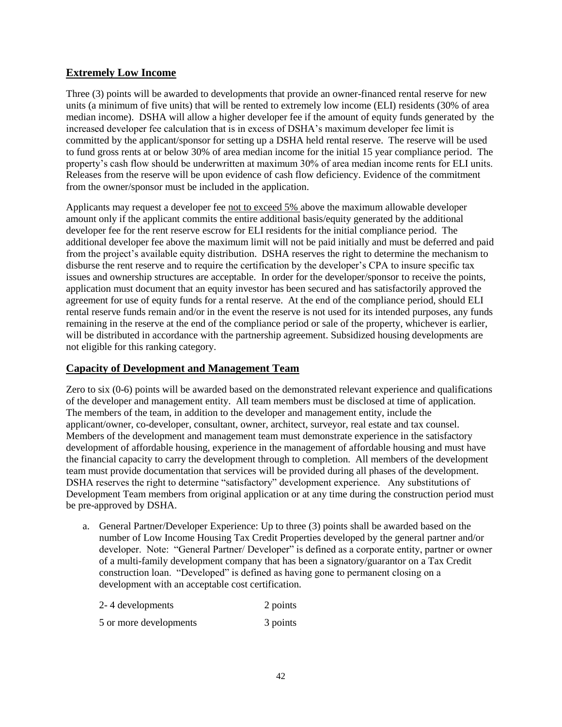## Extremely Low Income

Three (3) points will be awarded to developments that provide an owner-financed rental reserve for new units (a minimum of five units) that will be rented to extremely low income (ELI) residents (30% of area median income). DSHA will allow a higher developer fee if the amount of equity funds generated by the increased developer fee calculation that is in excess of DSHA's maximum developer fee limit is committed by the applicant/sponsor for setting up a DSHA held rental reserve. The reserve will be used to fund gross rents at or below 30% of area median income for the initial 15 year compliance period. The property's cash flow should be underwritten at maximum 30% of area median income rents for ELI units. Releases from the reserve will be upon evidence of cash flow deficiency. Evidence of the commitment from the owner/sponsor must be included in the application.

Applicants may request a developer fee not to exceed 5% above the maximum allowable developer amount only if the applicant commits the entire additional basis/equity generated by the additional developer fee for the rent reserve escrow for ELI residents for the initial compliance period. The additional developer fee above the maximum limit will not be paid initially and must be deferred and paid from the project's available equity distribution. DSHA reserves the right to determine the mechanism to disburse the rent reserve and to require the certification by the developer's CPA to insure specific tax issues and ownership structures are acceptable. In order for the developer/sponsor to receive the points, application must document that an equity investor has been secured and has satisfactorily approved the agreement for use of equity funds for a rental reserve. At the end of the compliance period, should ELI rental reserve funds remain and/or in the event the reserve is not used for its intended purposes, any funds remaining in the reserve at the end of the compliance period or sale of the property, whichever is earlier, will be distributed in accordance with the partnership agreement. Subsidized housing developments are not eligible for this ranking category.

## Capacity of Development and Management Team

Zero to six (0-6) points will be awarded based on the demonstrated relevant experience and qualifications of the developer and management entity. All team members must be disclosed at time of application. The members of the team, in addition to the developer and management entity, include the applicant/owner, co-developer, consultant, owner, architect, surveyor, real estate and tax counsel. Members of the development and management team must demonstrate experience in the satisfactory development of affordable housing, experience in the management of affordable housing and must have the financial capacity to carry the development through to completion. All members of the development team must provide documentation that services will be provided during all phases of the development. DSHA reserves the right to determine "satisfactory" development experience. Any substitutions of Development Team members from original application or at any time during the construction period must be pre-approved by DSHA.

a. General Partner/Developer Experience: Up to three (3) points shall be awarded based on the number of Low Income Housing Tax Credit Properties developed by the general partner and/or developer. Note: "General Partner/ Developer" is defined as a corporate entity, partner or owner of a multi-family development company that has been a signatory/guarantor on a Tax Credit construction loan. "Developed" is defined as having gone to permanent closing on a development with an acceptable cost certification.

| | |
|---|---|
| 2- 4 developments | 2 points |
| 5 or more developments | 3 points |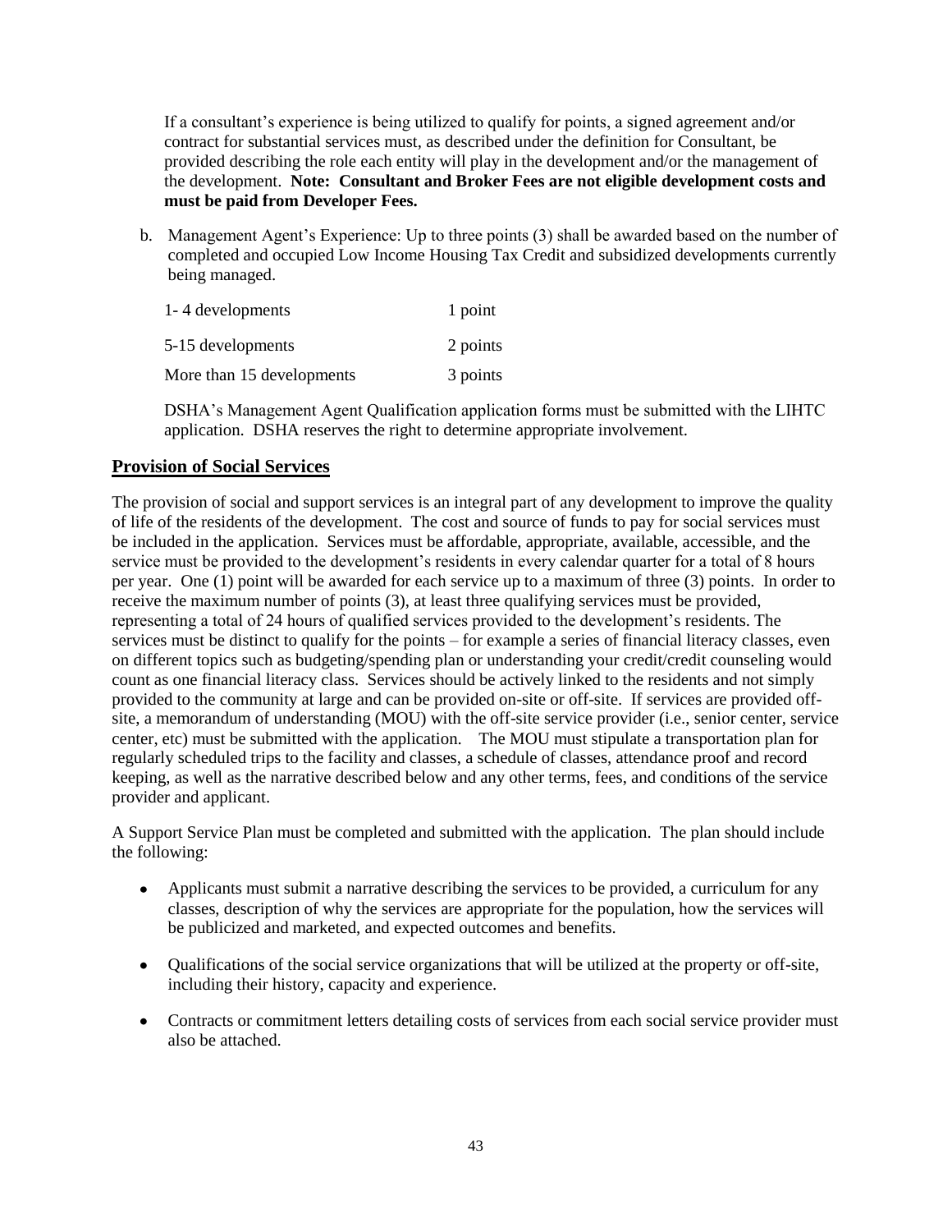If a consultant's experience is being utilized to qualify for points, a signed agreement and/or contract for substantial services must, as described under the definition for Consultant, be provided describing the role each entity will play in the development and/or the management of the development. **Note: Consultant and Broker Fees are not eligible development costs and must be paid from Developer Fees.**

b. Management Agent's Experience: Up to three points (3) shall be awarded based on the number of completed and occupied Low Income Housing Tax Credit and subsidized developments currently being managed.

| | |
|---|---|
| 1- 4 developments | 1 point |
| 5-15 developments | 2 points |
| More than 15 developments | 3 points |

DSHA's Management Agent Qualification application forms must be submitted with the LIHTC application. DSHA reserves the right to determine appropriate involvement.

## Provision of Social Services

The provision of social and support services is an integral part of any development to improve the quality of life of the residents of the development. The cost and source of funds to pay for social services must be included in the application. Services must be affordable, appropriate, available, accessible, and the service must be provided to the development's residents in every calendar quarter for a total of 8 hours per year. One (1) point will be awarded for each service up to a maximum of three (3) points. In order to receive the maximum number of points (3), at least three qualifying services must be provided, representing a total of 24 hours of qualified services provided to the development's residents. The services must be distinct to qualify for the points – for example a series of financial literacy classes, even on different topics such as budgeting/spending plan or understanding your credit/credit counseling would count as one financial literacy class. Services should be actively linked to the residents and not simply provided to the community at large and can be provided on-site or off-site. If services are provided off-site, a memorandum of understanding (MOU) with the off-site service provider (i.e., senior center, service center, etc) must be submitted with the application. The MOU must stipulate a transportation plan for regularly scheduled trips to the facility and classes, a schedule of classes, attendance proof and record keeping, as well as the narrative described below and any other terms, fees, and conditions of the service provider and applicant.

A Support Service Plan must be completed and submitted with the application. The plan should include the following:

- Applicants must submit a narrative describing the services to be provided, a curriculum for any classes, description of why the services are appropriate for the population, how the services will be publicized and marketed, and expected outcomes and benefits.
- Qualifications of the social service organizations that will be utilized at the property or off-site, including their history, capacity and experience.
- Contracts or commitment letters detailing costs of services from each social service provider must also be attached.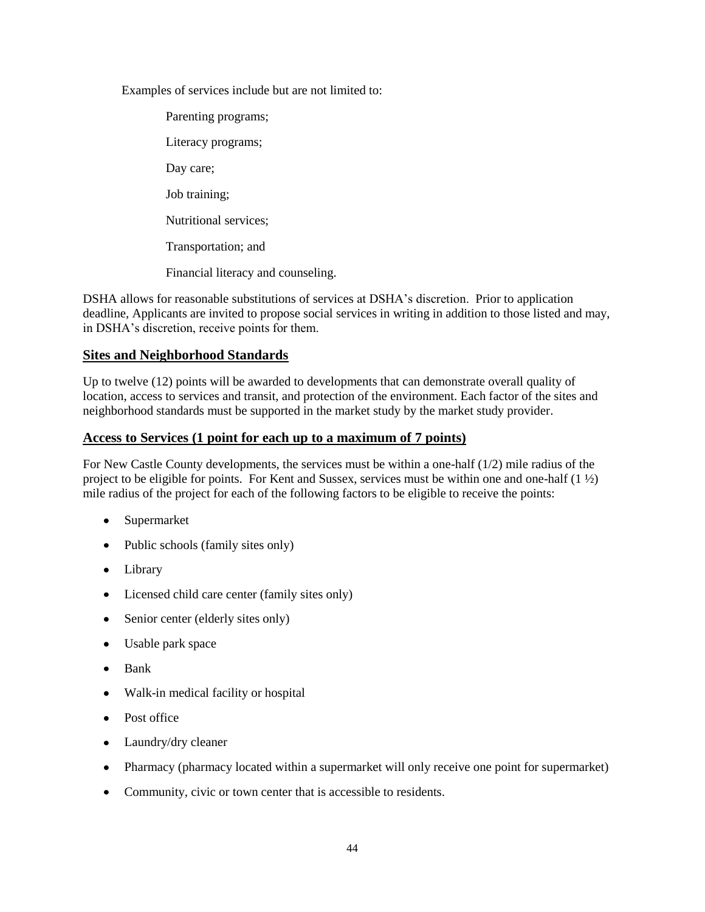Examples of services include but are not limited to:

- Parenting programs;
- Literacy programs;
- Day care;
- Job training;
- Nutritional services;
- Transportation; and
- Financial literacy and counseling.

DSHA allows for reasonable substitutions of services at DSHA's discretion. Prior to application deadline, Applicants are invited to propose social services in writing in addition to those listed and may, in DSHA's discretion, receive points for them.

## Sites and Neighborhood Standards

Up to twelve (12) points will be awarded to developments that can demonstrate overall quality of location, access to services and transit, and protection of the environment. Each factor of the sites and neighborhood standards must be supported in the market study by the market study provider.

## Access to Services (1 point for each up to a maximum of 7 points)

For New Castle County developments, the services must be within a one-half (1/2) mile radius of the project to be eligible for points. For Kent and Sussex, services must be within one and one-half (1 ½) mile radius of the project for each of the following factors to be eligible to receive the points:

- Supermarket
- Public schools (family sites only)
- Library
- Licensed child care center (family sites only)
- Senior center (elderly sites only)
- Usable park space
- Bank
- Walk-in medical facility or hospital
- Post office
- Laundry/dry cleaner
- Pharmacy (pharmacy located within a supermarket will only receive one point for supermarket)
- Community, civic or town center that is accessible to residents.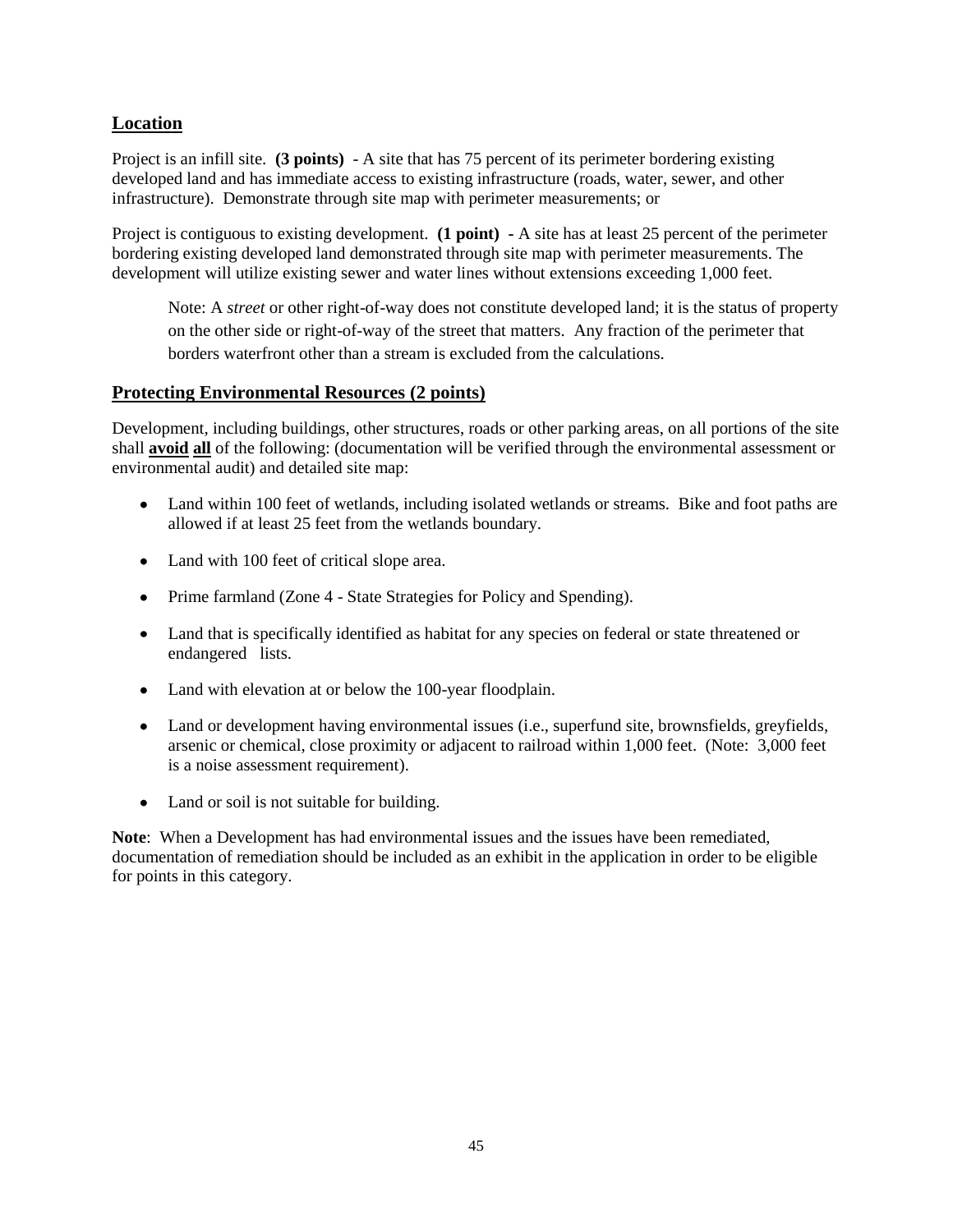## Location

Project is an infill site. **(3 points)** - A site that has 75 percent of its perimeter bordering existing developed land and has immediate access to existing infrastructure (roads, water, sewer, and other infrastructure). Demonstrate through site map with perimeter measurements; or

Project is contiguous to existing development. **(1 point)** - A site has at least 25 percent of the perimeter bordering existing developed land demonstrated through site map with perimeter measurements. The development will utilize existing sewer and water lines without extensions exceeding 1,000 feet.

> Note: A *street* or other right-of-way does not constitute developed land; it is the status of property on the other side or right-of-way of the street that matters. Any fraction of the perimeter that borders waterfront other than a stream is excluded from the calculations.

## Protecting Environmental Resources (2 points)

Development, including buildings, other structures, roads or other parking areas, on all portions of the site shall **avoid all** of the following: (documentation will be verified through the environmental assessment or environmental audit) and detailed site map:

- Land within 100 feet of wetlands, including isolated wetlands or streams. Bike and foot paths are allowed if at least 25 feet from the wetlands boundary.
- Land with 100 feet of critical slope area.
- Prime farmland (Zone 4 - State Strategies for Policy and Spending).
- Land that is specifically identified as habitat for any species on federal or state threatened or endangered lists.
- Land with elevation at or below the 100-year floodplain.
- Land or development having environmental issues (i.e., superfund site, brownsfields, greyfields, arsenic or chemical, close proximity or adjacent to railroad within 1,000 feet. (Note: 3,000 feet is a noise assessment requirement).
- Land or soil is not suitable for building.

**Note**: When a Development has had environmental issues and the issues have been remediated, documentation of remediation should be included as an exhibit in the application in order to be eligible for points in this category.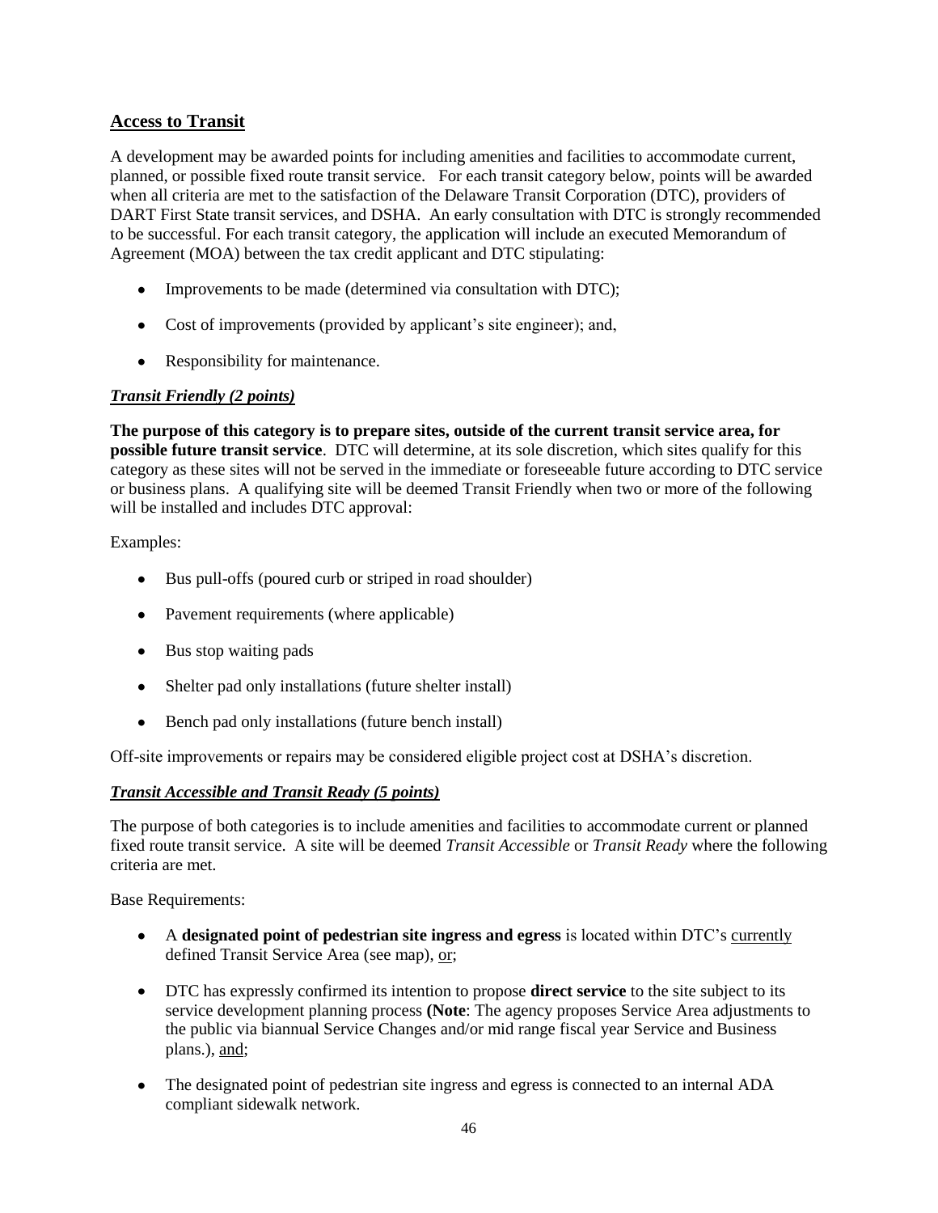## <u>Access to Transit</u>

A development may be awarded points for including amenities and facilities to accommodate current, planned, or possible fixed route transit service. For each transit category below, points will be awarded when all criteria are met to the satisfaction of the Delaware Transit Corporation (DTC), providers of DART First State transit services, and DSHA. An early consultation with DTC is strongly recommended to be successful. For each transit category, the application will include an executed Memorandum of Agreement (MOA) between the tax credit applicant and DTC stipulating:

- Improvements to be made (determined via consultation with DTC);
- Cost of improvements (provided by applicant's site engineer); and,
- Responsibility for maintenance.

### <u>*Transit Friendly (2 points)*</u>

**The purpose of this category is to prepare sites, outside of the current transit service area, for possible future transit service**. DTC will determine, at its sole discretion, which sites qualify for this category as these sites will not be served in the immediate or foreseeable future according to DTC service or business plans. A qualifying site will be deemed Transit Friendly when two or more of the following will be installed and includes DTC approval:

Examples:

- Bus pull-offs (poured curb or striped in road shoulder)
- Pavement requirements (where applicable)
- Bus stop waiting pads
- Shelter pad only installations (future shelter install)
- Bench pad only installations (future bench install)

Off-site improvements or repairs may be considered eligible project cost at DSHA's discretion.

### <u>*Transit Accessible and Transit Ready (5 points)*</u>

The purpose of both categories is to include amenities and facilities to accommodate current or planned fixed route transit service. A site will be deemed *Transit Accessible* or *Transit Ready* where the following criteria are met.

Base Requirements:

- A **designated point of pedestrian site ingress and egress** is located within DTC's <u>currently</u> defined Transit Service Area (see map), <u>or</u>;
- DTC has expressly confirmed its intention to propose **direct service** to the site subject to its service development planning process **(Note**: The agency proposes Service Area adjustments to the public via biannual Service Changes and/or mid range fiscal year Service and Business plans.), <u>and</u>;
- The designated point of pedestrian site ingress and egress is connected to an internal ADA compliant sidewalk network.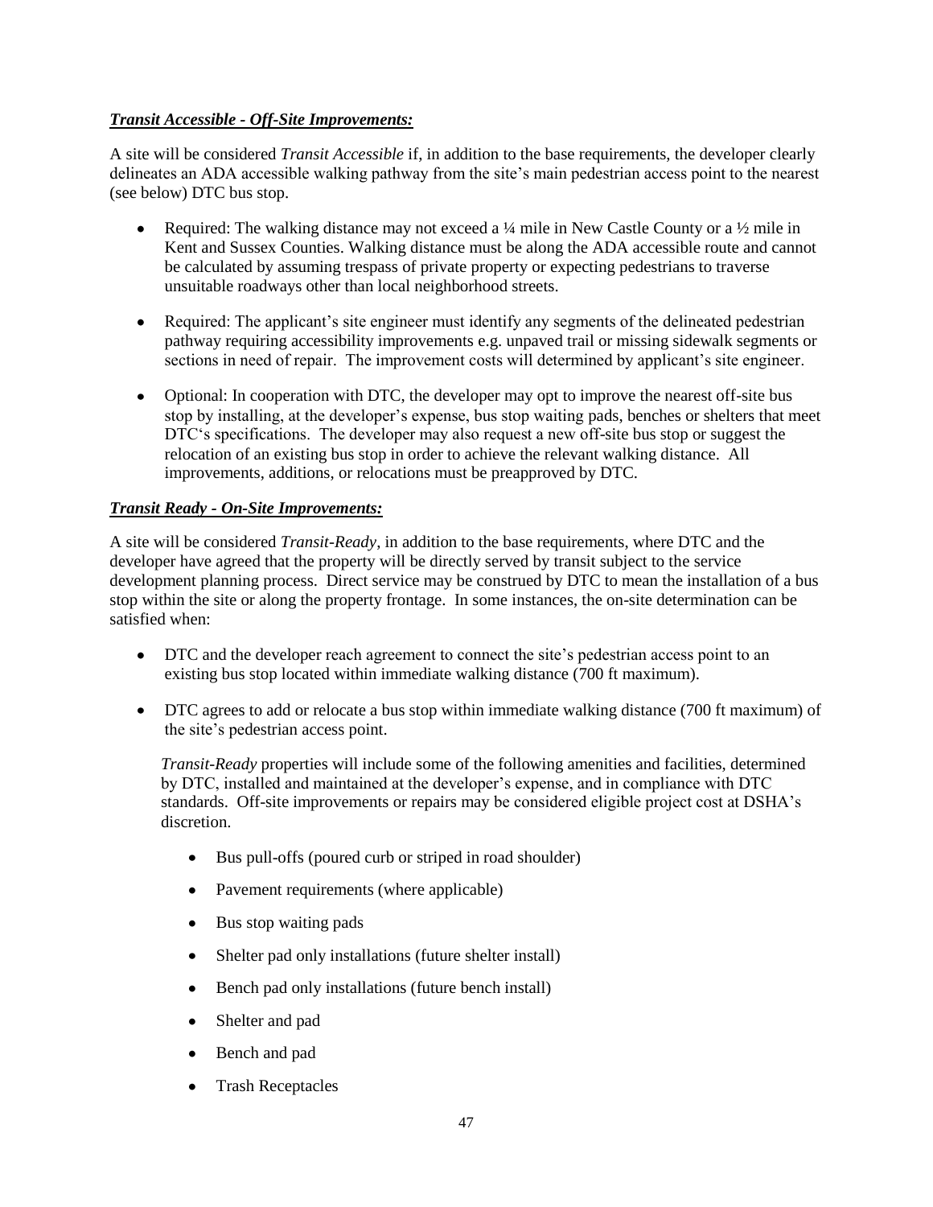***Transit Accessible - Off-Site Improvements:***

A site will be considered *Transit Accessible* if, in addition to the base requirements, the developer clearly delineates an ADA accessible walking pathway from the site's main pedestrian access point to the nearest (see below) DTC bus stop.

- Required: The walking distance may not exceed a ¼ mile in New Castle County or a ½ mile in Kent and Sussex Counties. Walking distance must be along the ADA accessible route and cannot be calculated by assuming trespass of private property or expecting pedestrians to traverse unsuitable roadways other than local neighborhood streets.

- Required: The applicant's site engineer must identify any segments of the delineated pedestrian pathway requiring accessibility improvements e.g. unpaved trail or missing sidewalk segments or sections in need of repair. The improvement costs will determined by applicant's site engineer.

- Optional: In cooperation with DTC, the developer may opt to improve the nearest off-site bus stop by installing, at the developer's expense, bus stop waiting pads, benches or shelters that meet DTC's specifications. The developer may also request a new off-site bus stop or suggest the relocation of an existing bus stop in order to achieve the relevant walking distance. All improvements, additions, or relocations must be preapproved by DTC.

***Transit Ready - On-Site Improvements:***

A site will be considered *Transit-Ready*, in addition to the base requirements, where DTC and the developer have agreed that the property will be directly served by transit subject to the service development planning process. Direct service may be construed by DTC to mean the installation of a bus stop within the site or along the property frontage. In some instances, the on-site determination can be satisfied when:

- DTC and the developer reach agreement to connect the site's pedestrian access point to an existing bus stop located within immediate walking distance (700 ft maximum).

- DTC agrees to add or relocate a bus stop within immediate walking distance (700 ft maximum) of the site's pedestrian access point.

  *Transit-Ready* properties will include some of the following amenities and facilities, determined by DTC, installed and maintained at the developer's expense, and in compliance with DTC standards. Off-site improvements or repairs may be considered eligible project cost at DSHA's discretion.

  - Bus pull-offs (poured curb or striped in road shoulder)
  - Pavement requirements (where applicable)
  - Bus stop waiting pads
  - Shelter pad only installations (future shelter install)
  - Bench pad only installations (future bench install)
  - Shelter and pad
  - Bench and pad
  - Trash Receptacles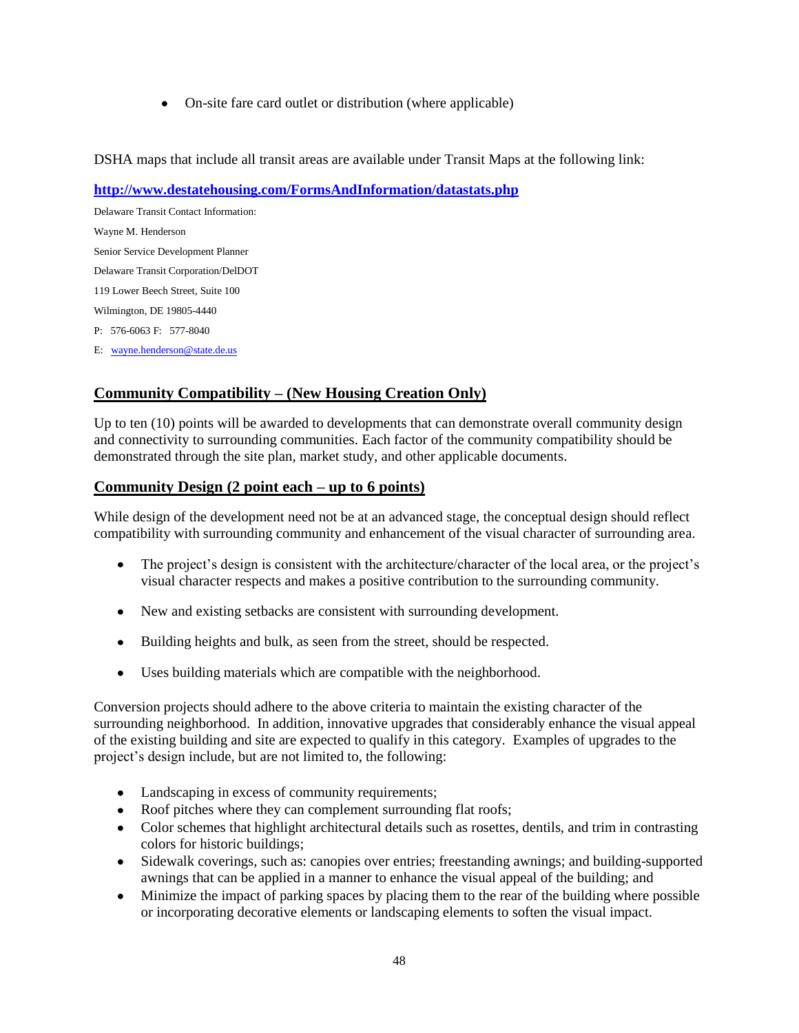- On-site fare card outlet or distribution (where applicable)

DSHA maps that include all transit areas are available under Transit Maps at the following link:

**http://www.destatehousing.com/FormsAndInformation/datastats.php**

Delaware Transit Contact Information:

Wayne M. Henderson

Senior Service Development Planner

Delaware Transit Corporation/DelDOT

119 Lower Beech Street, Suite 100

Wilmington, DE 19805-4440

P: 576-6063 F: 577-8040

E: wayne.henderson@state.de.us

## Community Compatibility – (New Housing Creation Only)

Up to ten (10) points will be awarded to developments that can demonstrate overall community design and connectivity to surrounding communities. Each factor of the community compatibility should be demonstrated through the site plan, market study, and other applicable documents.

### Community Design (2 point each – up to 6 points)

While design of the development need not be at an advanced stage, the conceptual design should reflect compatibility with surrounding community and enhancement of the visual character of surrounding area.

- The project's design is consistent with the architecture/character of the local area, or the project's visual character respects and makes a positive contribution to the surrounding community.
- New and existing setbacks are consistent with surrounding development.
- Building heights and bulk, as seen from the street, should be respected.
- Uses building materials which are compatible with the neighborhood.

Conversion projects should adhere to the above criteria to maintain the existing character of the surrounding neighborhood. In addition, innovative upgrades that considerably enhance the visual appeal of the existing building and site are expected to qualify in this category. Examples of upgrades to the project's design include, but are not limited to, the following:

- Landscaping in excess of community requirements;
- Roof pitches where they can complement surrounding flat roofs;
- Color schemes that highlight architectural details such as rosettes, dentils, and trim in contrasting colors for historic buildings;
- Sidewalk coverings, such as: canopies over entries; freestanding awnings; and building-supported awnings that can be applied in a manner to enhance the visual appeal of the building; and
- Minimize the impact of parking spaces by placing them to the rear of the building where possible or incorporating decorative elements or landscaping elements to soften the visual impact.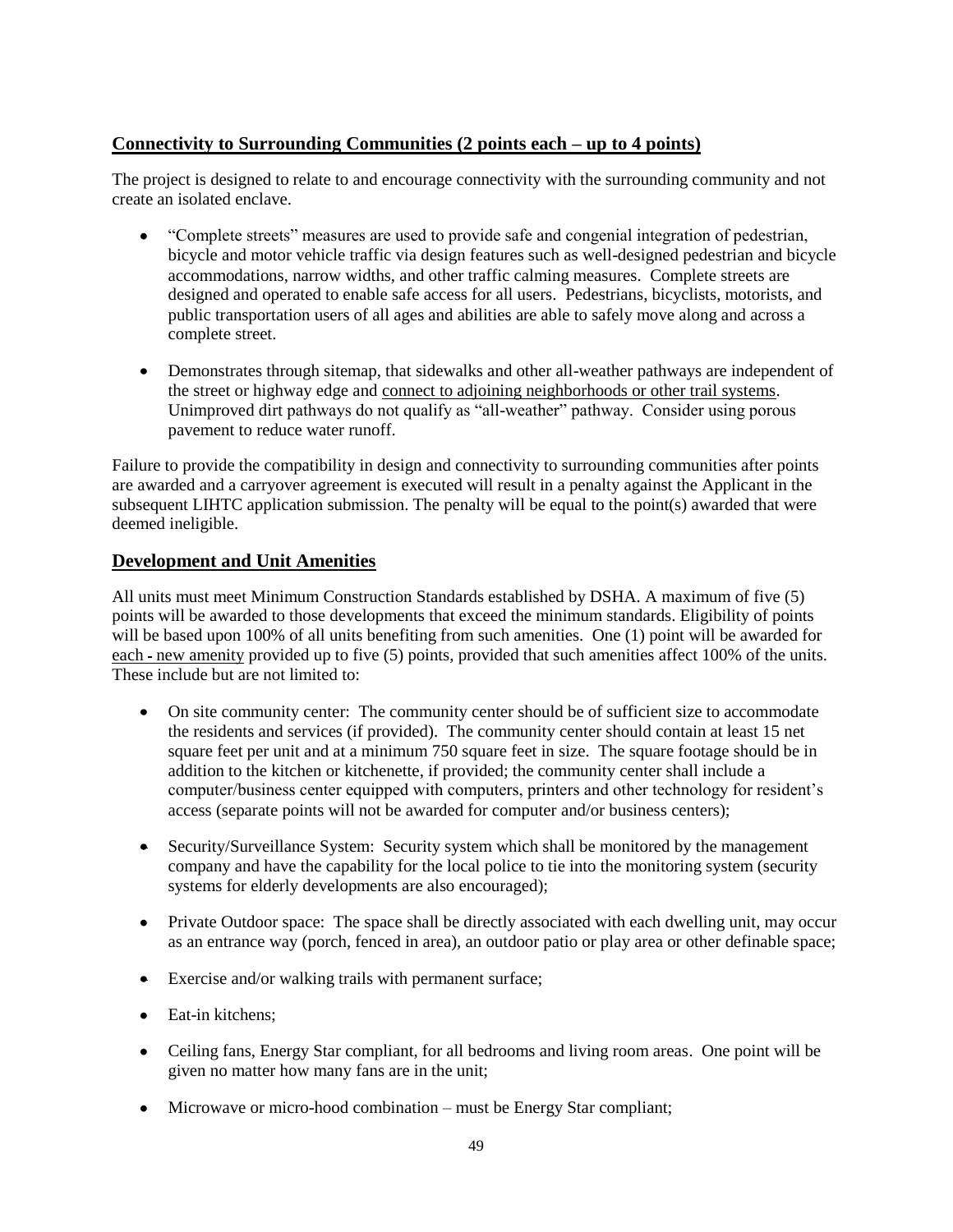## <u>**Connectivity to Surrounding Communities (2 points each – up to 4 points)**</u>

The project is designed to relate to and encourage connectivity with the surrounding community and not create an isolated enclave.

- "Complete streets" measures are used to provide safe and congenial integration of pedestrian, bicycle and motor vehicle traffic via design features such as well-designed pedestrian and bicycle accommodations, narrow widths, and other traffic calming measures. Complete streets are designed and operated to enable safe access for all users. Pedestrians, bicyclists, motorists, and public transportation users of all ages and abilities are able to safely move along and across a complete street.

- Demonstrates through sitemap, that sidewalks and other all-weather pathways are independent of the street or highway edge and <u>connect to adjoining neighborhoods or other trail systems</u>. Unimproved dirt pathways do not qualify as "all-weather" pathway. Consider using porous pavement to reduce water runoff.

Failure to provide the compatibility in design and connectivity to surrounding communities after points are awarded and a carryover agreement is executed will result in a penalty against the Applicant in the subsequent LIHTC application submission. The penalty will be equal to the point(s) awarded that were deemed ineligible.

## <u>**Development and Unit Amenities**</u>

All units must meet Minimum Construction Standards established by DSHA. A maximum of five (5) points will be awarded to those developments that exceed the minimum standards. Eligibility of points will be based upon 100% of all units benefiting from such amenities. One (1) point will be awarded for <u>each - new amenity</u> provided up to five (5) points, provided that such amenities affect 100% of the units. These include but are not limited to:

- On site community center: The community center should be of sufficient size to accommodate the residents and services (if provided). The community center should contain at least 15 net square feet per unit and at a minimum 750 square feet in size. The square footage should be in addition to the kitchen or kitchenette, if provided; the community center shall include a computer/business center equipped with computers, printers and other technology for resident's access (separate points will not be awarded for computer and/or business centers);

- Security/Surveillance System: Security system which shall be monitored by the management company and have the capability for the local police to tie into the monitoring system (security systems for elderly developments are also encouraged);

- Private Outdoor space: The space shall be directly associated with each dwelling unit, may occur as an entrance way (porch, fenced in area), an outdoor patio or play area or other definable space;

- Exercise and/or walking trails with permanent surface;

- Eat-in kitchens;

- Ceiling fans, Energy Star compliant, for all bedrooms and living room areas. One point will be given no matter how many fans are in the unit;

- Microwave or micro-hood combination – must be Energy Star compliant;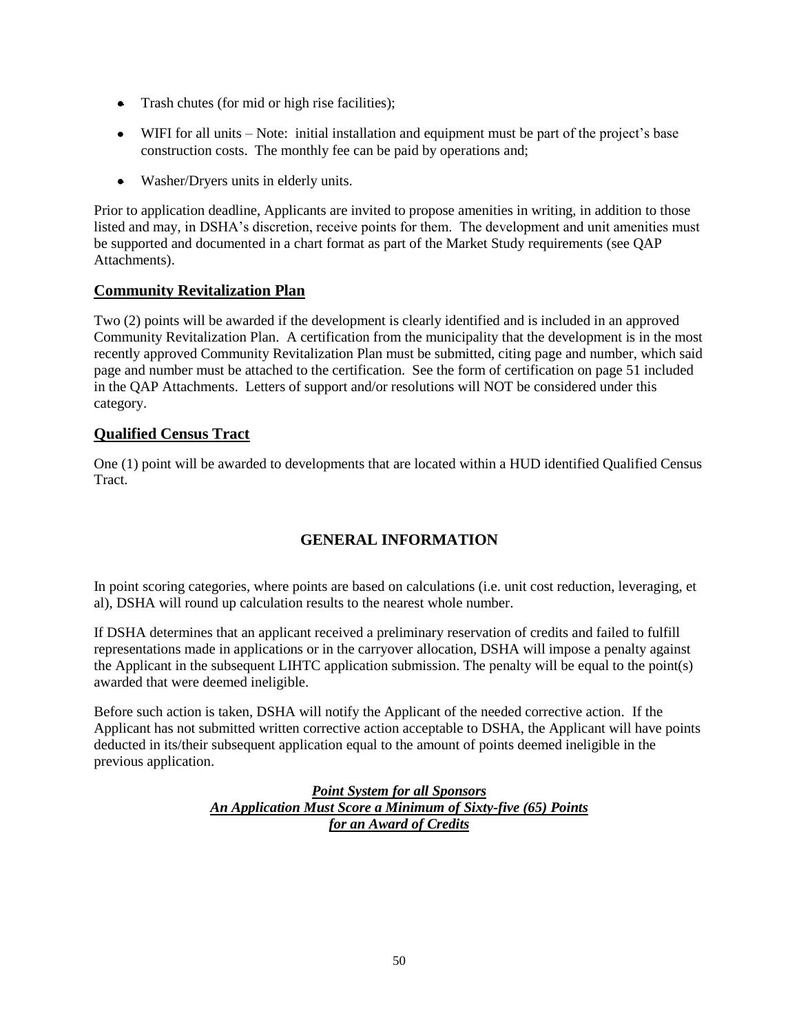- Trash chutes (for mid or high rise facilities);
- WIFI for all units – Note: initial installation and equipment must be part of the project's base construction costs. The monthly fee can be paid by operations and;
- Washer/Dryers units in elderly units.

Prior to application deadline, Applicants are invited to propose amenities in writing, in addition to those listed and may, in DSHA's discretion, receive points for them. The development and unit amenities must be supported and documented in a chart format as part of the Market Study requirements (see QAP Attachments).

## Community Revitalization Plan

Two (2) points will be awarded if the development is clearly identified and is included in an approved Community Revitalization Plan. A certification from the municipality that the development is in the most recently approved Community Revitalization Plan must be submitted, citing page and number, which said page and number must be attached to the certification. See the form of certification on page 51 included in the QAP Attachments. Letters of support and/or resolutions will NOT be considered under this category.

## Qualified Census Tract

One (1) point will be awarded to developments that are located within a HUD identified Qualified Census Tract.

# GENERAL INFORMATION

In point scoring categories, where points are based on calculations (i.e. unit cost reduction, leveraging, et al), DSHA will round up calculation results to the nearest whole number.

If DSHA determines that an applicant received a preliminary reservation of credits and failed to fulfill representations made in applications or in the carryover allocation, DSHA will impose a penalty against the Applicant in the subsequent LIHTC application submission. The penalty will be equal to the point(s) awarded that were deemed ineligible.

Before such action is taken, DSHA will notify the Applicant of the needed corrective action. If the Applicant has not submitted written corrective action acceptable to DSHA, the Applicant will have points deducted in its/their subsequent application equal to the amount of points deemed ineligible in the previous application.

***Point System for all Sponsors***
***An Application Must Score a Minimum of Sixty-five (65) Points***
***for an Award of Credits***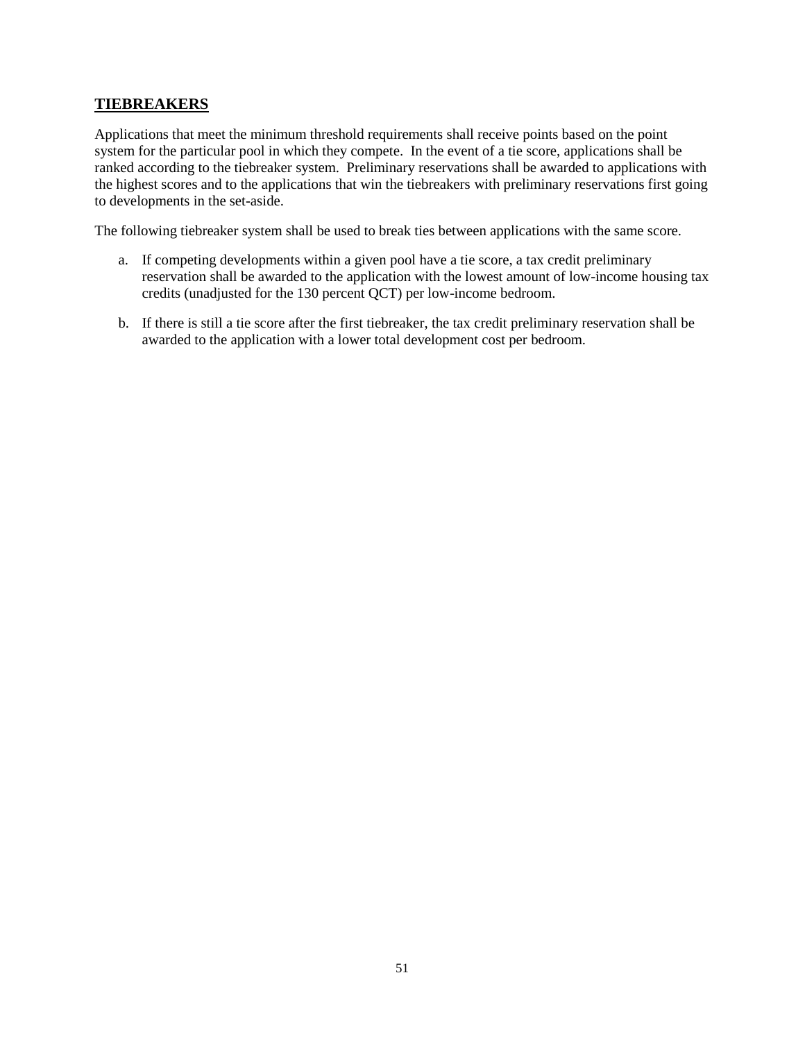## **TIEBREAKERS**

Applications that meet the minimum threshold requirements shall receive points based on the point system for the particular pool in which they compete. In the event of a tie score, applications shall be ranked according to the tiebreaker system. Preliminary reservations shall be awarded to applications with the highest scores and to the applications that win the tiebreakers with preliminary reservations first going to developments in the set-aside.

The following tiebreaker system shall be used to break ties between applications with the same score.

a. If competing developments within a given pool have a tie score, a tax credit preliminary reservation shall be awarded to the application with the lowest amount of low-income housing tax credits (unadjusted for the 130 percent QCT) per low-income bedroom.

b. If there is still a tie score after the first tiebreaker, the tax credit preliminary reservation shall be awarded to the application with a lower total development cost per bedroom.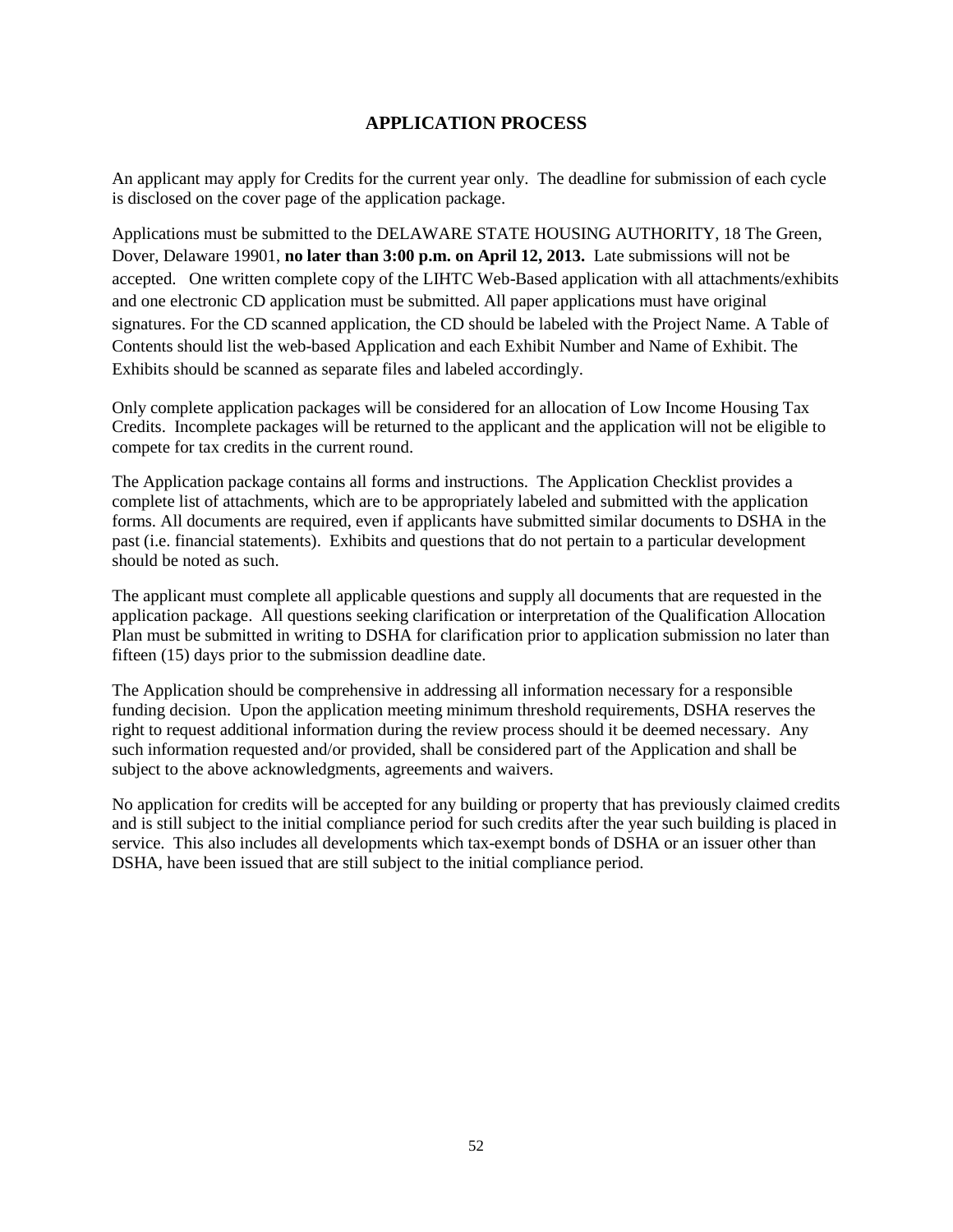## APPLICATION PROCESS

An applicant may apply for Credits for the current year only. The deadline for submission of each cycle is disclosed on the cover page of the application package.

Applications must be submitted to the DELAWARE STATE HOUSING AUTHORITY, 18 The Green, Dover, Delaware 19901, **no later than 3:00 p.m. on April 12, 2013.** Late submissions will not be accepted. One written complete copy of the LIHTC Web-Based application with all attachments/exhibits and one electronic CD application must be submitted. All paper applications must have original signatures. For the CD scanned application, the CD should be labeled with the Project Name. A Table of Contents should list the web-based Application and each Exhibit Number and Name of Exhibit. The Exhibits should be scanned as separate files and labeled accordingly.

Only complete application packages will be considered for an allocation of Low Income Housing Tax Credits. Incomplete packages will be returned to the applicant and the application will not be eligible to compete for tax credits in the current round.

The Application package contains all forms and instructions. The Application Checklist provides a complete list of attachments, which are to be appropriately labeled and submitted with the application forms. All documents are required, even if applicants have submitted similar documents to DSHA in the past (i.e. financial statements). Exhibits and questions that do not pertain to a particular development should be noted as such.

The applicant must complete all applicable questions and supply all documents that are requested in the application package. All questions seeking clarification or interpretation of the Qualification Allocation Plan must be submitted in writing to DSHA for clarification prior to application submission no later than fifteen (15) days prior to the submission deadline date.

The Application should be comprehensive in addressing all information necessary for a responsible funding decision. Upon the application meeting minimum threshold requirements, DSHA reserves the right to request additional information during the review process should it be deemed necessary. Any such information requested and/or provided, shall be considered part of the Application and shall be subject to the above acknowledgments, agreements and waivers.

No application for credits will be accepted for any building or property that has previously claimed credits and is still subject to the initial compliance period for such credits after the year such building is placed in service. This also includes all developments which tax-exempt bonds of DSHA or an issuer other than DSHA, have been issued that are still subject to the initial compliance period.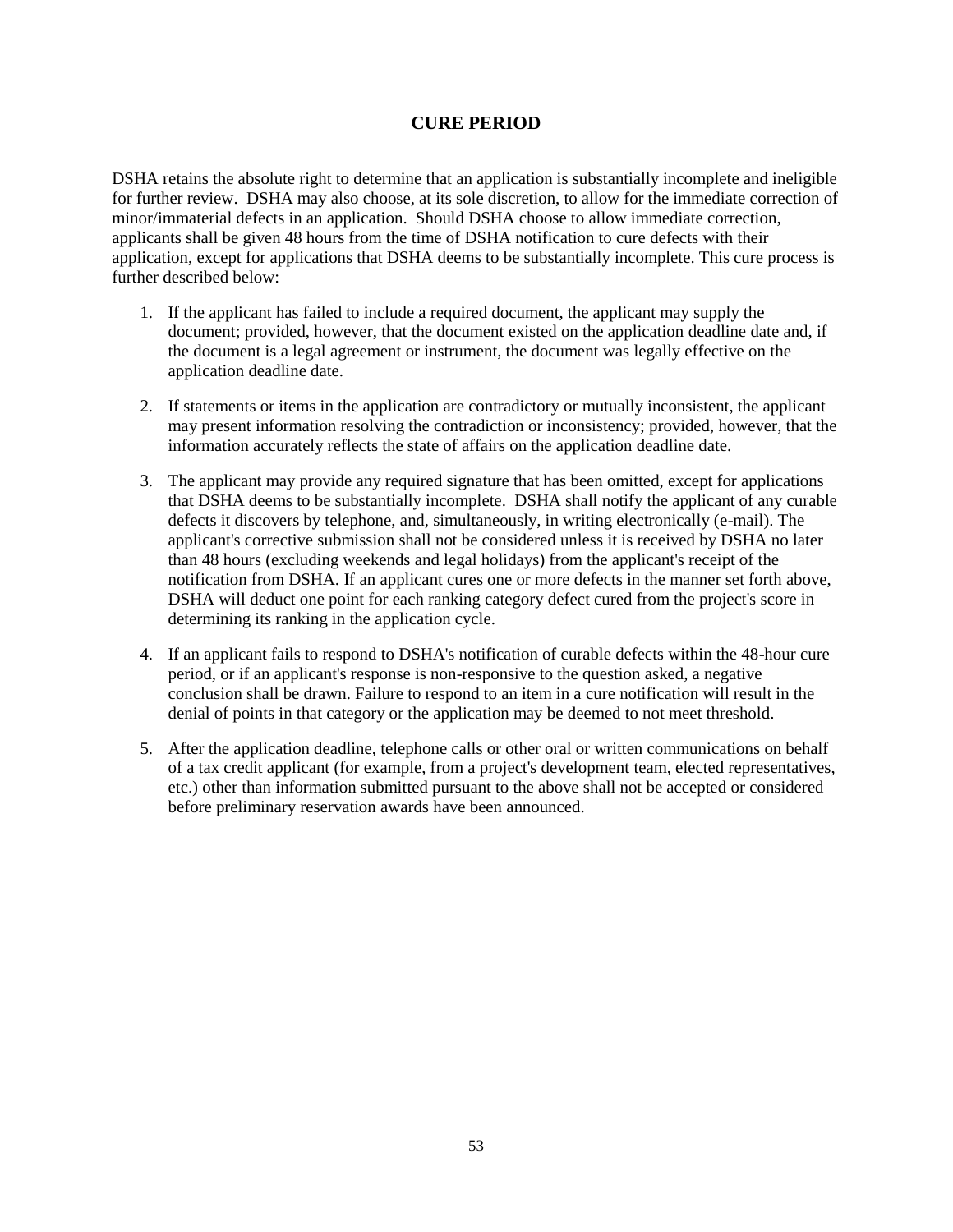## CURE PERIOD

DSHA retains the absolute right to determine that an application is substantially incomplete and ineligible for further review. DSHA may also choose, at its sole discretion, to allow for the immediate correction of minor/immaterial defects in an application. Should DSHA choose to allow immediate correction, applicants shall be given 48 hours from the time of DSHA notification to cure defects with their application, except for applications that DSHA deems to be substantially incomplete. This cure process is further described below:

1. If the applicant has failed to include a required document, the applicant may supply the document; provided, however, that the document existed on the application deadline date and, if the document is a legal agreement or instrument, the document was legally effective on the application deadline date.

2. If statements or items in the application are contradictory or mutually inconsistent, the applicant may present information resolving the contradiction or inconsistency; provided, however, that the information accurately reflects the state of affairs on the application deadline date.

3. The applicant may provide any required signature that has been omitted, except for applications that DSHA deems to be substantially incomplete. DSHA shall notify the applicant of any curable defects it discovers by telephone, and, simultaneously, in writing electronically (e-mail). The applicant's corrective submission shall not be considered unless it is received by DSHA no later than 48 hours (excluding weekends and legal holidays) from the applicant's receipt of the notification from DSHA. If an applicant cures one or more defects in the manner set forth above, DSHA will deduct one point for each ranking category defect cured from the project's score in determining its ranking in the application cycle.

4. If an applicant fails to respond to DSHA's notification of curable defects within the 48-hour cure period, or if an applicant's response is non-responsive to the question asked, a negative conclusion shall be drawn. Failure to respond to an item in a cure notification will result in the denial of points in that category or the application may be deemed to not meet threshold.

5. After the application deadline, telephone calls or other oral or written communications on behalf of a tax credit applicant (for example, from a project's development team, elected representatives, etc.) other than information submitted pursuant to the above shall not be accepted or considered before preliminary reservation awards have been announced.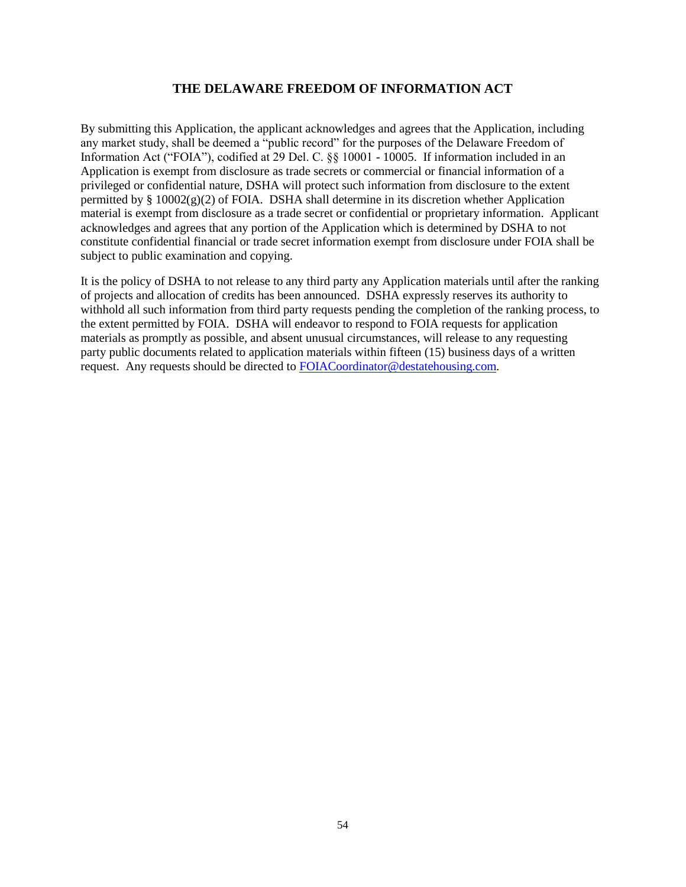# THE DELAWARE FREEDOM OF INFORMATION ACT

By submitting this Application, the applicant acknowledges and agrees that the Application, including any market study, shall be deemed a "public record" for the purposes of the Delaware Freedom of Information Act ("FOIA"), codified at 29 Del. C. §§ 10001 - 10005. If information included in an Application is exempt from disclosure as trade secrets or commercial or financial information of a privileged or confidential nature, DSHA will protect such information from disclosure to the extent permitted by § 10002(g)(2) of FOIA. DSHA shall determine in its discretion whether Application material is exempt from disclosure as a trade secret or confidential or proprietary information. Applicant acknowledges and agrees that any portion of the Application which is determined by DSHA to not constitute confidential financial or trade secret information exempt from disclosure under FOIA shall be subject to public examination and copying.

It is the policy of DSHA to not release to any third party any Application materials until after the ranking of projects and allocation of credits has been announced. DSHA expressly reserves its authority to withhold all such information from third party requests pending the completion of the ranking process, to the extent permitted by FOIA. DSHA will endeavor to respond to FOIA requests for application materials as promptly as possible, and absent unusual circumstances, will release to any requesting party public documents related to application materials within fifteen (15) business days of a written request. Any requests should be directed to FOIACoordinator@destatehousing.com.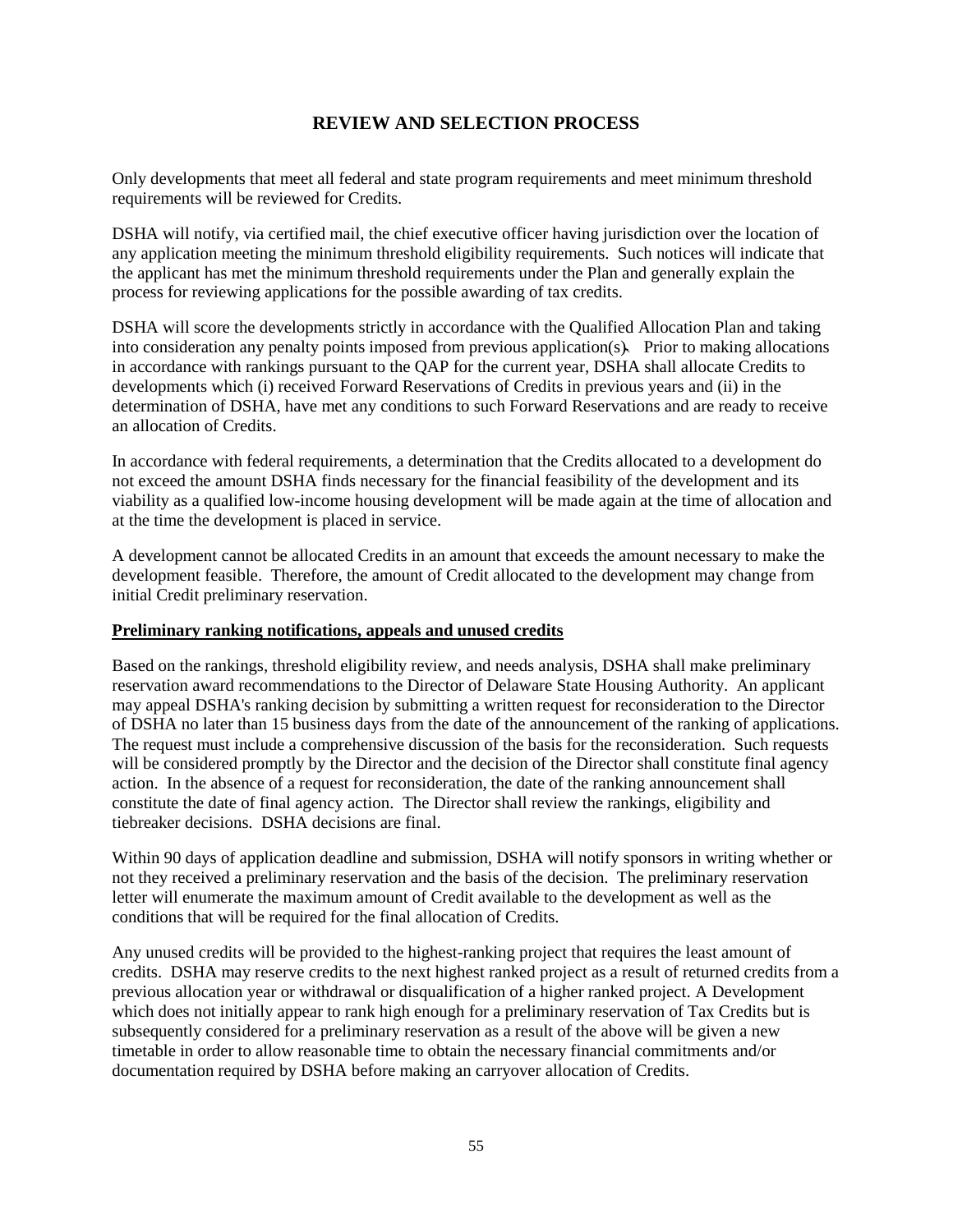# REVIEW AND SELECTION PROCESS

Only developments that meet all federal and state program requirements and meet minimum threshold requirements will be reviewed for Credits.

DSHA will notify, via certified mail, the chief executive officer having jurisdiction over the location of any application meeting the minimum threshold eligibility requirements. Such notices will indicate that the applicant has met the minimum threshold requirements under the Plan and generally explain the process for reviewing applications for the possible awarding of tax credits.

DSHA will score the developments strictly in accordance with the Qualified Allocation Plan and taking into consideration any penalty points imposed from previous application(s). Prior to making allocations in accordance with rankings pursuant to the QAP for the current year, DSHA shall allocate Credits to developments which (i) received Forward Reservations of Credits in previous years and (ii) in the determination of DSHA, have met any conditions to such Forward Reservations and are ready to receive an allocation of Credits.

In accordance with federal requirements, a determination that the Credits allocated to a development do not exceed the amount DSHA finds necessary for the financial feasibility of the development and its viability as a qualified low-income housing development will be made again at the time of allocation and at the time the development is placed in service.

A development cannot be allocated Credits in an amount that exceeds the amount necessary to make the development feasible. Therefore, the amount of Credit allocated to the development may change from initial Credit preliminary reservation.

**Preliminary ranking notifications, appeals and unused credits**

Based on the rankings, threshold eligibility review, and needs analysis, DSHA shall make preliminary reservation award recommendations to the Director of Delaware State Housing Authority. An applicant may appeal DSHA's ranking decision by submitting a written request for reconsideration to the Director of DSHA no later than 15 business days from the date of the announcement of the ranking of applications. The request must include a comprehensive discussion of the basis for the reconsideration. Such requests will be considered promptly by the Director and the decision of the Director shall constitute final agency action. In the absence of a request for reconsideration, the date of the ranking announcement shall constitute the date of final agency action. The Director shall review the rankings, eligibility and tiebreaker decisions. DSHA decisions are final.

Within 90 days of application deadline and submission, DSHA will notify sponsors in writing whether or not they received a preliminary reservation and the basis of the decision. The preliminary reservation letter will enumerate the maximum amount of Credit available to the development as well as the conditions that will be required for the final allocation of Credits.

Any unused credits will be provided to the highest-ranking project that requires the least amount of credits. DSHA may reserve credits to the next highest ranked project as a result of returned credits from a previous allocation year or withdrawal or disqualification of a higher ranked project. A Development which does not initially appear to rank high enough for a preliminary reservation of Tax Credits but is subsequently considered for a preliminary reservation as a result of the above will be given a new timetable in order to allow reasonable time to obtain the necessary financial commitments and/or documentation required by DSHA before making an carryover allocation of Credits.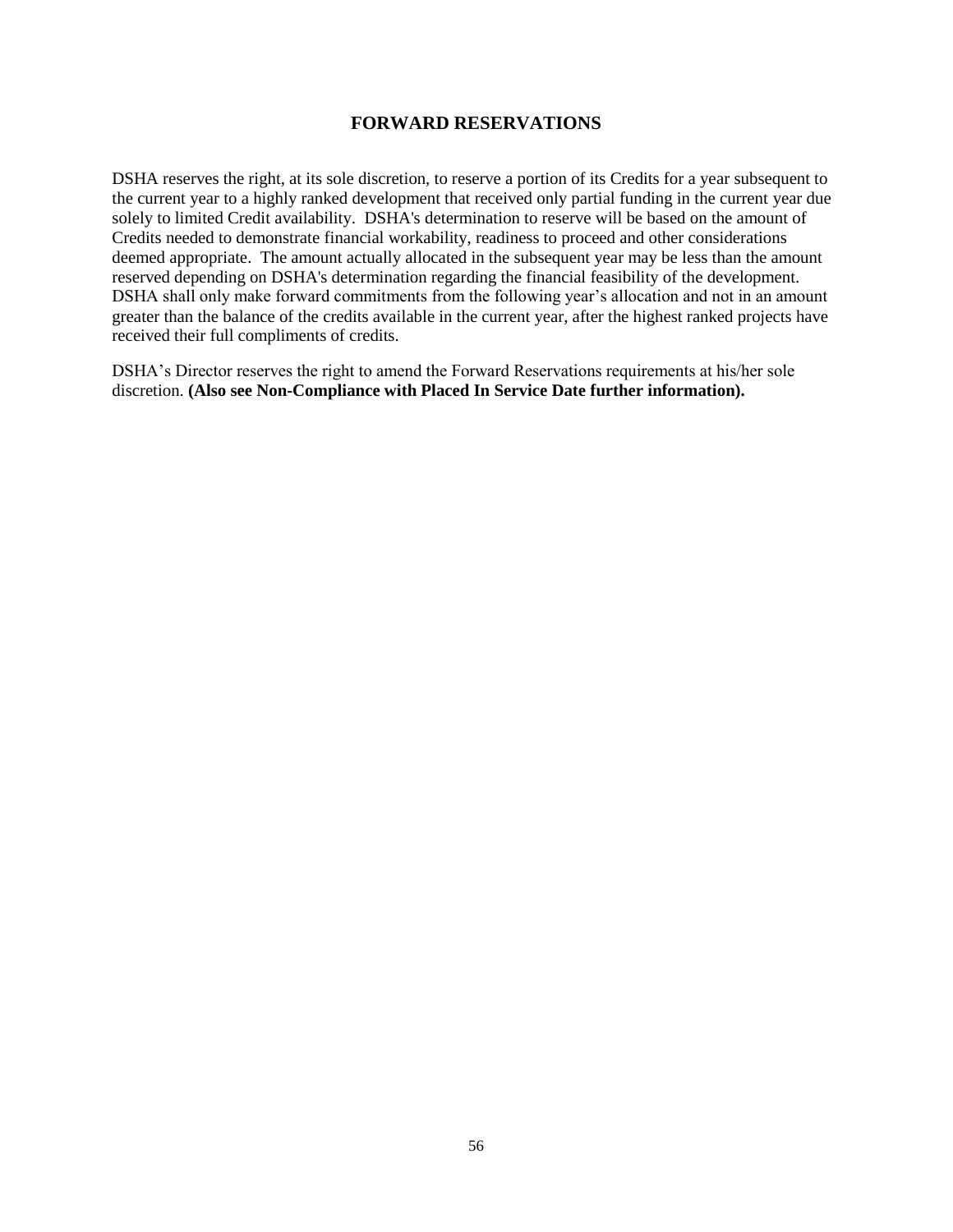## FORWARD RESERVATIONS

DSHA reserves the right, at its sole discretion, to reserve a portion of its Credits for a year subsequent to the current year to a highly ranked development that received only partial funding in the current year due solely to limited Credit availability. DSHA's determination to reserve will be based on the amount of Credits needed to demonstrate financial workability, readiness to proceed and other considerations deemed appropriate. The amount actually allocated in the subsequent year may be less than the amount reserved depending on DSHA's determination regarding the financial feasibility of the development. DSHA shall only make forward commitments from the following year's allocation and not in an amount greater than the balance of the credits available in the current year, after the highest ranked projects have received their full compliments of credits.

DSHA's Director reserves the right to amend the Forward Reservations requirements at his/her sole discretion. **(Also see Non-Compliance with Placed In Service Date further information).**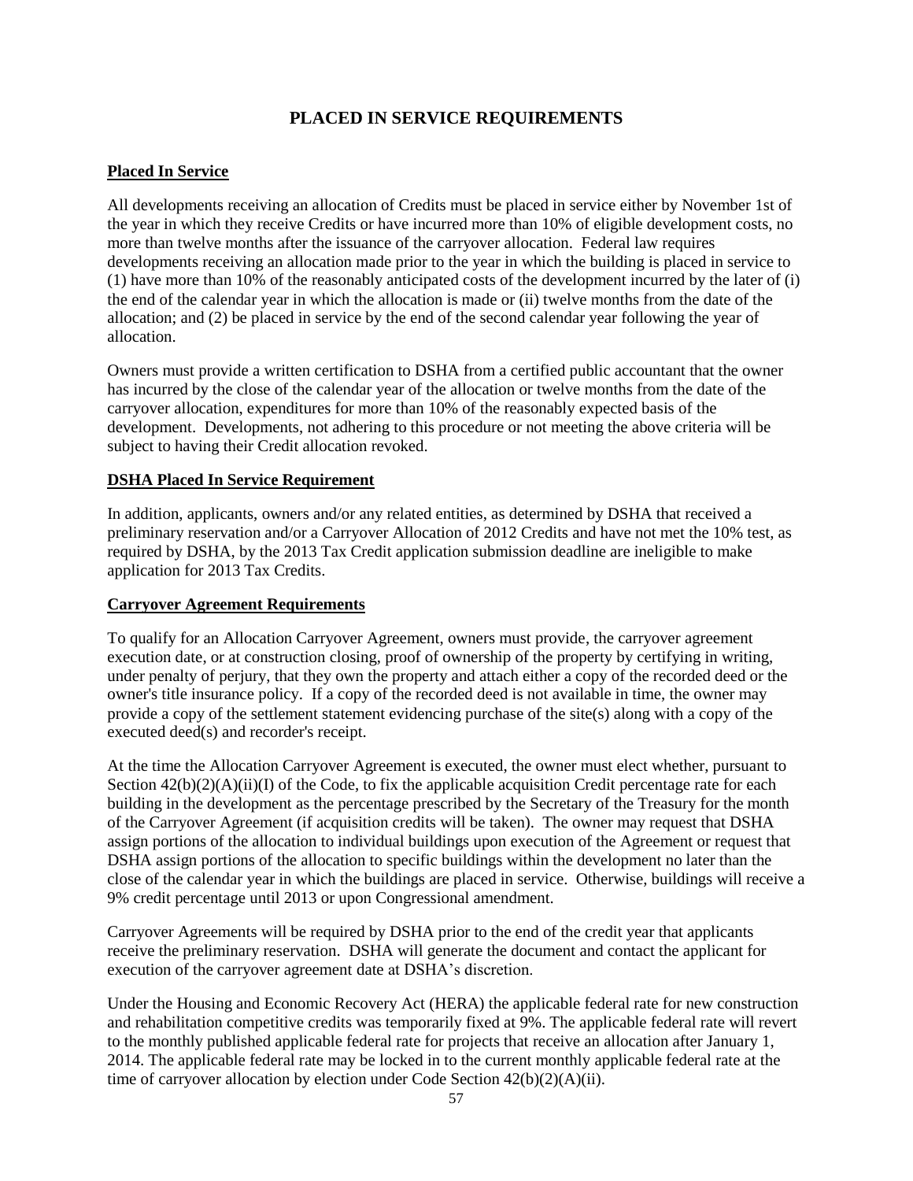# PLACED IN SERVICE REQUIREMENTS

**Placed In Service**

All developments receiving an allocation of Credits must be placed in service either by November 1st of the year in which they receive Credits or have incurred more than 10% of eligible development costs, no more than twelve months after the issuance of the carryover allocation. Federal law requires developments receiving an allocation made prior to the year in which the building is placed in service to (1) have more than 10% of the reasonably anticipated costs of the development incurred by the later of (i) the end of the calendar year in which the allocation is made or (ii) twelve months from the date of the allocation; and (2) be placed in service by the end of the second calendar year following the year of allocation.

Owners must provide a written certification to DSHA from a certified public accountant that the owner has incurred by the close of the calendar year of the allocation or twelve months from the date of the carryover allocation, expenditures for more than 10% of the reasonably expected basis of the development. Developments, not adhering to this procedure or not meeting the above criteria will be subject to having their Credit allocation revoked.

**DSHA Placed In Service Requirement**

In addition, applicants, owners and/or any related entities, as determined by DSHA that received a preliminary reservation and/or a Carryover Allocation of 2012 Credits and have not met the 10% test, as required by DSHA, by the 2013 Tax Credit application submission deadline are ineligible to make application for 2013 Tax Credits.

**Carryover Agreement Requirements**

To qualify for an Allocation Carryover Agreement, owners must provide, the carryover agreement execution date, or at construction closing, proof of ownership of the property by certifying in writing, under penalty of perjury, that they own the property and attach either a copy of the recorded deed or the owner's title insurance policy. If a copy of the recorded deed is not available in time, the owner may provide a copy of the settlement statement evidencing purchase of the site(s) along with a copy of the executed deed(s) and recorder's receipt.

At the time the Allocation Carryover Agreement is executed, the owner must elect whether, pursuant to Section 42(b)(2)(A)(ii)(I) of the Code, to fix the applicable acquisition Credit percentage rate for each building in the development as the percentage prescribed by the Secretary of the Treasury for the month of the Carryover Agreement (if acquisition credits will be taken). The owner may request that DSHA assign portions of the allocation to individual buildings upon execution of the Agreement or request that DSHA assign portions of the allocation to specific buildings within the development no later than the close of the calendar year in which the buildings are placed in service. Otherwise, buildings will receive a 9% credit percentage until 2013 or upon Congressional amendment.

Carryover Agreements will be required by DSHA prior to the end of the credit year that applicants receive the preliminary reservation. DSHA will generate the document and contact the applicant for execution of the carryover agreement date at DSHA's discretion.

Under the Housing and Economic Recovery Act (HERA) the applicable federal rate for new construction and rehabilitation competitive credits was temporarily fixed at 9%. The applicable federal rate will revert to the monthly published applicable federal rate for projects that receive an allocation after January 1, 2014. The applicable federal rate may be locked in to the current monthly applicable federal rate at the time of carryover allocation by election under Code Section 42(b)(2)(A)(ii).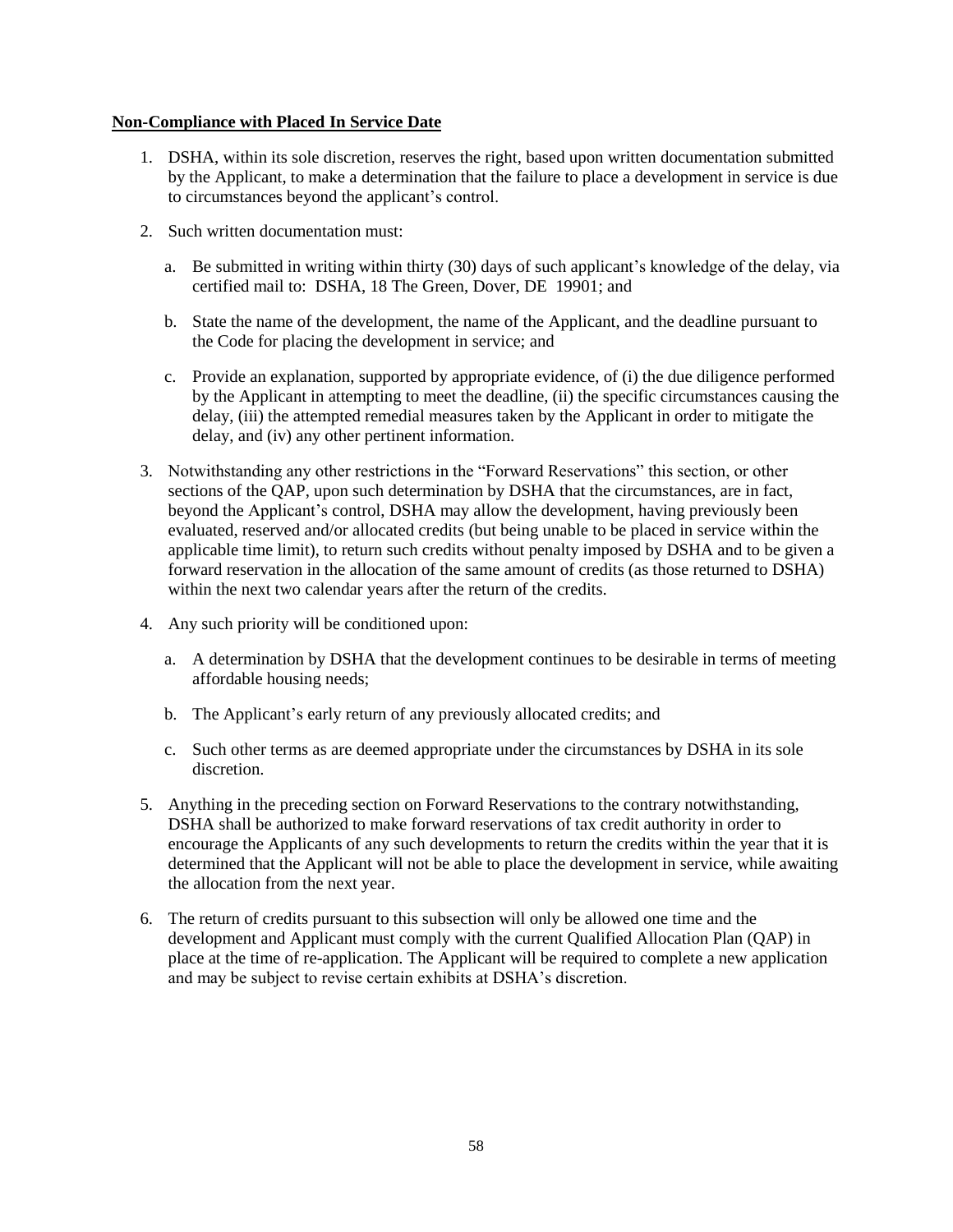**Non-Compliance with Placed In Service Date**

1. DSHA, within its sole discretion, reserves the right, based upon written documentation submitted by the Applicant, to make a determination that the failure to place a development in service is due to circumstances beyond the applicant's control.

2. Such written documentation must:

   a. Be submitted in writing within thirty (30) days of such applicant's knowledge of the delay, via certified mail to: DSHA, 18 The Green, Dover, DE 19901; and

   b. State the name of the development, the name of the Applicant, and the deadline pursuant to the Code for placing the development in service; and

   c. Provide an explanation, supported by appropriate evidence, of (i) the due diligence performed by the Applicant in attempting to meet the deadline, (ii) the specific circumstances causing the delay, (iii) the attempted remedial measures taken by the Applicant in order to mitigate the delay, and (iv) any other pertinent information.

3. Notwithstanding any other restrictions in the "Forward Reservations" this section, or other sections of the QAP, upon such determination by DSHA that the circumstances, are in fact, beyond the Applicant's control, DSHA may allow the development, having previously been evaluated, reserved and/or allocated credits (but being unable to be placed in service within the applicable time limit), to return such credits without penalty imposed by DSHA and to be given a forward reservation in the allocation of the same amount of credits (as those returned to DSHA) within the next two calendar years after the return of the credits.

4. Any such priority will be conditioned upon:

   a. A determination by DSHA that the development continues to be desirable in terms of meeting affordable housing needs;

   b. The Applicant's early return of any previously allocated credits; and

   c. Such other terms as are deemed appropriate under the circumstances by DSHA in its sole discretion.

5. Anything in the preceding section on Forward Reservations to the contrary notwithstanding, DSHA shall be authorized to make forward reservations of tax credit authority in order to encourage the Applicants of any such developments to return the credits within the year that it is determined that the Applicant will not be able to place the development in service, while awaiting the allocation from the next year.

6. The return of credits pursuant to this subsection will only be allowed one time and the development and Applicant must comply with the current Qualified Allocation Plan (QAP) in place at the time of re-application. The Applicant will be required to complete a new application and may be subject to revise certain exhibits at DSHA's discretion.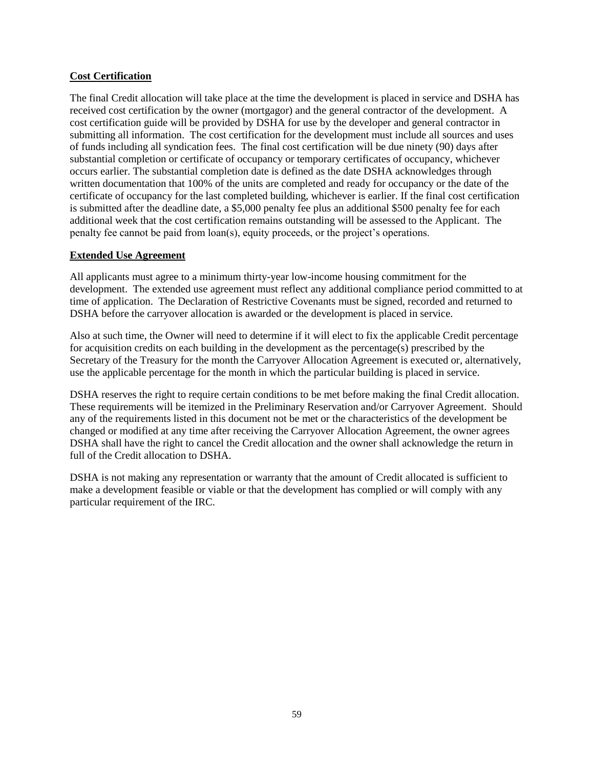**Cost Certification**

The final Credit allocation will take place at the time the development is placed in service and DSHA has received cost certification by the owner (mortgagor) and the general contractor of the development. A cost certification guide will be provided by DSHA for use by the developer and general contractor in submitting all information. The cost certification for the development must include all sources and uses of funds including all syndication fees. The final cost certification will be due ninety (90) days after substantial completion or certificate of occupancy or temporary certificates of occupancy, whichever occurs earlier. The substantial completion date is defined as the date DSHA acknowledges through written documentation that 100% of the units are completed and ready for occupancy or the date of the certificate of occupancy for the last completed building, whichever is earlier. If the final cost certification is submitted after the deadline date, a $5,000 penalty fee plus an additional $500 penalty fee for each additional week that the cost certification remains outstanding will be assessed to the Applicant. The penalty fee cannot be paid from loan(s), equity proceeds, or the project's operations.

**Extended Use Agreement**

All applicants must agree to a minimum thirty-year low-income housing commitment for the development. The extended use agreement must reflect any additional compliance period committed to at time of application. The Declaration of Restrictive Covenants must be signed, recorded and returned to DSHA before the carryover allocation is awarded or the development is placed in service.

Also at such time, the Owner will need to determine if it will elect to fix the applicable Credit percentage for acquisition credits on each building in the development as the percentage(s) prescribed by the Secretary of the Treasury for the month the Carryover Allocation Agreement is executed or, alternatively, use the applicable percentage for the month in which the particular building is placed in service.

DSHA reserves the right to require certain conditions to be met before making the final Credit allocation. These requirements will be itemized in the Preliminary Reservation and/or Carryover Agreement. Should any of the requirements listed in this document not be met or the characteristics of the development be changed or modified at any time after receiving the Carryover Allocation Agreement, the owner agrees DSHA shall have the right to cancel the Credit allocation and the owner shall acknowledge the return in full of the Credit allocation to DSHA.

DSHA is not making any representation or warranty that the amount of Credit allocated is sufficient to make a development feasible or viable or that the development has complied or will comply with any particular requirement of the IRC.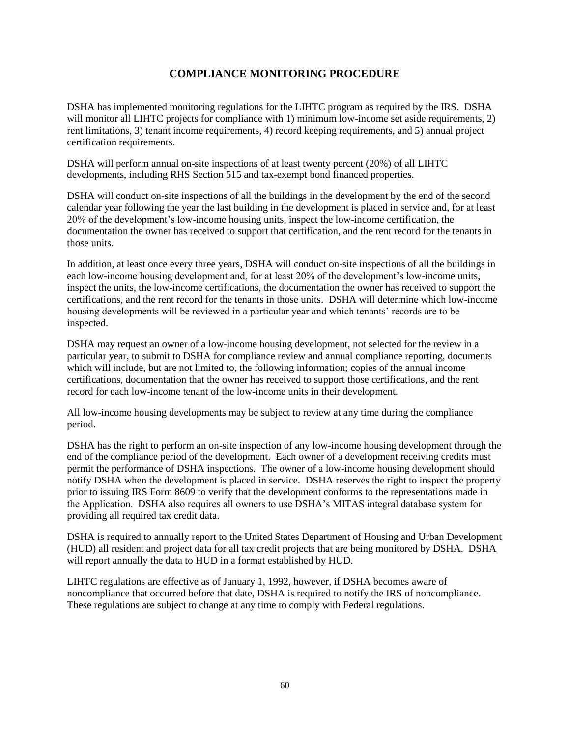## COMPLIANCE MONITORING PROCEDURE

DSHA has implemented monitoring regulations for the LIHTC program as required by the IRS. DSHA will monitor all LIHTC projects for compliance with 1) minimum low-income set aside requirements, 2) rent limitations, 3) tenant income requirements, 4) record keeping requirements, and 5) annual project certification requirements.

DSHA will perform annual on-site inspections of at least twenty percent (20%) of all LIHTC developments, including RHS Section 515 and tax-exempt bond financed properties.

DSHA will conduct on-site inspections of all the buildings in the development by the end of the second calendar year following the year the last building in the development is placed in service and, for at least 20% of the development's low-income housing units, inspect the low-income certification, the documentation the owner has received to support that certification, and the rent record for the tenants in those units.

In addition, at least once every three years, DSHA will conduct on-site inspections of all the buildings in each low-income housing development and, for at least 20% of the development's low-income units, inspect the units, the low-income certifications, the documentation the owner has received to support the certifications, and the rent record for the tenants in those units. DSHA will determine which low-income housing developments will be reviewed in a particular year and which tenants' records are to be inspected.

DSHA may request an owner of a low-income housing development, not selected for the review in a particular year, to submit to DSHA for compliance review and annual compliance reporting, documents which will include, but are not limited to, the following information; copies of the annual income certifications, documentation that the owner has received to support those certifications, and the rent record for each low-income tenant of the low-income units in their development.

All low-income housing developments may be subject to review at any time during the compliance period.

DSHA has the right to perform an on-site inspection of any low-income housing development through the end of the compliance period of the development. Each owner of a development receiving credits must permit the performance of DSHA inspections. The owner of a low-income housing development should notify DSHA when the development is placed in service. DSHA reserves the right to inspect the property prior to issuing IRS Form 8609 to verify that the development conforms to the representations made in the Application. DSHA also requires all owners to use DSHA's MITAS integral database system for providing all required tax credit data.

DSHA is required to annually report to the United States Department of Housing and Urban Development (HUD) all resident and project data for all tax credit projects that are being monitored by DSHA. DSHA will report annually the data to HUD in a format established by HUD.

LIHTC regulations are effective as of January 1, 1992, however, if DSHA becomes aware of noncompliance that occurred before that date, DSHA is required to notify the IRS of noncompliance. These regulations are subject to change at any time to comply with Federal regulations.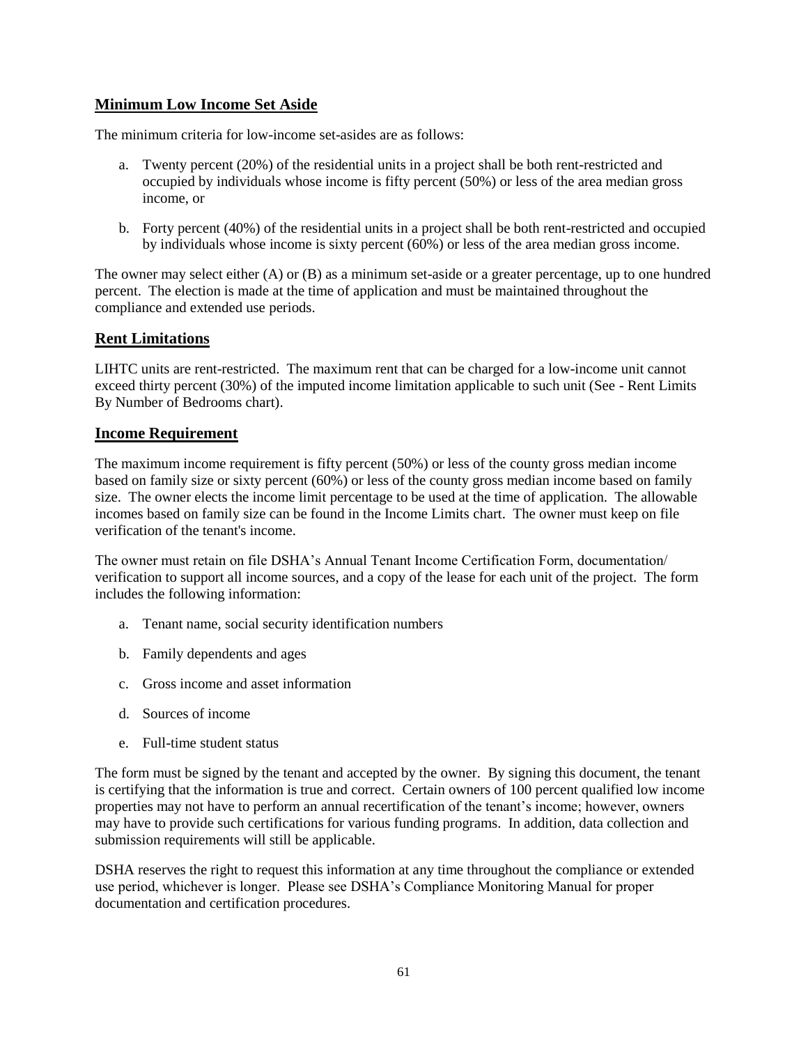## Minimum Low Income Set Aside

The minimum criteria for low-income set-asides are as follows:

a. Twenty percent (20%) of the residential units in a project shall be both rent-restricted and occupied by individuals whose income is fifty percent (50%) or less of the area median gross income, or

b. Forty percent (40%) of the residential units in a project shall be both rent-restricted and occupied by individuals whose income is sixty percent (60%) or less of the area median gross income.

The owner may select either (A) or (B) as a minimum set-aside or a greater percentage, up to one hundred percent. The election is made at the time of application and must be maintained throughout the compliance and extended use periods.

## Rent Limitations

LIHTC units are rent-restricted. The maximum rent that can be charged for a low-income unit cannot exceed thirty percent (30%) of the imputed income limitation applicable to such unit (See - Rent Limits By Number of Bedrooms chart).

## Income Requirement

The maximum income requirement is fifty percent (50%) or less of the county gross median income based on family size or sixty percent (60%) or less of the county gross median income based on family size. The owner elects the income limit percentage to be used at the time of application. The allowable incomes based on family size can be found in the Income Limits chart. The owner must keep on file verification of the tenant's income.

The owner must retain on file DSHA's Annual Tenant Income Certification Form, documentation/ verification to support all income sources, and a copy of the lease for each unit of the project. The form includes the following information:

a. Tenant name, social security identification numbers

b. Family dependents and ages

c. Gross income and asset information

d. Sources of income

e. Full-time student status

The form must be signed by the tenant and accepted by the owner. By signing this document, the tenant is certifying that the information is true and correct. Certain owners of 100 percent qualified low income properties may not have to perform an annual recertification of the tenant's income; however, owners may have to provide such certifications for various funding programs. In addition, data collection and submission requirements will still be applicable.

DSHA reserves the right to request this information at any time throughout the compliance or extended use period, whichever is longer. Please see DSHA's Compliance Monitoring Manual for proper documentation and certification procedures.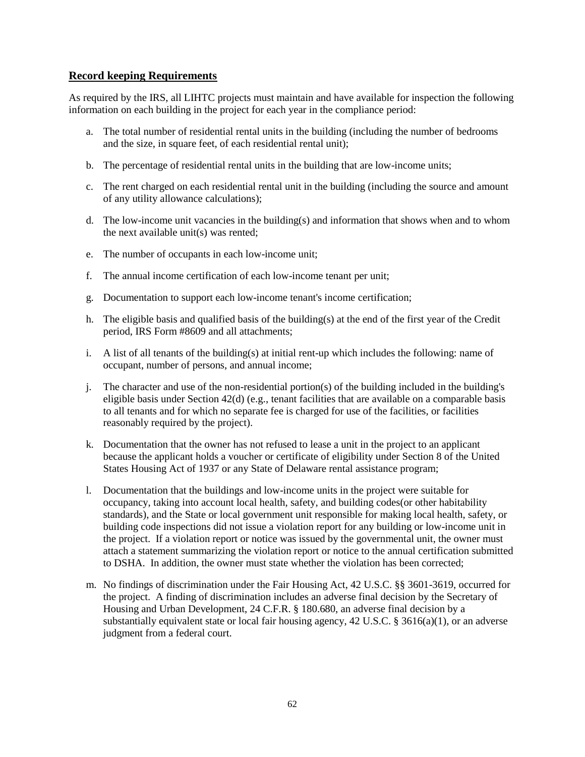## Record keeping Requirements

As required by the IRS, all LIHTC projects must maintain and have available for inspection the following information on each building in the project for each year in the compliance period:

a. The total number of residential rental units in the building (including the number of bedrooms and the size, in square feet, of each residential rental unit);

b. The percentage of residential rental units in the building that are low-income units;

c. The rent charged on each residential rental unit in the building (including the source and amount of any utility allowance calculations);

d. The low-income unit vacancies in the building(s) and information that shows when and to whom the next available unit(s) was rented;

e. The number of occupants in each low-income unit;

f. The annual income certification of each low-income tenant per unit;

g. Documentation to support each low-income tenant's income certification;

h. The eligible basis and qualified basis of the building(s) at the end of the first year of the Credit period, IRS Form #8609 and all attachments;

i. A list of all tenants of the building(s) at initial rent-up which includes the following: name of occupant, number of persons, and annual income;

j. The character and use of the non-residential portion(s) of the building included in the building's eligible basis under Section 42(d) (e.g., tenant facilities that are available on a comparable basis to all tenants and for which no separate fee is charged for use of the facilities, or facilities reasonably required by the project).

k. Documentation that the owner has not refused to lease a unit in the project to an applicant because the applicant holds a voucher or certificate of eligibility under Section 8 of the United States Housing Act of 1937 or any State of Delaware rental assistance program;

l. Documentation that the buildings and low-income units in the project were suitable for occupancy, taking into account local health, safety, and building codes(or other habitability standards), and the State or local government unit responsible for making local health, safety, or building code inspections did not issue a violation report for any building or low-income unit in the project. If a violation report or notice was issued by the governmental unit, the owner must attach a statement summarizing the violation report or notice to the annual certification submitted to DSHA. In addition, the owner must state whether the violation has been corrected;

m. No findings of discrimination under the Fair Housing Act, 42 U.S.C. §§ 3601-3619, occurred for the project. A finding of discrimination includes an adverse final decision by the Secretary of Housing and Urban Development, 24 C.F.R. § 180.680, an adverse final decision by a substantially equivalent state or local fair housing agency, 42 U.S.C. § 3616(a)(1), or an adverse judgment from a federal court.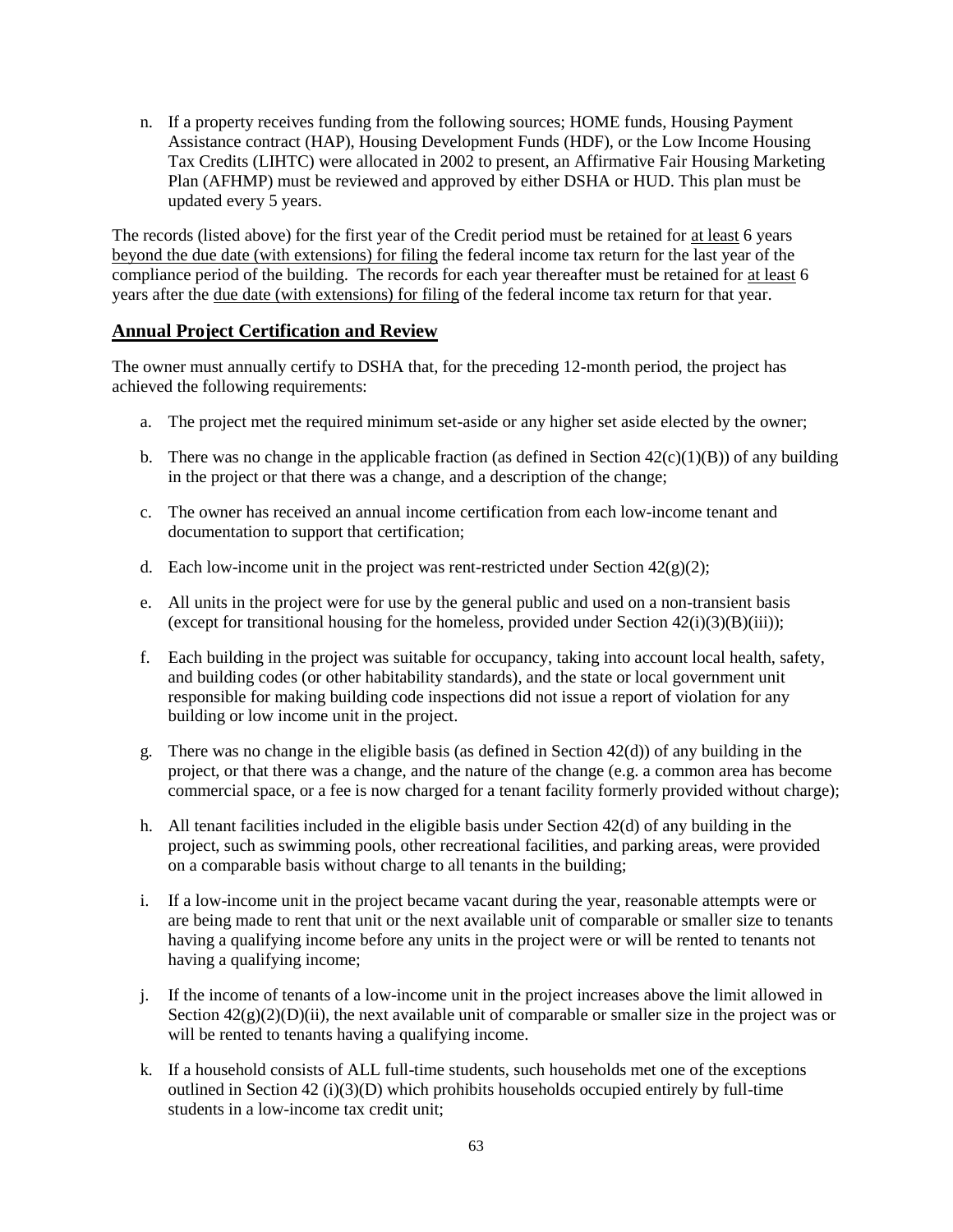n. If a property receives funding from the following sources; HOME funds, Housing Payment Assistance contract (HAP), Housing Development Funds (HDF), or the Low Income Housing Tax Credits (LIHTC) were allocated in 2002 to present, an Affirmative Fair Housing Marketing Plan (AFHMP) must be reviewed and approved by either DSHA or HUD. This plan must be updated every 5 years.

The records (listed above) for the first year of the Credit period must be retained for <u>at least</u> 6 years <u>beyond the due date (with extensions) for filing</u> the federal income tax return for the last year of the compliance period of the building. The records for each year thereafter must be retained for <u>at least</u> 6 years after the <u>due date (with extensions) for filing</u> of the federal income tax return for that year.

## Annual Project Certification and Review

The owner must annually certify to DSHA that, for the preceding 12-month period, the project has achieved the following requirements:

a. The project met the required minimum set-aside or any higher set aside elected by the owner;

b. There was no change in the applicable fraction (as defined in Section 42(c)(1)(B)) of any building in the project or that there was a change, and a description of the change;

c. The owner has received an annual income certification from each low-income tenant and documentation to support that certification;

d. Each low-income unit in the project was rent-restricted under Section 42(g)(2);

e. All units in the project were for use by the general public and used on a non-transient basis (except for transitional housing for the homeless, provided under Section 42(i)(3)(B)(iii));

f. Each building in the project was suitable for occupancy, taking into account local health, safety, and building codes (or other habitability standards), and the state or local government unit responsible for making building code inspections did not issue a report of violation for any building or low income unit in the project.

g. There was no change in the eligible basis (as defined in Section 42(d)) of any building in the project, or that there was a change, and the nature of the change (e.g. a common area has become commercial space, or a fee is now charged for a tenant facility formerly provided without charge);

h. All tenant facilities included in the eligible basis under Section 42(d) of any building in the project, such as swimming pools, other recreational facilities, and parking areas, were provided on a comparable basis without charge to all tenants in the building;

i. If a low-income unit in the project became vacant during the year, reasonable attempts were or are being made to rent that unit or the next available unit of comparable or smaller size to tenants having a qualifying income before any units in the project were or will be rented to tenants not having a qualifying income;

j. If the income of tenants of a low-income unit in the project increases above the limit allowed in Section 42(g)(2)(D)(ii), the next available unit of comparable or smaller size in the project was or will be rented to tenants having a qualifying income.

k. If a household consists of ALL full-time students, such households met one of the exceptions outlined in Section 42 (i)(3)(D) which prohibits households occupied entirely by full-time students in a low-income tax credit unit;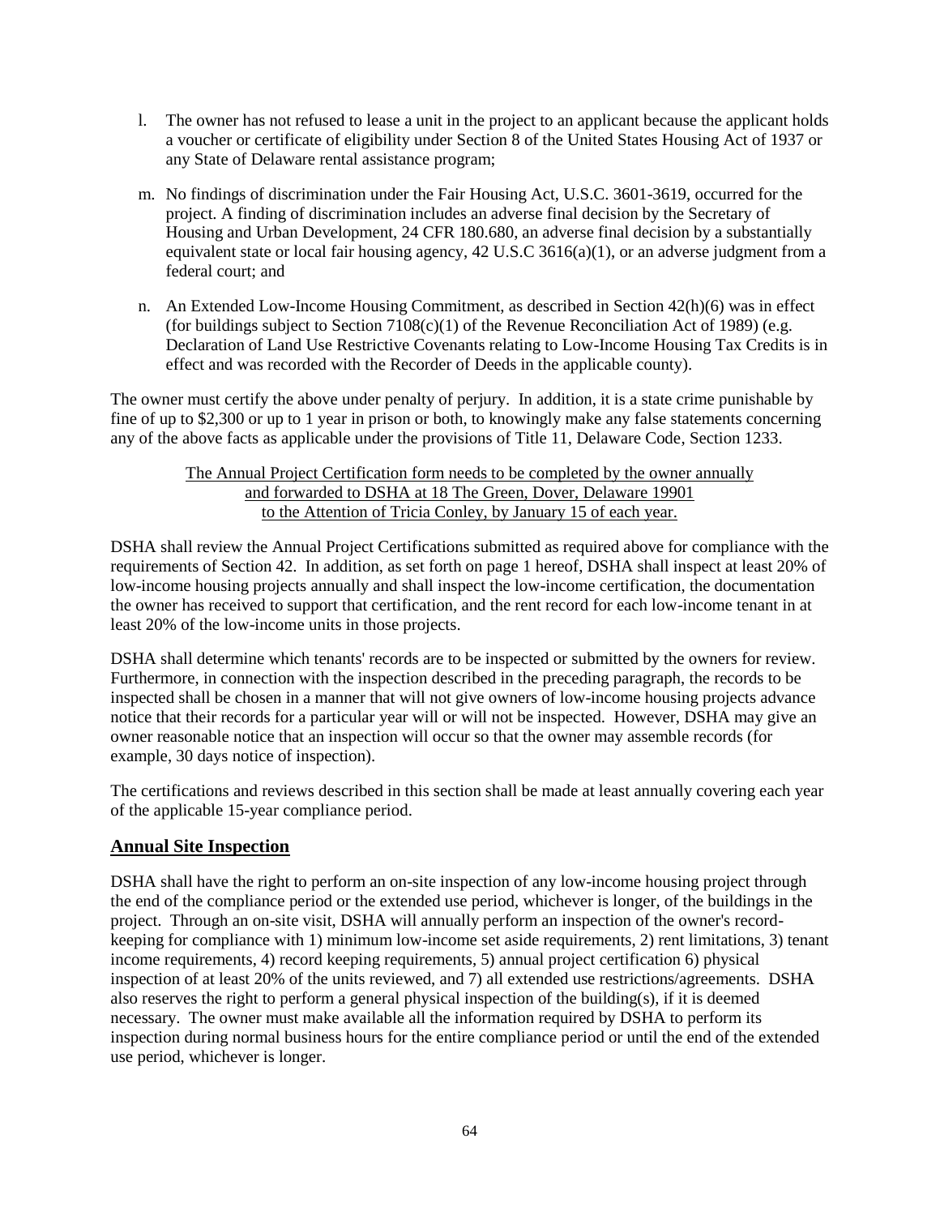l. The owner has not refused to lease a unit in the project to an applicant because the applicant holds a voucher or certificate of eligibility under Section 8 of the United States Housing Act of 1937 or any State of Delaware rental assistance program;

m. No findings of discrimination under the Fair Housing Act, U.S.C. 3601-3619, occurred for the project. A finding of discrimination includes an adverse final decision by the Secretary of Housing and Urban Development, 24 CFR 180.680, an adverse final decision by a substantially equivalent state or local fair housing agency, 42 U.S.C 3616(a)(1), or an adverse judgment from a federal court; and

n. An Extended Low-Income Housing Commitment, as described in Section 42(h)(6) was in effect (for buildings subject to Section 7108(c)(1) of the Revenue Reconciliation Act of 1989) (e.g. Declaration of Land Use Restrictive Covenants relating to Low-Income Housing Tax Credits is in effect and was recorded with the Recorder of Deeds in the applicable county).

The owner must certify the above under penalty of perjury. In addition, it is a state crime punishable by fine of up to $2,300 or up to 1 year in prison or both, to knowingly make any false statements concerning any of the above facts as applicable under the provisions of Title 11, Delaware Code, Section 1233.

<u>The Annual Project Certification form needs to be completed by the owner annually and forwarded to DSHA at 18 The Green, Dover, Delaware 19901 to the Attention of Tricia Conley, by January 15 of each year.</u>

DSHA shall review the Annual Project Certifications submitted as required above for compliance with the requirements of Section 42. In addition, as set forth on page 1 hereof, DSHA shall inspect at least 20% of low-income housing projects annually and shall inspect the low-income certification, the documentation the owner has received to support that certification, and the rent record for each low-income tenant in at least 20% of the low-income units in those projects.

DSHA shall determine which tenants' records are to be inspected or submitted by the owners for review. Furthermore, in connection with the inspection described in the preceding paragraph, the records to be inspected shall be chosen in a manner that will not give owners of low-income housing projects advance notice that their records for a particular year will or will not be inspected. However, DSHA may give an owner reasonable notice that an inspection will occur so that the owner may assemble records (for example, 30 days notice of inspection).

The certifications and reviews described in this section shall be made at least annually covering each year of the applicable 15-year compliance period.

## Annual Site Inspection

DSHA shall have the right to perform an on-site inspection of any low-income housing project through the end of the compliance period or the extended use period, whichever is longer, of the buildings in the project. Through an on-site visit, DSHA will annually perform an inspection of the owner's record-keeping for compliance with 1) minimum low-income set aside requirements, 2) rent limitations, 3) tenant income requirements, 4) record keeping requirements, 5) annual project certification 6) physical inspection of at least 20% of the units reviewed, and 7) all extended use restrictions/agreements. DSHA also reserves the right to perform a general physical inspection of the building(s), if it is deemed necessary. The owner must make available all the information required by DSHA to perform its inspection during normal business hours for the entire compliance period or until the end of the extended use period, whichever is longer.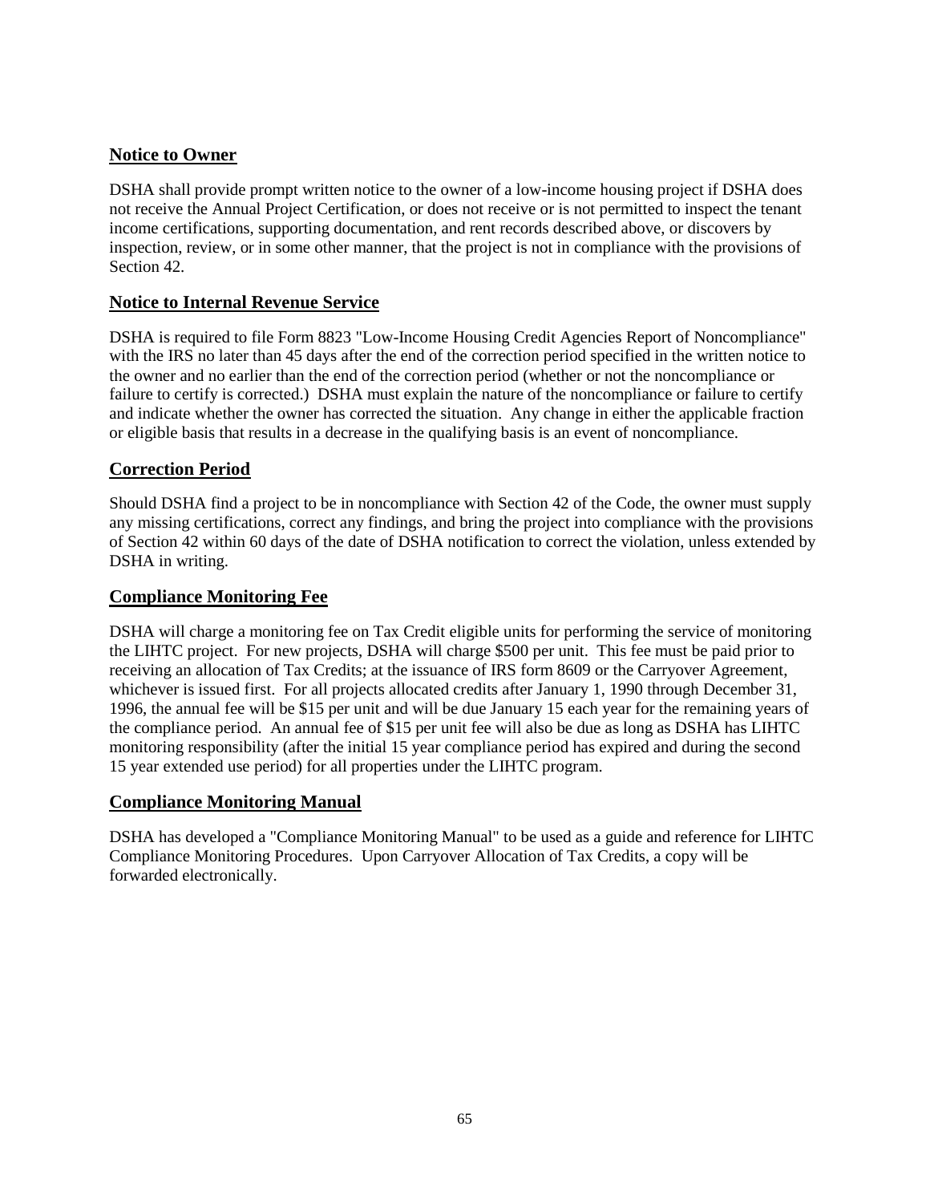## Notice to Owner

DSHA shall provide prompt written notice to the owner of a low-income housing project if DSHA does not receive the Annual Project Certification, or does not receive or is not permitted to inspect the tenant income certifications, supporting documentation, and rent records described above, or discovers by inspection, review, or in some other manner, that the project is not in compliance with the provisions of Section 42.

## Notice to Internal Revenue Service

DSHA is required to file Form 8823 "Low-Income Housing Credit Agencies Report of Noncompliance" with the IRS no later than 45 days after the end of the correction period specified in the written notice to the owner and no earlier than the end of the correction period (whether or not the noncompliance or failure to certify is corrected.) DSHA must explain the nature of the noncompliance or failure to certify and indicate whether the owner has corrected the situation. Any change in either the applicable fraction or eligible basis that results in a decrease in the qualifying basis is an event of noncompliance.

## Correction Period

Should DSHA find a project to be in noncompliance with Section 42 of the Code, the owner must supply any missing certifications, correct any findings, and bring the project into compliance with the provisions of Section 42 within 60 days of the date of DSHA notification to correct the violation, unless extended by DSHA in writing.

## Compliance Monitoring Fee

DSHA will charge a monitoring fee on Tax Credit eligible units for performing the service of monitoring the LIHTC project. For new projects, DSHA will charge $500 per unit. This fee must be paid prior to receiving an allocation of Tax Credits; at the issuance of IRS form 8609 or the Carryover Agreement, whichever is issued first. For all projects allocated credits after January 1, 1990 through December 31, 1996, the annual fee will be $15 per unit and will be due January 15 each year for the remaining years of the compliance period. An annual fee of $15 per unit fee will also be due as long as DSHA has LIHTC monitoring responsibility (after the initial 15 year compliance period has expired and during the second 15 year extended use period) for all properties under the LIHTC program.

## Compliance Monitoring Manual

DSHA has developed a "Compliance Monitoring Manual" to be used as a guide and reference for LIHTC Compliance Monitoring Procedures. Upon Carryover Allocation of Tax Credits, a copy will be forwarded electronically.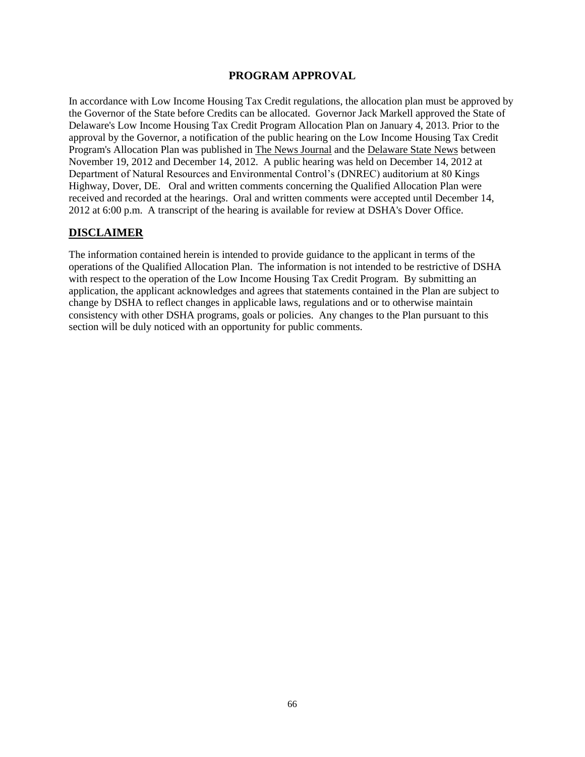## PROGRAM APPROVAL

In accordance with Low Income Housing Tax Credit regulations, the allocation plan must be approved by the Governor of the State before Credits can be allocated. Governor Jack Markell approved the State of Delaware's Low Income Housing Tax Credit Program Allocation Plan on January 4, 2013. Prior to the approval by the Governor, a notification of the public hearing on the Low Income Housing Tax Credit Program's Allocation Plan was published in The News Journal and the Delaware State News between November 19, 2012 and December 14, 2012. A public hearing was held on December 14, 2012 at Department of Natural Resources and Environmental Control's (DNREC) auditorium at 80 Kings Highway, Dover, DE. Oral and written comments concerning the Qualified Allocation Plan were received and recorded at the hearings. Oral and written comments were accepted until December 14, 2012 at 6:00 p.m. A transcript of the hearing is available for review at DSHA's Dover Office.

## DISCLAIMER

The information contained herein is intended to provide guidance to the applicant in terms of the operations of the Qualified Allocation Plan. The information is not intended to be restrictive of DSHA with respect to the operation of the Low Income Housing Tax Credit Program. By submitting an application, the applicant acknowledges and agrees that statements contained in the Plan are subject to change by DSHA to reflect changes in applicable laws, regulations and or to otherwise maintain consistency with other DSHA programs, goals or policies. Any changes to the Plan pursuant to this section will be duly noticed with an opportunity for public comments.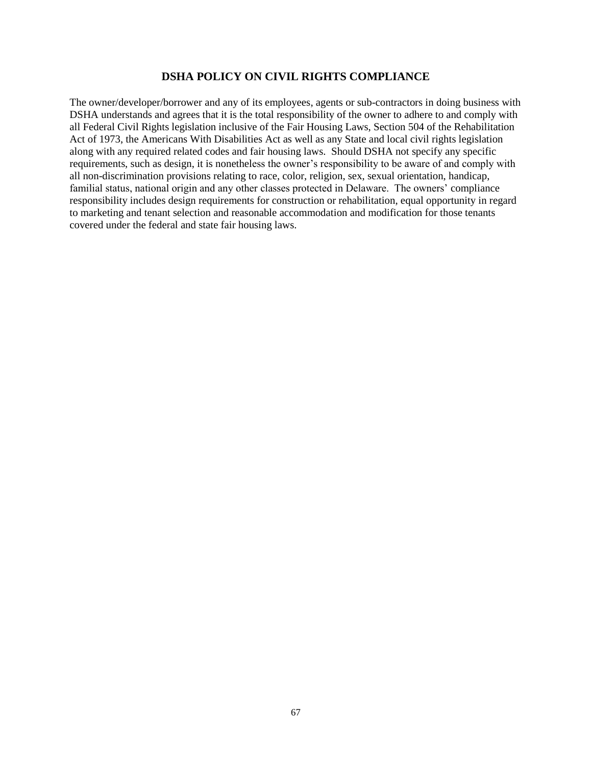## DSHA POLICY ON CIVIL RIGHTS COMPLIANCE

The owner/developer/borrower and any of its employees, agents or sub-contractors in doing business with DSHA understands and agrees that it is the total responsibility of the owner to adhere to and comply with all Federal Civil Rights legislation inclusive of the Fair Housing Laws, Section 504 of the Rehabilitation Act of 1973, the Americans With Disabilities Act as well as any State and local civil rights legislation along with any required related codes and fair housing laws. Should DSHA not specify any specific requirements, such as design, it is nonetheless the owner's responsibility to be aware of and comply with all non-discrimination provisions relating to race, color, religion, sex, sexual orientation, handicap, familial status, national origin and any other classes protected in Delaware. The owners' compliance responsibility includes design requirements for construction or rehabilitation, equal opportunity in regard to marketing and tenant selection and reasonable accommodation and modification for those tenants covered under the federal and state fair housing laws.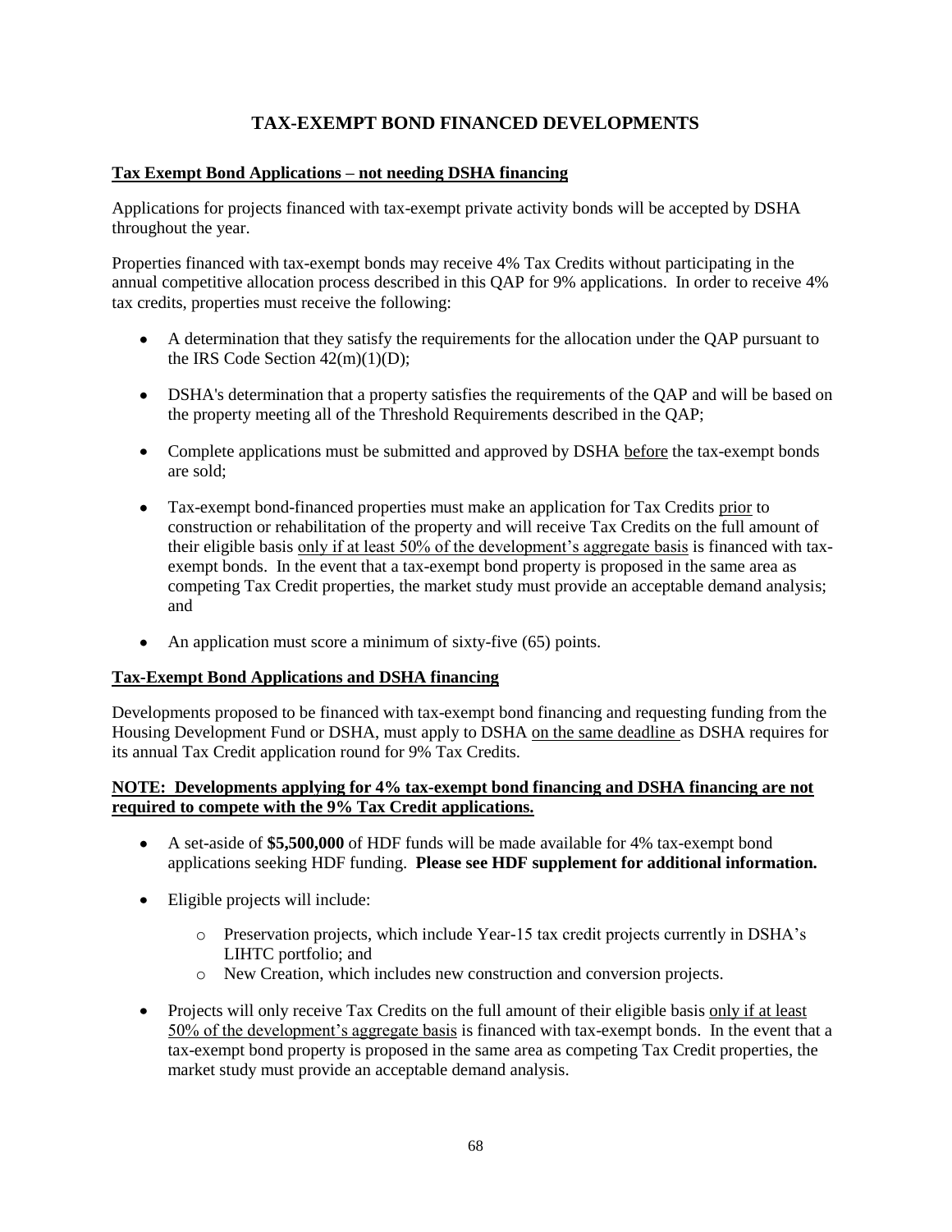# TAX-EXEMPT BOND FINANCED DEVELOPMENTS

## Tax Exempt Bond Applications – not needing DSHA financing

Applications for projects financed with tax-exempt private activity bonds will be accepted by DSHA throughout the year.

Properties financed with tax-exempt bonds may receive 4% Tax Credits without participating in the annual competitive allocation process described in this QAP for 9% applications. In order to receive 4% tax credits, properties must receive the following:

- A determination that they satisfy the requirements for the allocation under the QAP pursuant to the IRS Code Section 42(m)(1)(D);
- DSHA's determination that a property satisfies the requirements of the QAP and will be based on the property meeting all of the Threshold Requirements described in the QAP;
- Complete applications must be submitted and approved by DSHA before the tax-exempt bonds are sold;
- Tax-exempt bond-financed properties must make an application for Tax Credits prior to construction or rehabilitation of the property and will receive Tax Credits on the full amount of their eligible basis only if at least 50% of the development's aggregate basis is financed with tax-exempt bonds. In the event that a tax-exempt bond property is proposed in the same area as competing Tax Credit properties, the market study must provide an acceptable demand analysis; and
- An application must score a minimum of sixty-five (65) points.

## Tax-Exempt Bond Applications and DSHA financing

Developments proposed to be financed with tax-exempt bond financing and requesting funding from the Housing Development Fund or DSHA, must apply to DSHA on the same deadline as DSHA requires for its annual Tax Credit application round for 9% Tax Credits.

**NOTE: Developments applying for 4% tax-exempt bond financing and DSHA financing are not required to compete with the 9% Tax Credit applications.**

- A set-aside of **$5,500,000** of HDF funds will be made available for 4% tax-exempt bond applications seeking HDF funding. **Please see HDF supplement for additional information.**
- Eligible projects will include:
  - Preservation projects, which include Year-15 tax credit projects currently in DSHA's LIHTC portfolio; and
  - New Creation, which includes new construction and conversion projects.
- Projects will only receive Tax Credits on the full amount of their eligible basis only if at least 50% of the development's aggregate basis is financed with tax-exempt bonds. In the event that a tax-exempt bond property is proposed in the same area as competing Tax Credit properties, the market study must provide an acceptable demand analysis.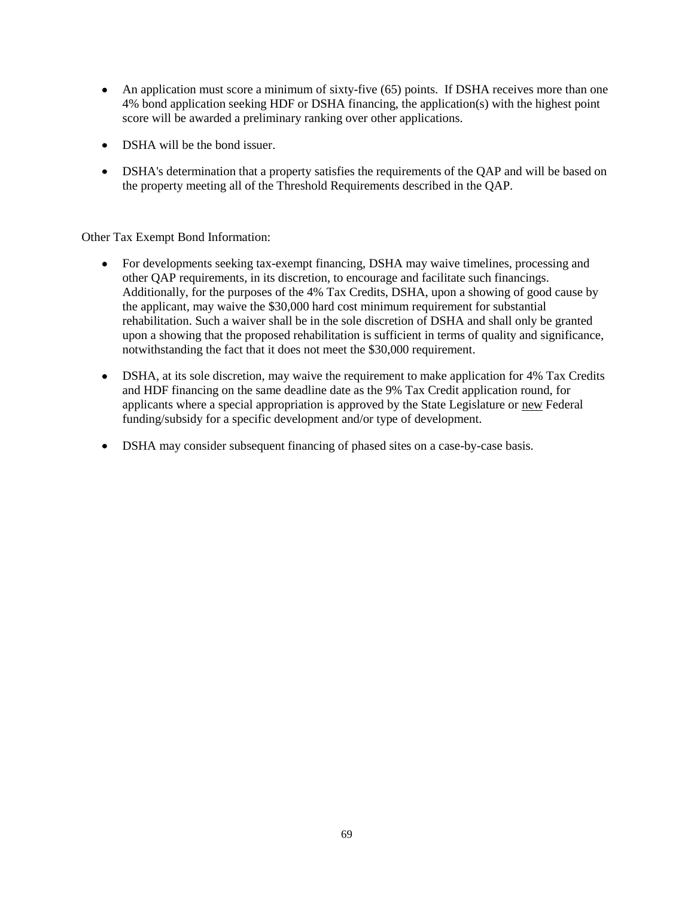- An application must score a minimum of sixty-five (65) points. If DSHA receives more than one 4% bond application seeking HDF or DSHA financing, the application(s) with the highest point score will be awarded a preliminary ranking over other applications.
- DSHA will be the bond issuer.
- DSHA's determination that a property satisfies the requirements of the QAP and will be based on the property meeting all of the Threshold Requirements described in the QAP.

Other Tax Exempt Bond Information:

- For developments seeking tax-exempt financing, DSHA may waive timelines, processing and other QAP requirements, in its discretion, to encourage and facilitate such financings. Additionally, for the purposes of the 4% Tax Credits, DSHA, upon a showing of good cause by the applicant, may waive the $30,000 hard cost minimum requirement for substantial rehabilitation. Such a waiver shall be in the sole discretion of DSHA and shall only be granted upon a showing that the proposed rehabilitation is sufficient in terms of quality and significance, notwithstanding the fact that it does not meet the $30,000 requirement.
- DSHA, at its sole discretion, may waive the requirement to make application for 4% Tax Credits and HDF financing on the same deadline date as the 9% Tax Credit application round, for applicants where a special appropriation is approved by the State Legislature or <u>new</u> Federal funding/subsidy for a specific development and/or type of development.
- DSHA may consider subsequent financing of phased sites on a case-by-case basis.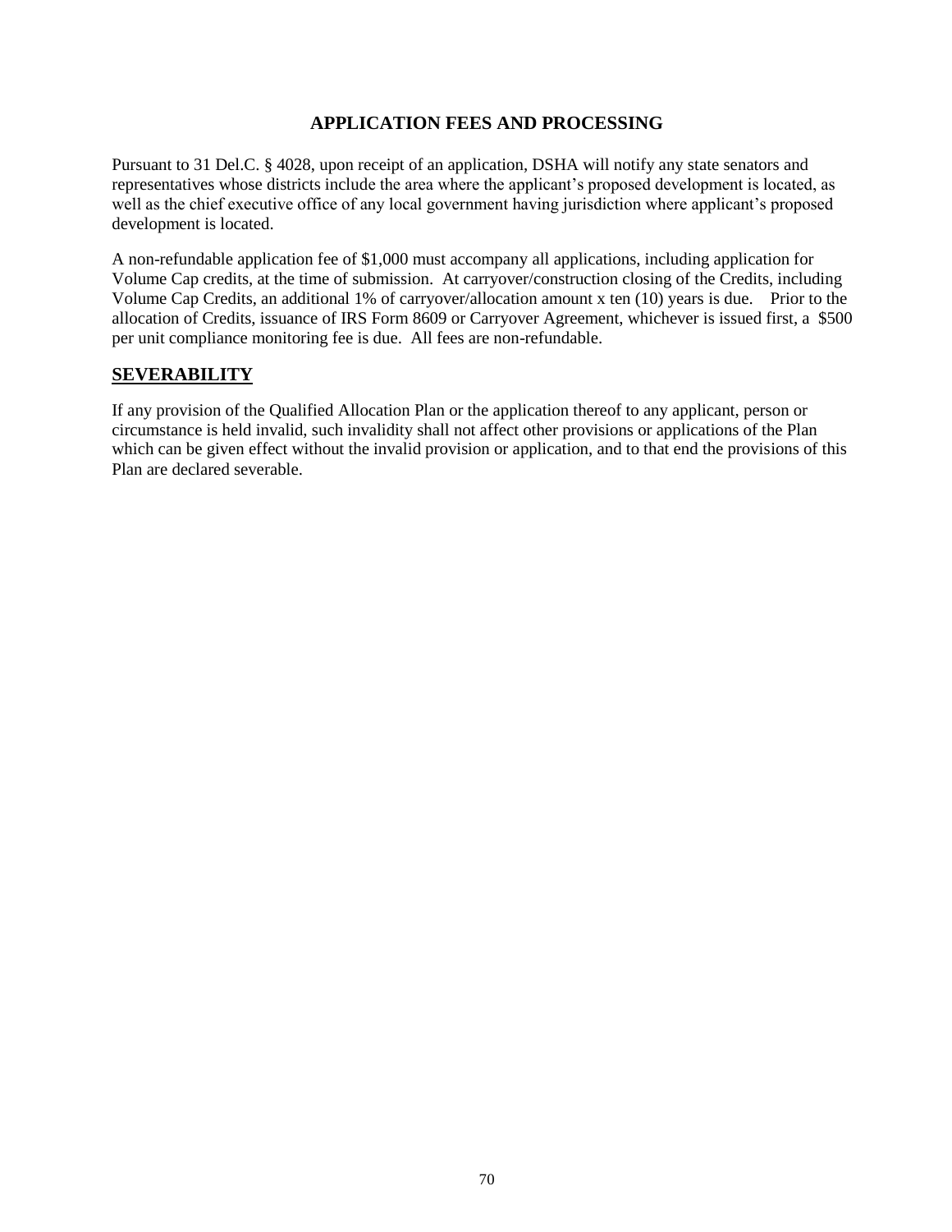## APPLICATION FEES AND PROCESSING

Pursuant to 31 Del.C. § 4028, upon receipt of an application, DSHA will notify any state senators and representatives whose districts include the area where the applicant's proposed development is located, as well as the chief executive office of any local government having jurisdiction where applicant's proposed development is located.

A non-refundable application fee of $1,000 must accompany all applications, including application for Volume Cap credits, at the time of submission. At carryover/construction closing of the Credits, including Volume Cap Credits, an additional 1% of carryover/allocation amount x ten (10) years is due. Prior to the allocation of Credits, issuance of IRS Form 8609 or Carryover Agreement, whichever is issued first, a $500 per unit compliance monitoring fee is due. All fees are non-refundable.

## SEVERABILITY

If any provision of the Qualified Allocation Plan or the application thereof to any applicant, person or circumstance is held invalid, such invalidity shall not affect other provisions or applications of the Plan which can be given effect without the invalid provision or application, and to that end the provisions of this Plan are declared severable.